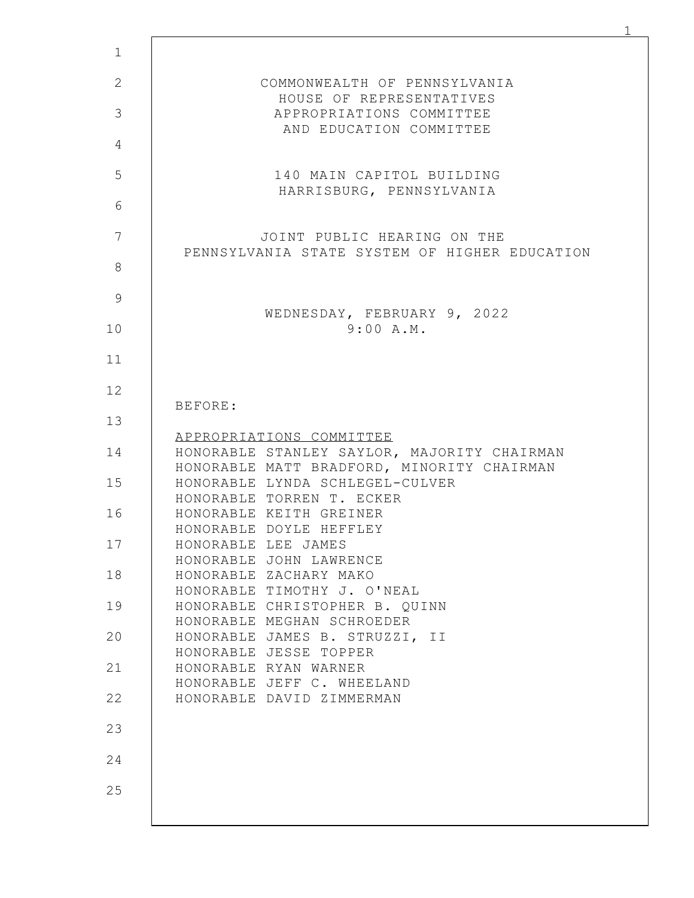COMMONWEALTH OF PENNSYLVANIA
HOUSE OF REPRESENTATIVES
APPROPRIATIONS COMMITTEE
AND EDUCATION COMMITTEE

140 MAIN CAPITOL BUILDING
HARRISBURG, PENNSYLVANIA

JOINT PUBLIC HEARING ON THE
PENNSYLVANIA STATE SYSTEM OF HIGHER EDUCATION

WEDNESDAY, FEBRUARY 9, 2022
9:00 A.M.

BEFORE:

APPROPRIATIONS COMMITTEE

HONORABLE STANLEY SAYLOR, MAJORITY CHAIRMAN
HONORABLE MATT BRADFORD, MINORITY CHAIRMAN
HONORABLE LYNDA SCHLEGEL-CULVER
HONORABLE TORREN T. ECKER
HONORABLE KEITH GREINER
HONORABLE DOYLE HEFFLEY
HONORABLE LEE JAMES
HONORABLE JOHN LAWRENCE
HONORABLE ZACHARY MAKO
HONORABLE TIMOTHY J. O'NEAL
HONORABLE CHRISTOPHER B. QUINN
HONORABLE MEGHAN SCHROEDER
HONORABLE JAMES B. STRUZZI, II
HONORABLE JESSE TOPPER
HONORABLE RYAN WARNER
HONORABLE JEFF C. WHEELAND
HONORABLE DAVID ZIMMERMAN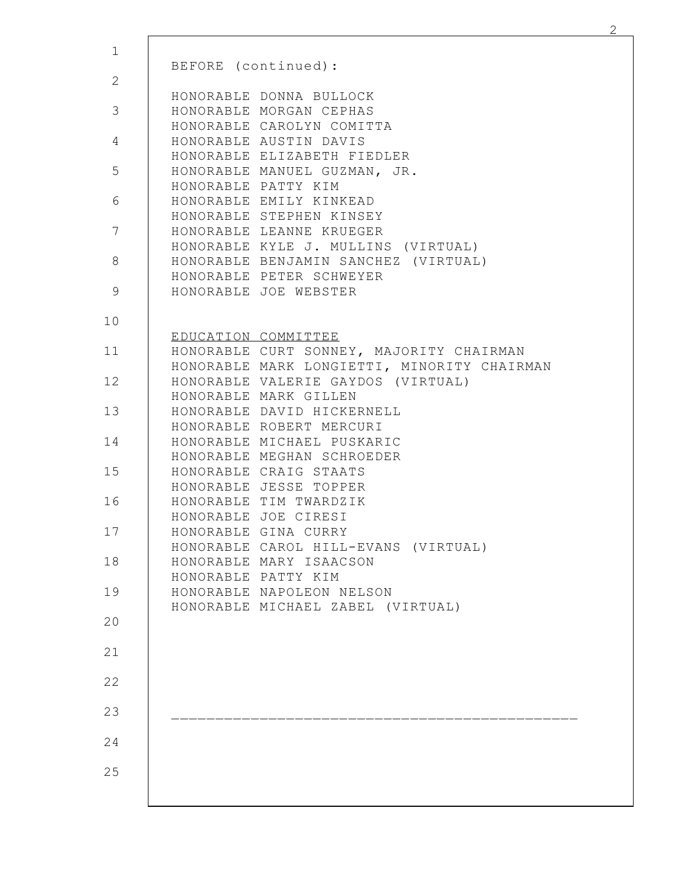BEFORE (continued):

HONORABLE DONNA BULLOCK
HONORABLE MORGAN CEPHAS
HONORABLE CAROLYN COMITTA
HONORABLE AUSTIN DAVIS
HONORABLE ELIZABETH FIEDLER
HONORABLE MANUEL GUZMAN, JR.
HONORABLE PATTY KIM
HONORABLE EMILY KINKEAD
HONORABLE STEPHEN KINSEY
HONORABLE LEANNE KRUEGER
HONORABLE KYLE J. MULLINS (VIRTUAL)
HONORABLE BENJAMIN SANCHEZ (VIRTUAL)
HONORABLE PETER SCHWEYER
HONORABLE JOE WEBSTER

EDUCATION COMMITTEE
HONORABLE CURT SONNEY, MAJORITY CHAIRMAN
HONORABLE MARK LONGIETTI, MINORITY CHAIRMAN
HONORABLE VALERIE GAYDOS (VIRTUAL)
HONORABLE MARK GILLEN
HONORABLE DAVID HICKERNELL
HONORABLE ROBERT MERCURI
HONORABLE MICHAEL PUSKARIC
HONORABLE MEGHAN SCHROEDER
HONORABLE CRAIG STAATS
HONORABLE JESSE TOPPER
HONORABLE TIM TWARDZIK
HONORABLE JOE CIRESI
HONORABLE GINA CURRY
HONORABLE CAROL HILL-EVANS (VIRTUAL)
HONORABLE MARY ISAACSON
HONORABLE PATTY KIM
HONORABLE NAPOLEON NELSON
HONORABLE MICHAEL ZABEL (VIRTUAL)

---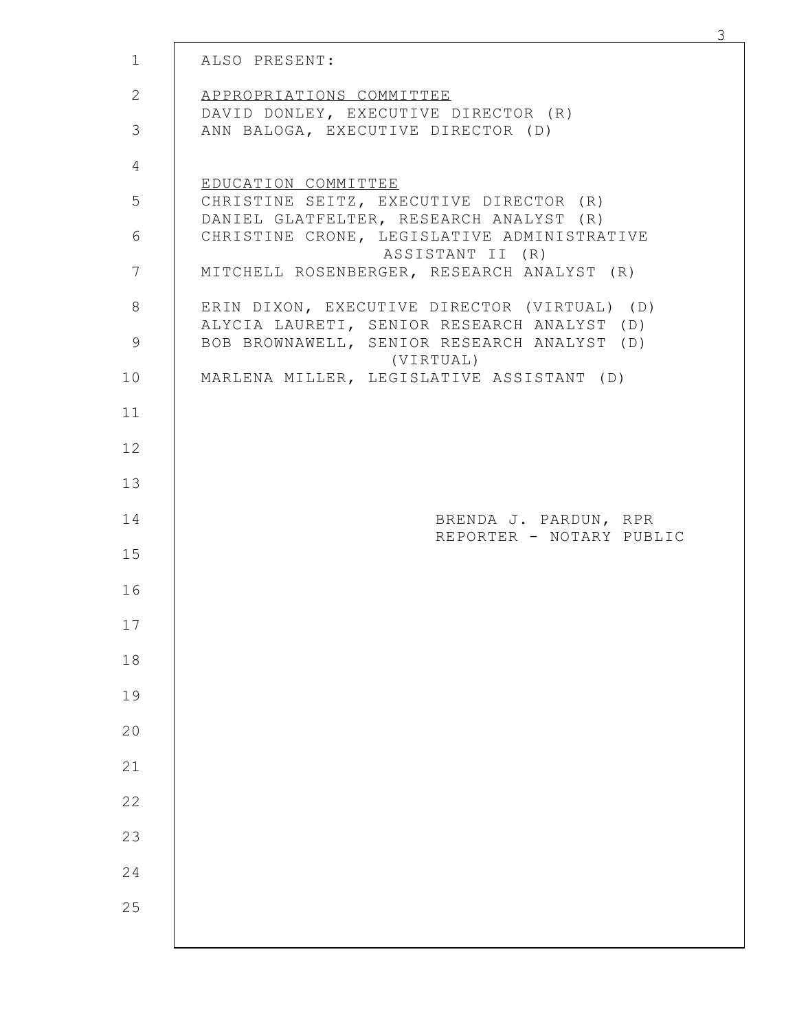ALSO PRESENT:

APPROPRIATIONS COMMITTEE
DAVID DONLEY, EXECUTIVE DIRECTOR (R)
ANN BALOGA, EXECUTIVE DIRECTOR (D)

EDUCATION COMMITTEE
CHRISTINE SEITZ, EXECUTIVE DIRECTOR (R)
DANIEL GLATFELTER, RESEARCH ANALYST (R)
CHRISTINE CRONE, LEGISLATIVE ADMINISTRATIVE ASSISTANT II (R)
MITCHELL ROSENBERGER, RESEARCH ANALYST (R)

ERIN DIXON, EXECUTIVE DIRECTOR (VIRTUAL) (D)
ALYCIA LAURETI, SENIOR RESEARCH ANALYST (D)
BOB BROWNAWELL, SENIOR RESEARCH ANALYST (D) (VIRTUAL)
MARLENA MILLER, LEGISLATIVE ASSISTANT (D)

BRENDA J. PARDUN, RPR
REPORTER - NOTARY PUBLIC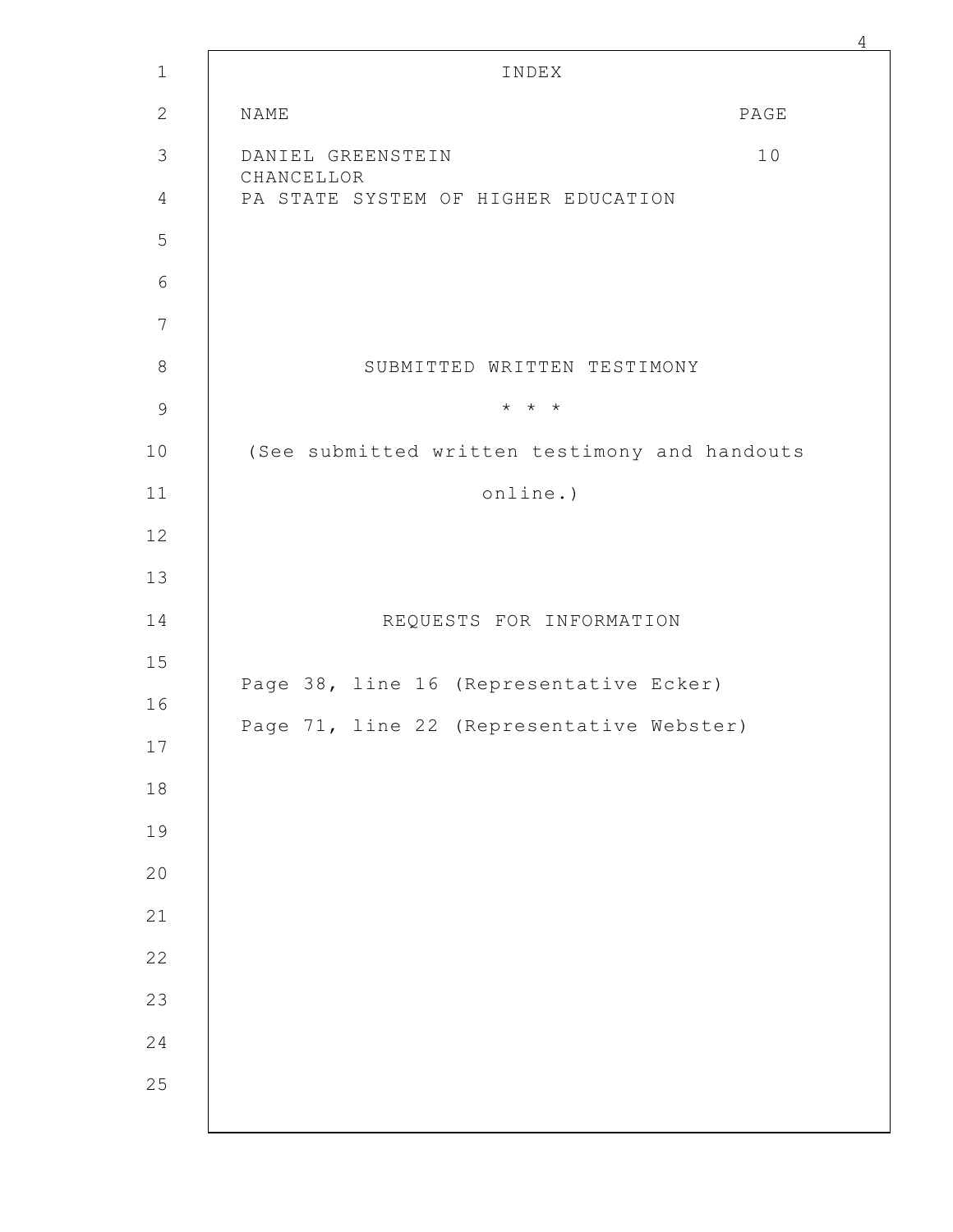# INDEX

| NAME | PAGE |
|---|---|
| DANIEL GREENSTEIN<br>CHANCELLOR<br>PA STATE SYSTEM OF HIGHER EDUCATION | 10 |

## SUBMITTED WRITTEN TESTIMONY

\* \* \*

(See submitted written testimony and handouts online.)

## REQUESTS FOR INFORMATION

Page 38, line 16 (Representative Ecker)

Page 71, line 22 (Representative Webster)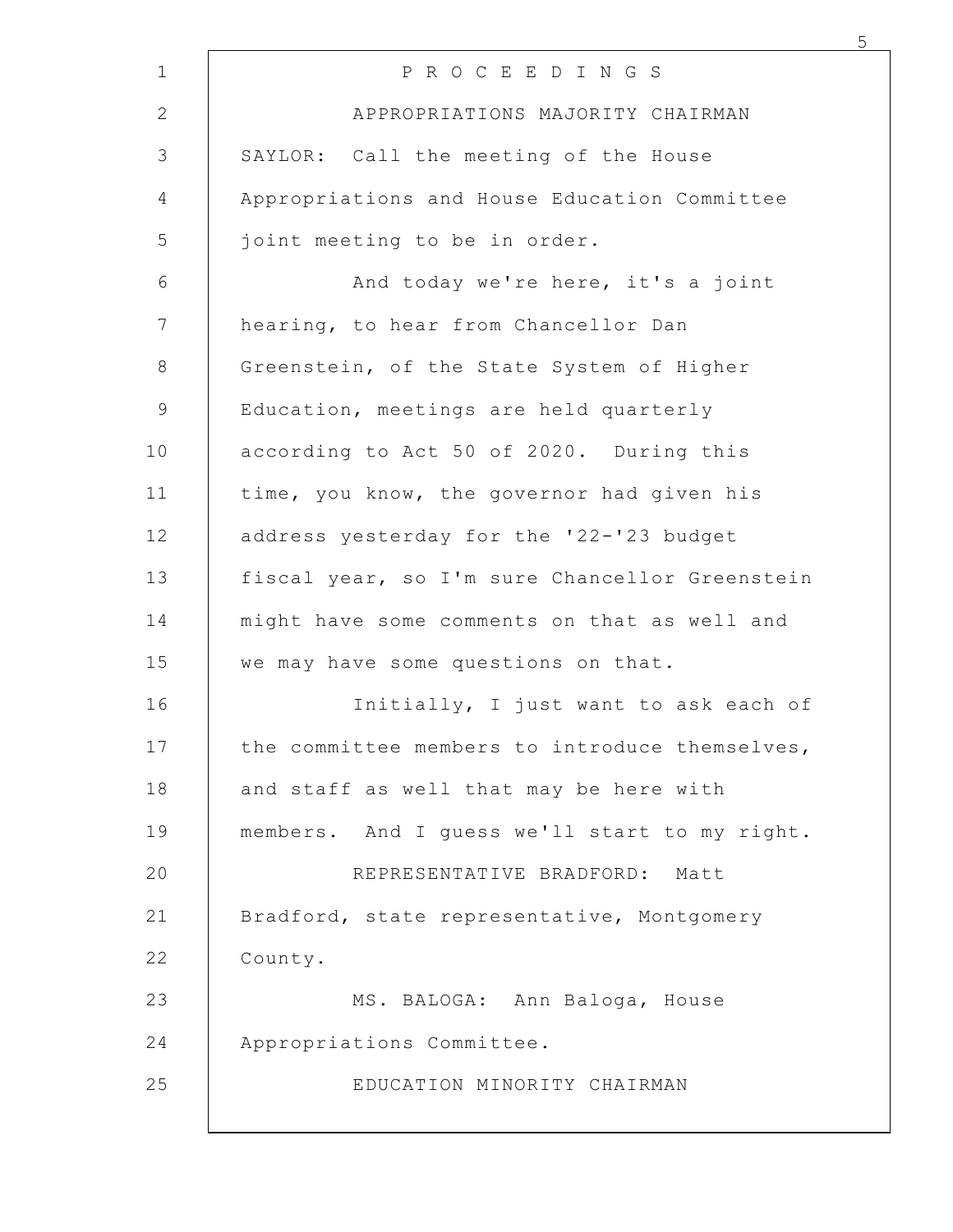P R O C E E D I N G S

APPROPRIATIONS MAJORITY CHAIRMAN SAYLOR: Call the meeting of the House Appropriations and House Education Committee joint meeting to be in order.

And today we're here, it's a joint hearing, to hear from Chancellor Dan Greenstein, of the State System of Higher Education, meetings are held quarterly according to Act 50 of 2020. During this time, you know, the governor had given his address yesterday for the '22-'23 budget fiscal year, so I'm sure Chancellor Greenstein might have some comments on that as well and we may have some questions on that.

Initially, I just want to ask each of the committee members to introduce themselves, and staff as well that may be here with members. And I guess we'll start to my right.

REPRESENTATIVE BRADFORD: Matt Bradford, state representative, Montgomery County.

MS. BALOGA: Ann Baloga, House Appropriations Committee.

EDUCATION MINORITY CHAIRMAN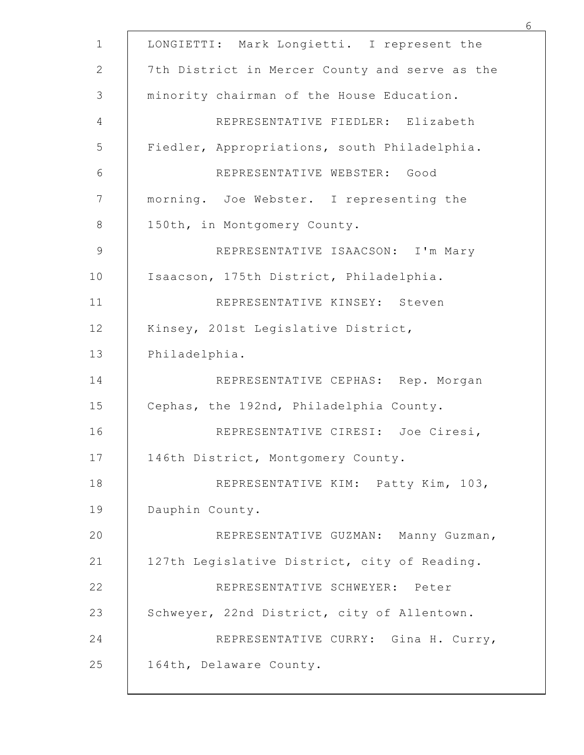LONGIETTI: Mark Longietti. I represent the 7th District in Mercer County and serve as the minority chairman of the House Education.

REPRESENTATIVE FIEDLER: Elizabeth Fiedler, Appropriations, south Philadelphia.

REPRESENTATIVE WEBSTER: Good morning. Joe Webster. I representing the 150th, in Montgomery County.

REPRESENTATIVE ISAACSON: I'm Mary Isaacson, 175th District, Philadelphia.

REPRESENTATIVE KINSEY: Steven Kinsey, 201st Legislative District, Philadelphia.

REPRESENTATIVE CEPHAS: Rep. Morgan Cephas, the 192nd, Philadelphia County.

REPRESENTATIVE CIRESI: Joe Ciresi, 146th District, Montgomery County.

REPRESENTATIVE KIM: Patty Kim, 103, Dauphin County.

REPRESENTATIVE GUZMAN: Manny Guzman, 127th Legislative District, city of Reading.

REPRESENTATIVE SCHWEYER: Peter Schweyer, 22nd District, city of Allentown.

REPRESENTATIVE CURRY: Gina H. Curry, 164th, Delaware County.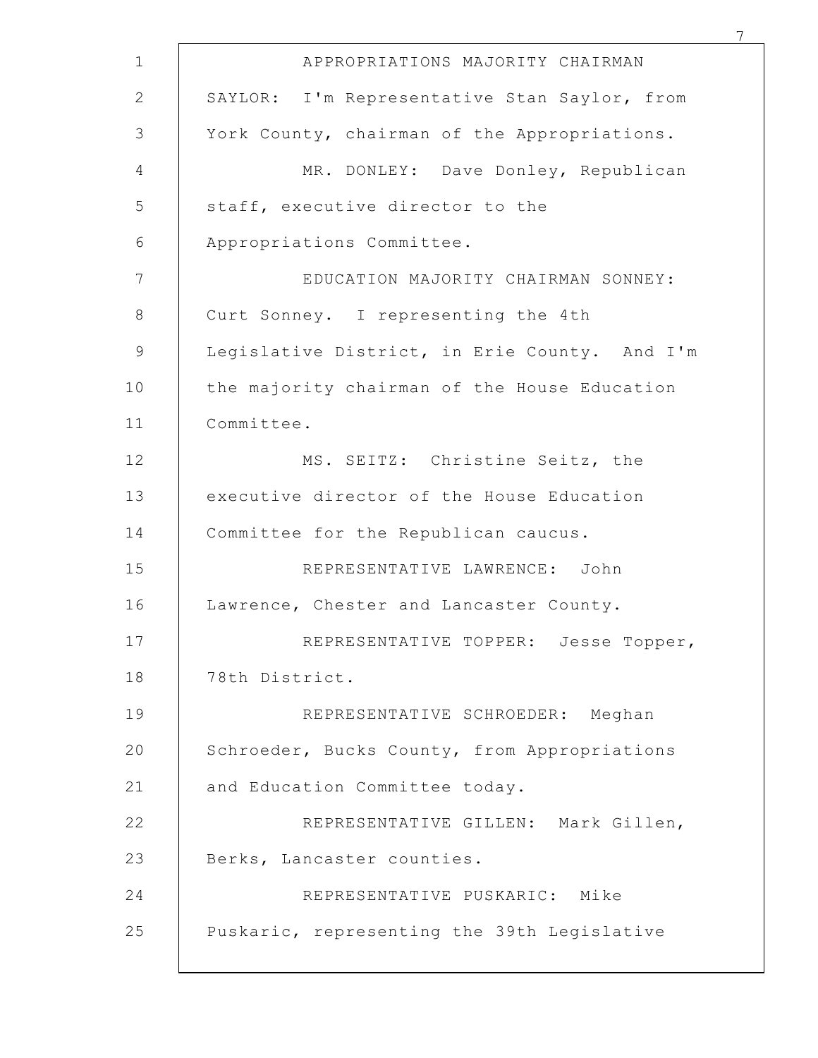APPROPRIATIONS MAJORITY CHAIRMAN SAYLOR: I'm Representative Stan Saylor, from York County, chairman of the Appropriations.

MR. DONLEY: Dave Donley, Republican staff, executive director to the Appropriations Committee.

EDUCATION MAJORITY CHAIRMAN SONNEY: Curt Sonney. I representing the 4th Legislative District, in Erie County. And I'm the majority chairman of the House Education Committee.

MS. SEITZ: Christine Seitz, the executive director of the House Education Committee for the Republican caucus.

REPRESENTATIVE LAWRENCE: John Lawrence, Chester and Lancaster County.

REPRESENTATIVE TOPPER: Jesse Topper, 78th District.

REPRESENTATIVE SCHROEDER: Meghan Schroeder, Bucks County, from Appropriations and Education Committee today.

REPRESENTATIVE GILLEN: Mark Gillen, Berks, Lancaster counties.

REPRESENTATIVE PUSKARIC: Mike Puskaric, representing the 39th Legislative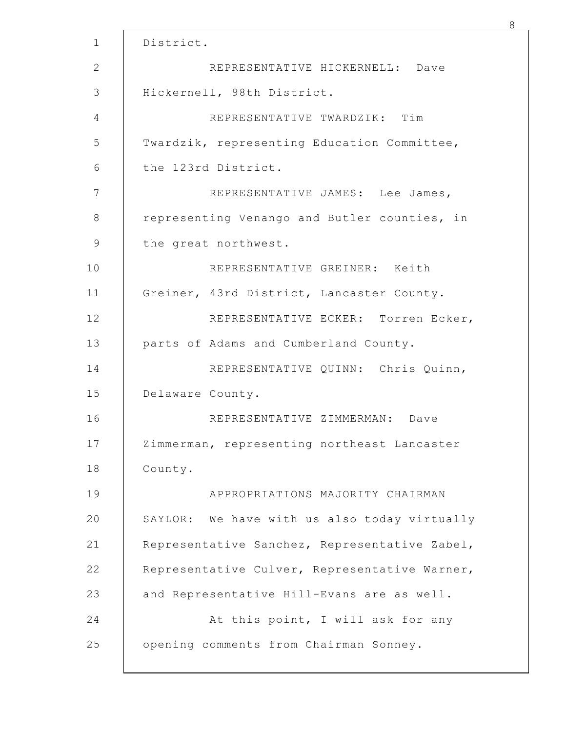District.

REPRESENTATIVE HICKERNELL: Dave Hickernell, 98th District.

REPRESENTATIVE TWARDZIK: Tim Twardzik, representing Education Committee, the 123rd District.

REPRESENTATIVE JAMES: Lee James, representing Venango and Butler counties, in the great northwest.

REPRESENTATIVE GREINER: Keith Greiner, 43rd District, Lancaster County.

REPRESENTATIVE ECKER: Torren Ecker, parts of Adams and Cumberland County.

REPRESENTATIVE QUINN: Chris Quinn, Delaware County.

REPRESENTATIVE ZIMMERMAN: Dave Zimmerman, representing northeast Lancaster County.

APPROPRIATIONS MAJORITY CHAIRMAN SAYLOR: We have with us also today virtually Representative Sanchez, Representative Zabel, Representative Culver, Representative Warner, and Representative Hill-Evans are as well.

At this point, I will ask for any opening comments from Chairman Sonney.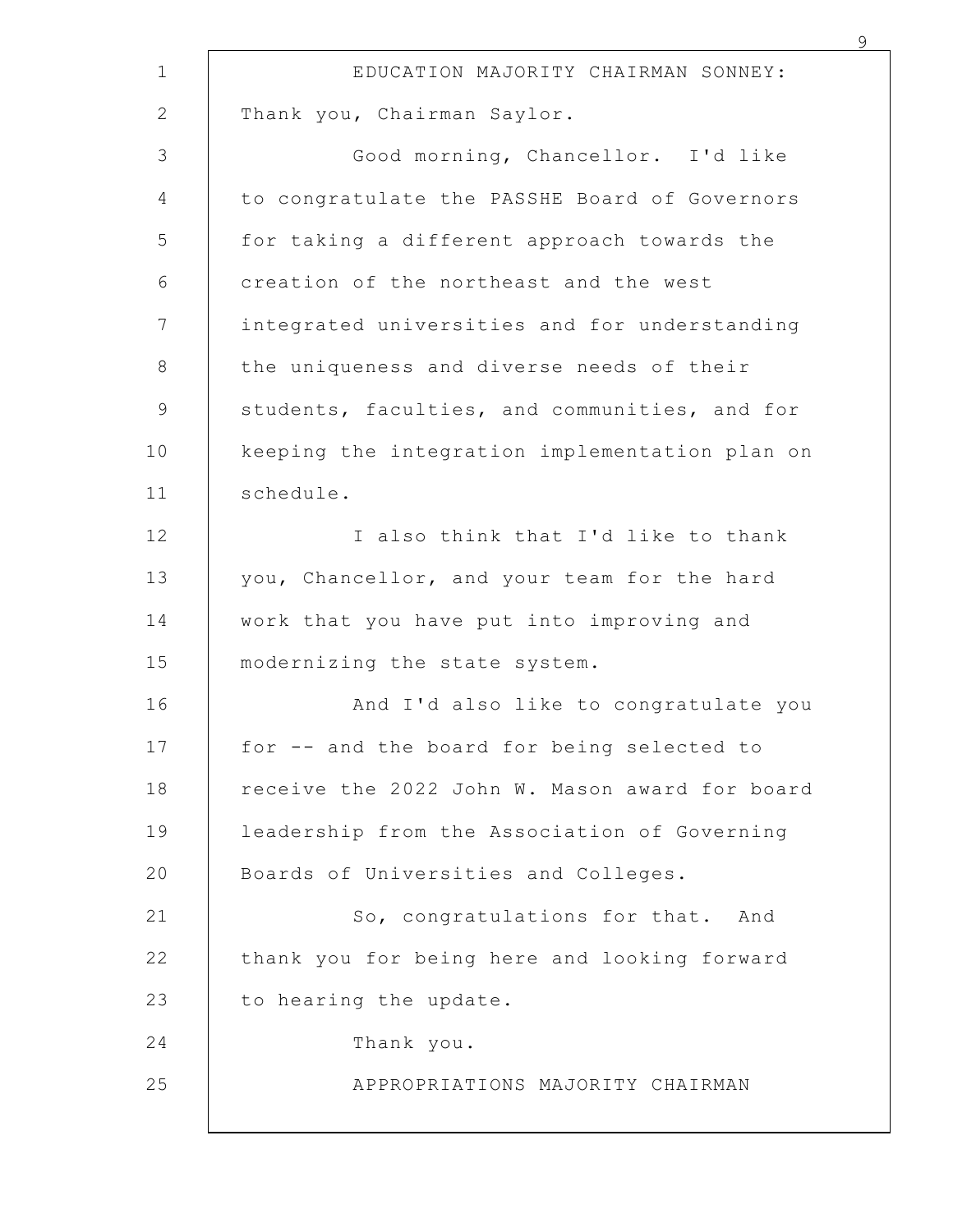EDUCATION MAJORITY CHAIRMAN SONNEY: Thank you, Chairman Saylor.

Good morning, Chancellor. I'd like to congratulate the PASSHE Board of Governors for taking a different approach towards the creation of the northeast and the west integrated universities and for understanding the uniqueness and diverse needs of their students, faculties, and communities, and for keeping the integration implementation plan on schedule.

I also think that I'd like to thank you, Chancellor, and your team for the hard work that you have put into improving and modernizing the state system.

And I'd also like to congratulate you for -- and the board for being selected to receive the 2022 John W. Mason award for board leadership from the Association of Governing Boards of Universities and Colleges.

So, congratulations for that. And thank you for being here and looking forward to hearing the update.

Thank you.

APPROPRIATIONS MAJORITY CHAIRMAN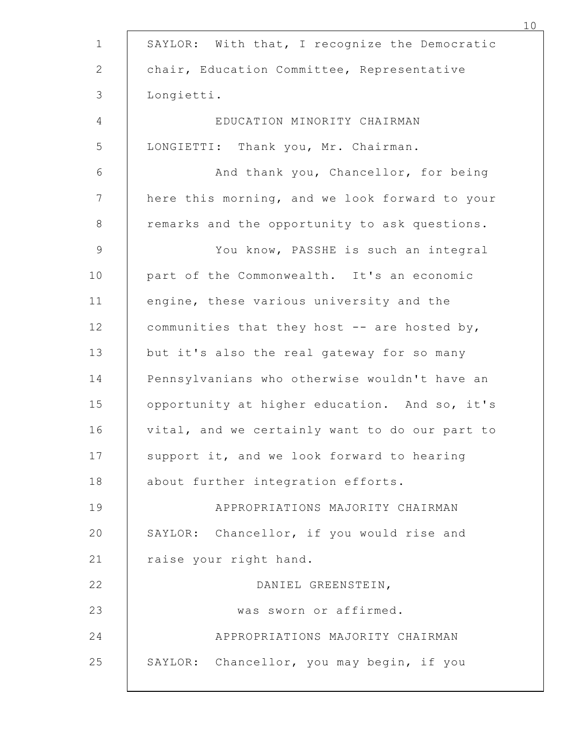SAYLOR: With that, I recognize the Democratic chair, Education Committee, Representative Longietti.

EDUCATION MINORITY CHAIRMAN LONGIETTI: Thank you, Mr. Chairman.

And thank you, Chancellor, for being here this morning, and we look forward to your remarks and the opportunity to ask questions.

You know, PASSHE is such an integral part of the Commonwealth. It's an economic engine, these various university and the communities that they host -- are hosted by, but it's also the real gateway for so many Pennsylvanians who otherwise wouldn't have an opportunity at higher education. And so, it's vital, and we certainly want to do our part to support it, and we look forward to hearing about further integration efforts.

APPROPRIATIONS MAJORITY CHAIRMAN SAYLOR: Chancellor, if you would rise and raise your right hand.

DANIEL GREENSTEIN,

was sworn or affirmed.

APPROPRIATIONS MAJORITY CHAIRMAN SAYLOR: Chancellor, you may begin, if you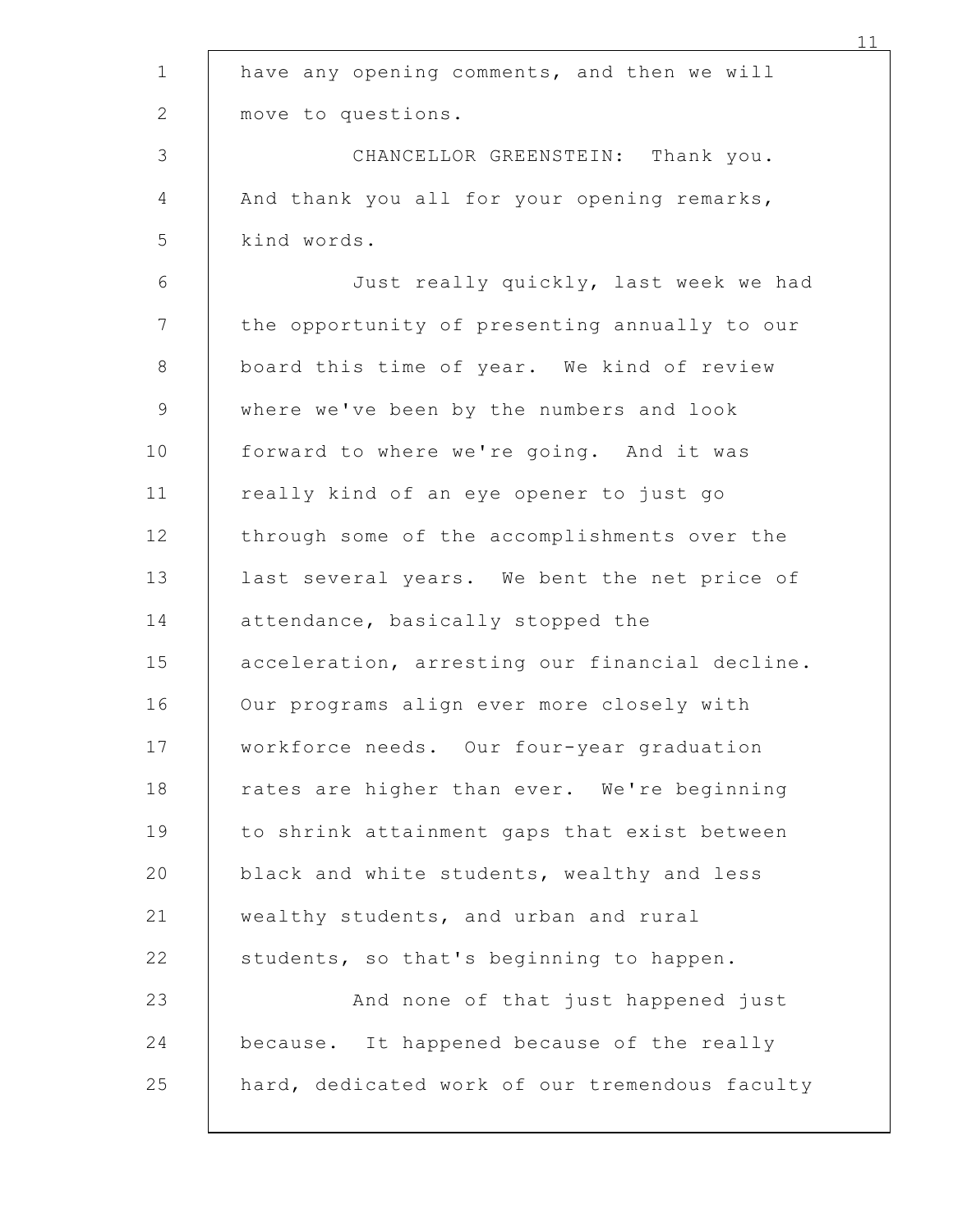have any opening comments, and then we will move to questions.

CHANCELLOR GREENSTEIN: Thank you. And thank you all for your opening remarks, kind words.

Just really quickly, last week we had the opportunity of presenting annually to our board this time of year. We kind of review where we've been by the numbers and look forward to where we're going. And it was really kind of an eye opener to just go through some of the accomplishments over the last several years. We bent the net price of attendance, basically stopped the acceleration, arresting our financial decline. Our programs align ever more closely with workforce needs. Our four-year graduation rates are higher than ever. We're beginning to shrink attainment gaps that exist between black and white students, wealthy and less wealthy students, and urban and rural students, so that's beginning to happen.

And none of that just happened just because. It happened because of the really hard, dedicated work of our tremendous faculty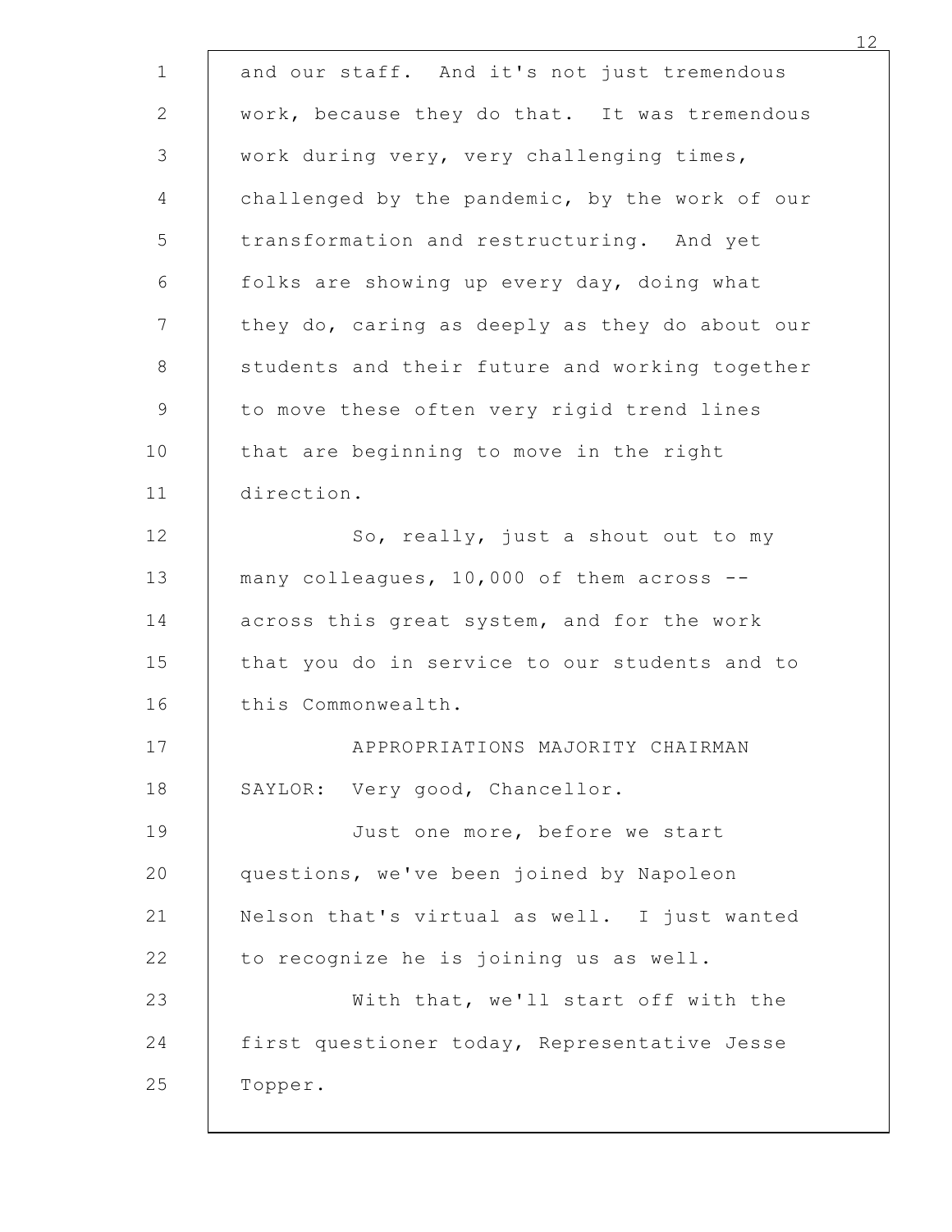and our staff. And it's not just tremendous work, because they do that. It was tremendous work during very, very challenging times, challenged by the pandemic, by the work of our transformation and restructuring. And yet folks are showing up every day, doing what they do, caring as deeply as they do about our students and their future and working together to move these often very rigid trend lines that are beginning to move in the right direction.

So, really, just a shout out to my many colleagues, 10,000 of them across -- across this great system, and for the work that you do in service to our students and to this Commonwealth.

APPROPRIATIONS MAJORITY CHAIRMAN SAYLOR: Very good, Chancellor.

Just one more, before we start questions, we've been joined by Napoleon Nelson that's virtual as well. I just wanted to recognize he is joining us as well.

With that, we'll start off with the first questioner today, Representative Jesse Topper.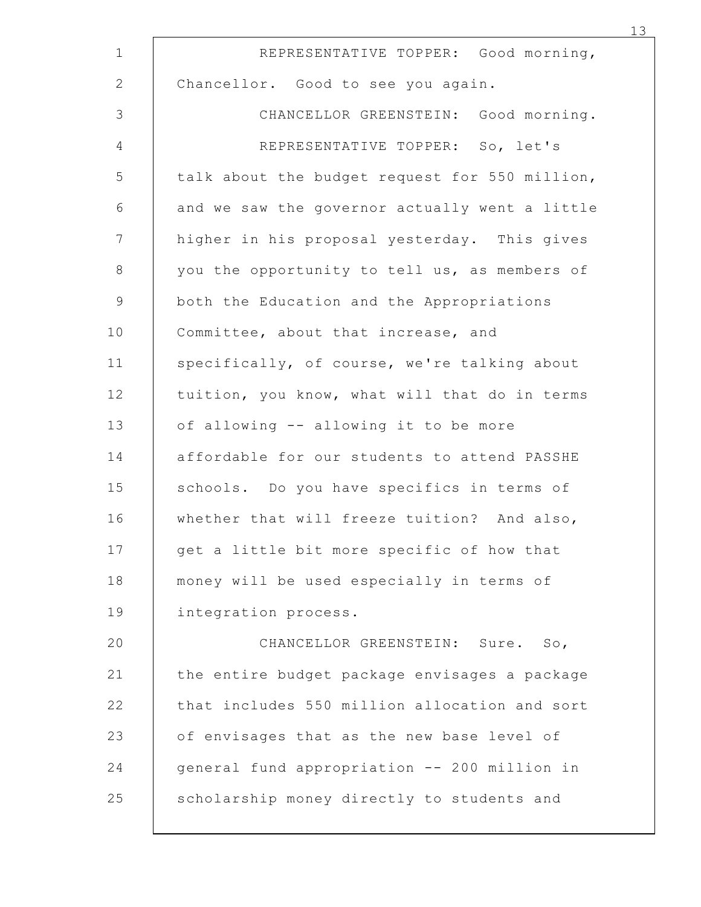REPRESENTATIVE TOPPER: Good morning, Chancellor. Good to see you again.

CHANCELLOR GREENSTEIN: Good morning.

REPRESENTATIVE TOPPER: So, let's talk about the budget request for 550 million, and we saw the governor actually went a little higher in his proposal yesterday. This gives you the opportunity to tell us, as members of both the Education and the Appropriations Committee, about that increase, and specifically, of course, we're talking about tuition, you know, what will that do in terms of allowing -- allowing it to be more affordable for our students to attend PASSHE schools. Do you have specifics in terms of whether that will freeze tuition? And also, get a little bit more specific of how that money will be used especially in terms of integration process.

CHANCELLOR GREENSTEIN: Sure. So, the entire budget package envisages a package that includes 550 million allocation and sort of envisages that as the new base level of general fund appropriation -- 200 million in scholarship money directly to students and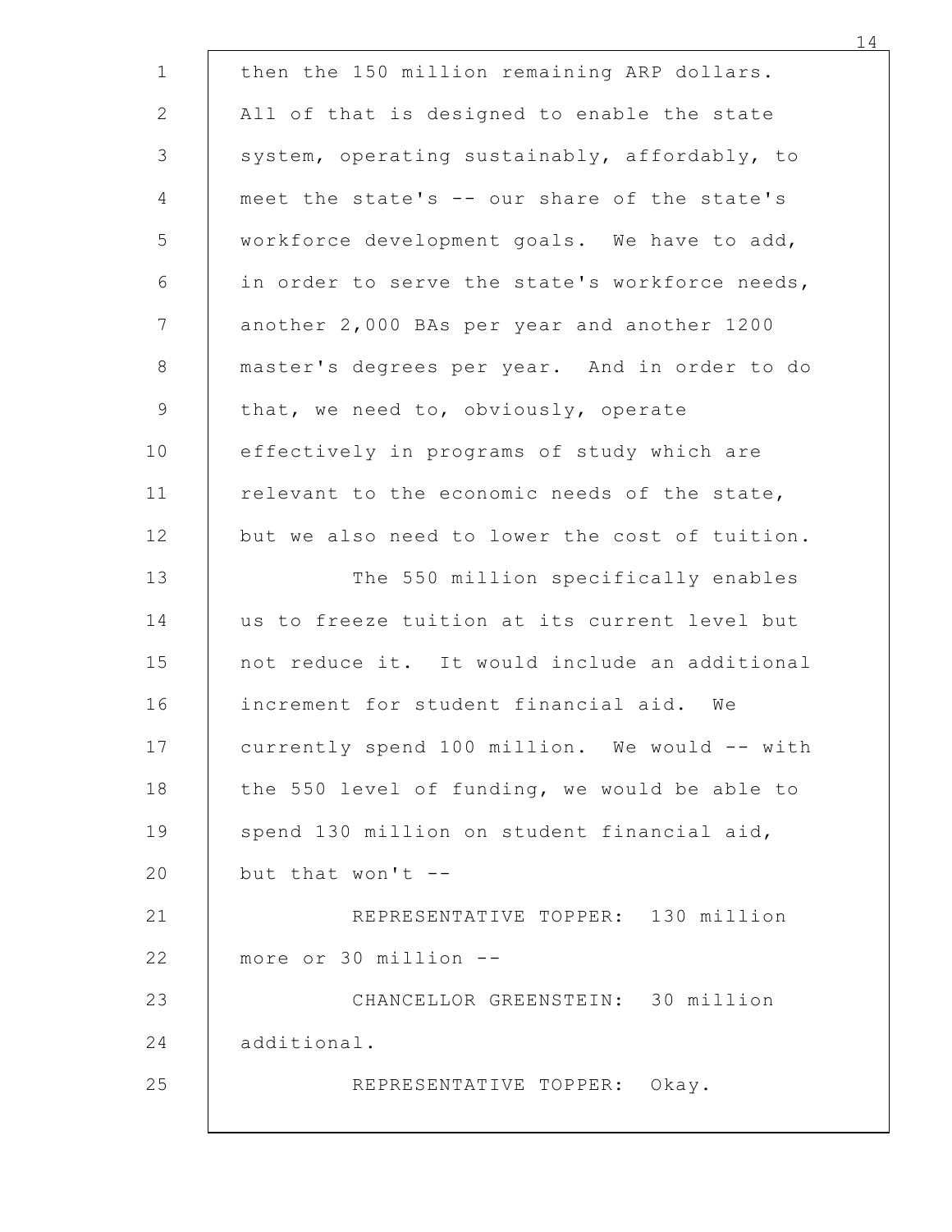then the 150 million remaining ARP dollars. All of that is designed to enable the state system, operating sustainably, affordably, to meet the state's -- our share of the state's workforce development goals. We have to add, in order to serve the state's workforce needs, another 2,000 BAs per year and another 1200 master's degrees per year. And in order to do that, we need to, obviously, operate effectively in programs of study which are relevant to the economic needs of the state, but we also need to lower the cost of tuition.

The 550 million specifically enables us to freeze tuition at its current level but not reduce it. It would include an additional increment for student financial aid. We currently spend 100 million. We would -- with the 550 level of funding, we would be able to spend 130 million on student financial aid, but that won't --

REPRESENTATIVE TOPPER: 130 million more or 30 million --

CHANCELLOR GREENSTEIN: 30 million additional.

REPRESENTATIVE TOPPER: Okay.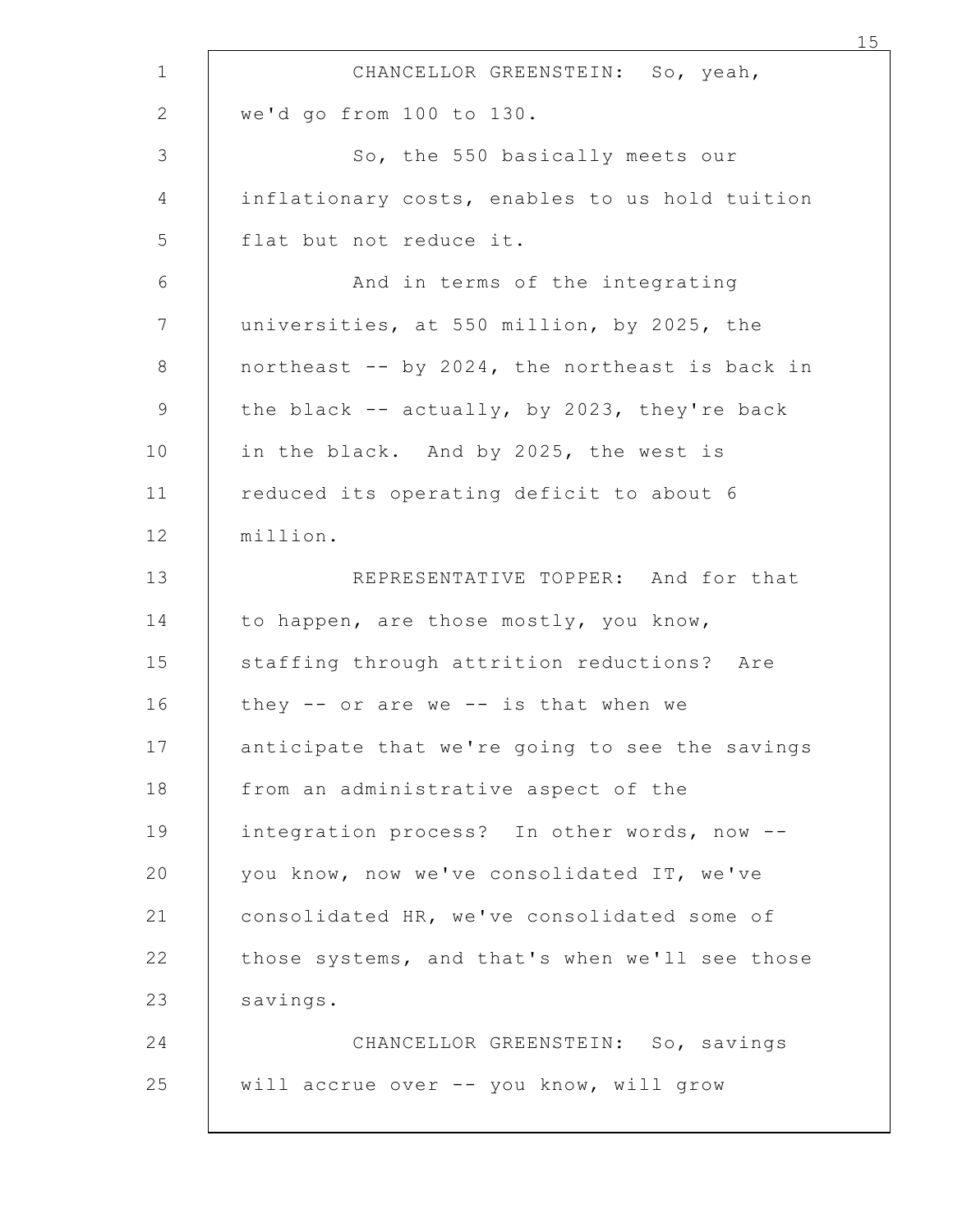CHANCELLOR GREENSTEIN: So, yeah, we'd go from 100 to 130.

So, the 550 basically meets our inflationary costs, enables to us hold tuition flat but not reduce it.

And in terms of the integrating universities, at 550 million, by 2025, the northeast -- by 2024, the northeast is back in the black -- actually, by 2023, they're back in the black. And by 2025, the west is reduced its operating deficit to about 6 million.

REPRESENTATIVE TOPPER: And for that to happen, are those mostly, you know, staffing through attrition reductions? Are they -- or are we -- is that when we anticipate that we're going to see the savings from an administrative aspect of the integration process? In other words, now -- you know, now we've consolidated IT, we've consolidated HR, we've consolidated some of those systems, and that's when we'll see those savings.

CHANCELLOR GREENSTEIN: So, savings will accrue over -- you know, will grow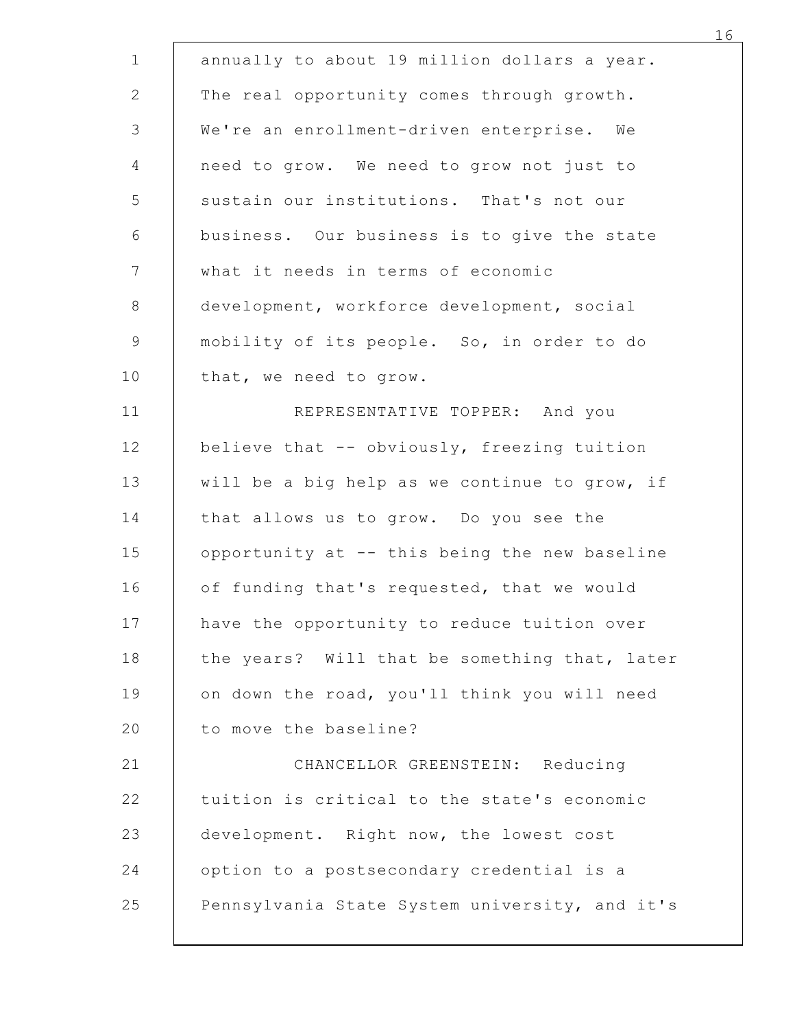annually to about 19 million dollars a year. The real opportunity comes through growth. We're an enrollment-driven enterprise. We need to grow. We need to grow not just to sustain our institutions. That's not our business. Our business is to give the state what it needs in terms of economic development, workforce development, social mobility of its people. So, in order to do that, we need to grow.

REPRESENTATIVE TOPPER: And you believe that -- obviously, freezing tuition will be a big help as we continue to grow, if that allows us to grow. Do you see the opportunity at -- this being the new baseline of funding that's requested, that we would have the opportunity to reduce tuition over the years? Will that be something that, later on down the road, you'll think you will need to move the baseline?

CHANCELLOR GREENSTEIN: Reducing tuition is critical to the state's economic development. Right now, the lowest cost option to a postsecondary credential is a Pennsylvania State System university, and it's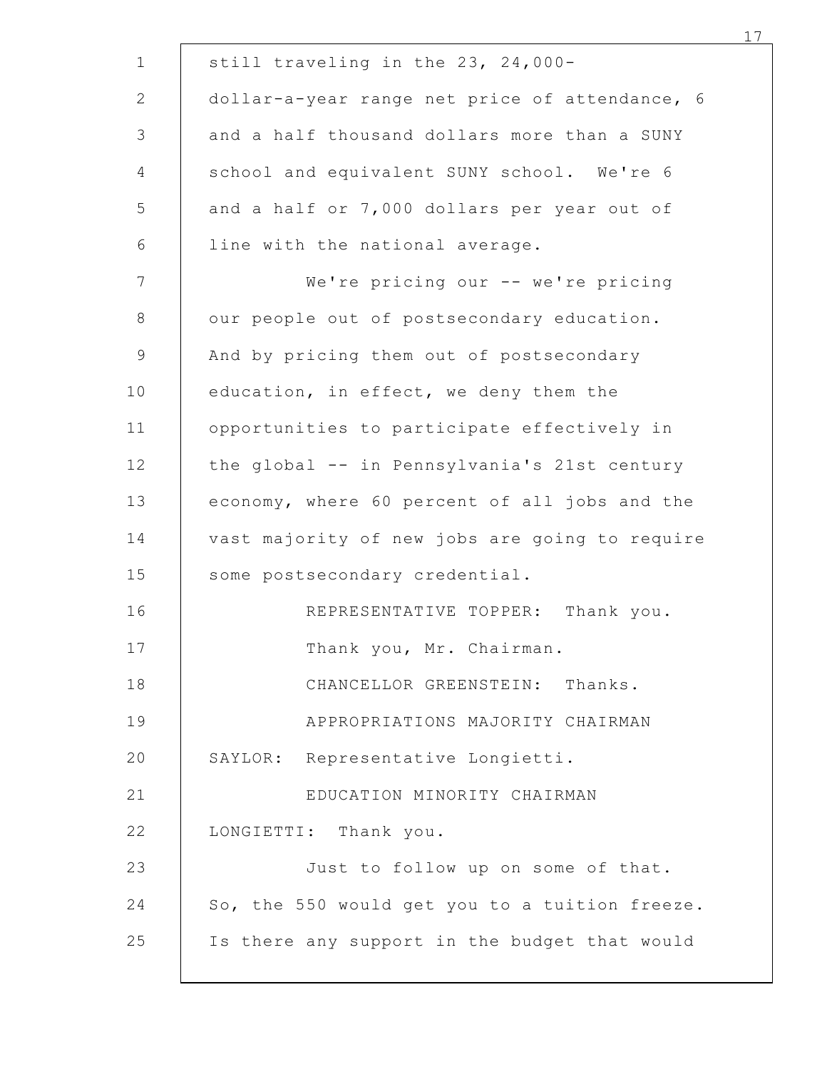still traveling in the 23, 24,000-dollar-a-year range net price of attendance, 6 and a half thousand dollars more than a SUNY school and equivalent SUNY school. We're 6 and a half or 7,000 dollars per year out of line with the national average.

We're pricing our -- we're pricing our people out of postsecondary education. And by pricing them out of postsecondary education, in effect, we deny them the opportunities to participate effectively in the global -- in Pennsylvania's 21st century economy, where 60 percent of all jobs and the vast majority of new jobs are going to require some postsecondary credential.

REPRESENTATIVE TOPPER: Thank you.

Thank you, Mr. Chairman.

CHANCELLOR GREENSTEIN: Thanks.

APPROPRIATIONS MAJORITY CHAIRMAN SAYLOR: Representative Longietti.

EDUCATION MINORITY CHAIRMAN LONGIETTI: Thank you.

Just to follow up on some of that. So, the 550 would get you to a tuition freeze. Is there any support in the budget that would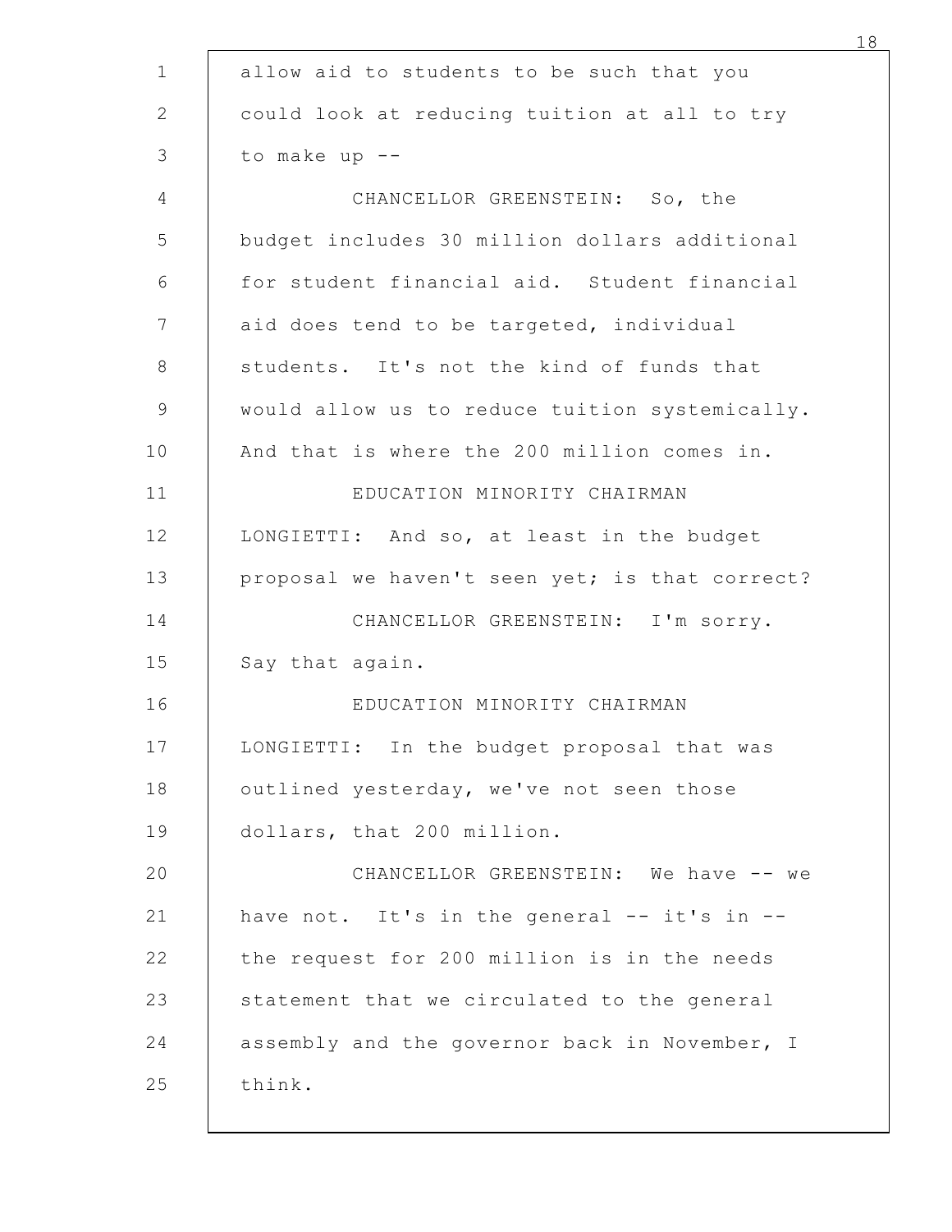allow aid to students to be such that you could look at reducing tuition at all to try to make up --

CHANCELLOR GREENSTEIN: So, the budget includes 30 million dollars additional for student financial aid. Student financial aid does tend to be targeted, individual students. It's not the kind of funds that would allow us to reduce tuition systemically. And that is where the 200 million comes in.

EDUCATION MINORITY CHAIRMAN LONGIETTI: And so, at least in the budget proposal we haven't seen yet; is that correct?

CHANCELLOR GREENSTEIN: I'm sorry. Say that again.

EDUCATION MINORITY CHAIRMAN LONGIETTI: In the budget proposal that was outlined yesterday, we've not seen those dollars, that 200 million.

CHANCELLOR GREENSTEIN: We have -- we have not. It's in the general -- it's in -- the request for 200 million is in the needs statement that we circulated to the general assembly and the governor back in November, I think.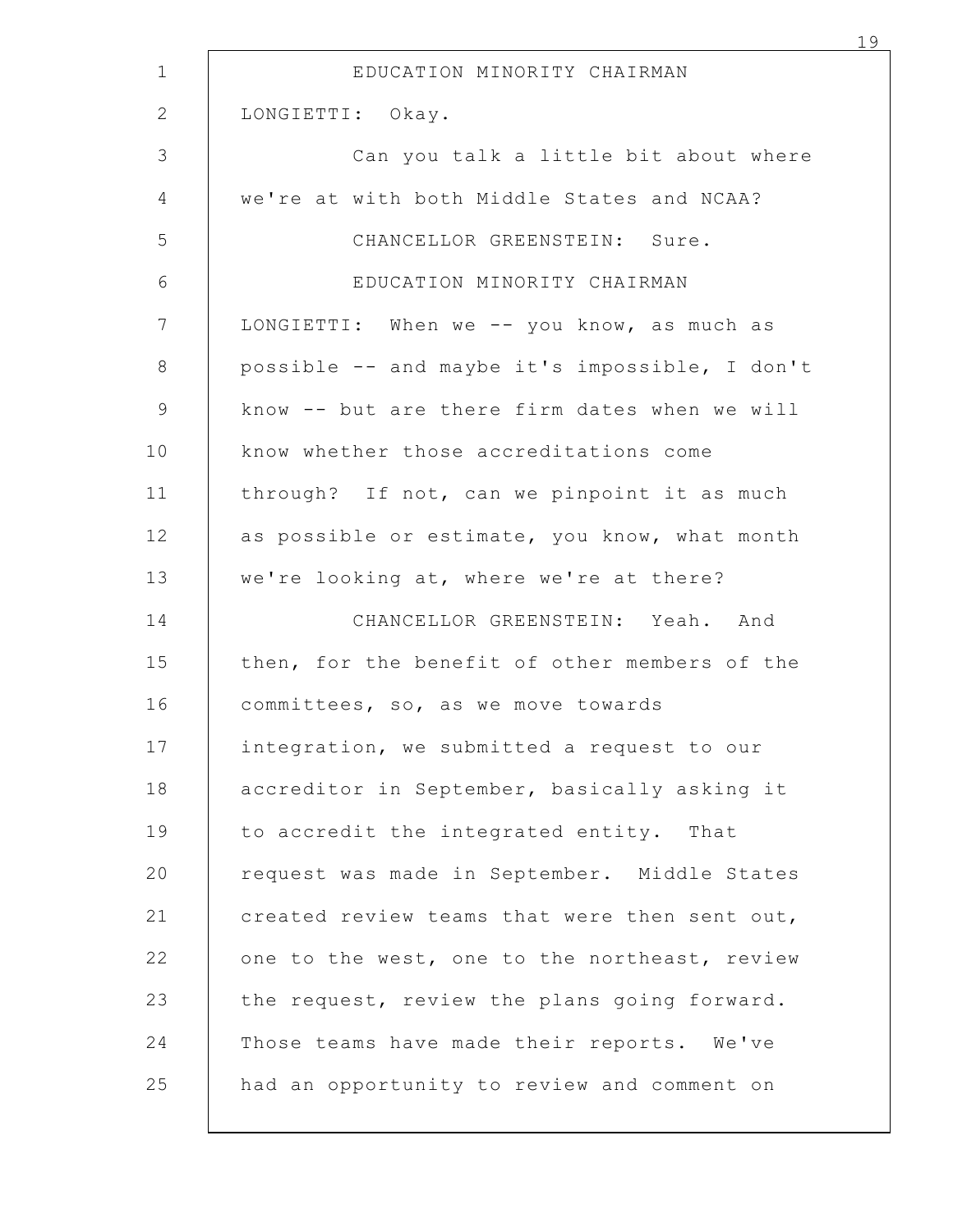EDUCATION MINORITY CHAIRMAN LONGIETTI: Okay.

Can you talk a little bit about where we're at with both Middle States and NCAA?

CHANCELLOR GREENSTEIN: Sure.

EDUCATION MINORITY CHAIRMAN LONGIETTI: When we -- you know, as much as possible -- and maybe it's impossible, I don't know -- but are there firm dates when we will know whether those accreditations come through? If not, can we pinpoint it as much as possible or estimate, you know, what month we're looking at, where we're at there?

CHANCELLOR GREENSTEIN: Yeah. And then, for the benefit of other members of the committees, so, as we move towards integration, we submitted a request to our accreditor in September, basically asking it to accredit the integrated entity. That request was made in September. Middle States created review teams that were then sent out, one to the west, one to the northeast, review the request, review the plans going forward. Those teams have made their reports. We've had an opportunity to review and comment on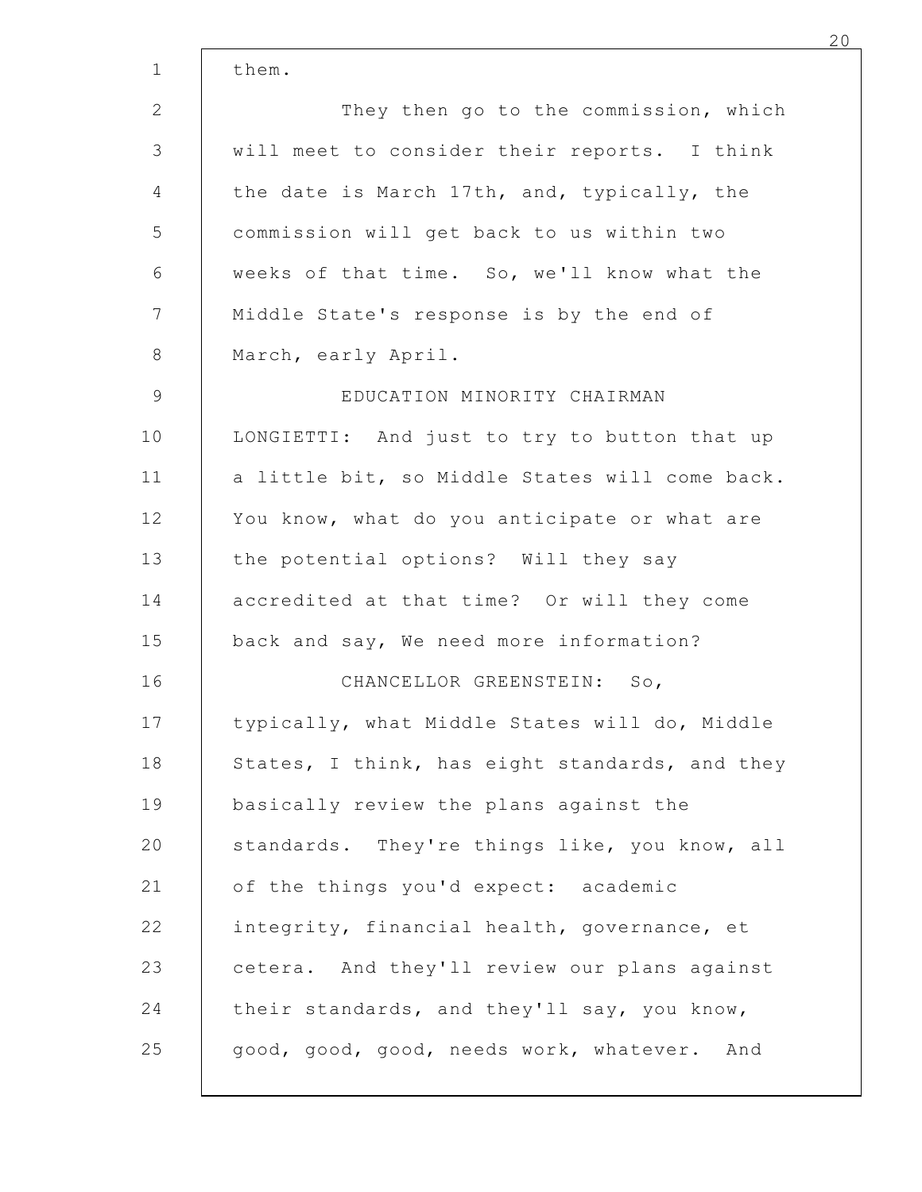them.

They then go to the commission, which will meet to consider their reports. I think the date is March 17th, and, typically, the commission will get back to us within two weeks of that time. So, we'll know what the Middle State's response is by the end of March, early April.

EDUCATION MINORITY CHAIRMAN LONGIETTI: And just to try to button that up a little bit, so Middle States will come back. You know, what do you anticipate or what are the potential options? Will they say accredited at that time? Or will they come back and say, We need more information?

CHANCELLOR GREENSTEIN: So, typically, what Middle States will do, Middle States, I think, has eight standards, and they basically review the plans against the standards. They're things like, you know, all of the things you'd expect: academic integrity, financial health, governance, et cetera. And they'll review our plans against their standards, and they'll say, you know, good, good, good, needs work, whatever. And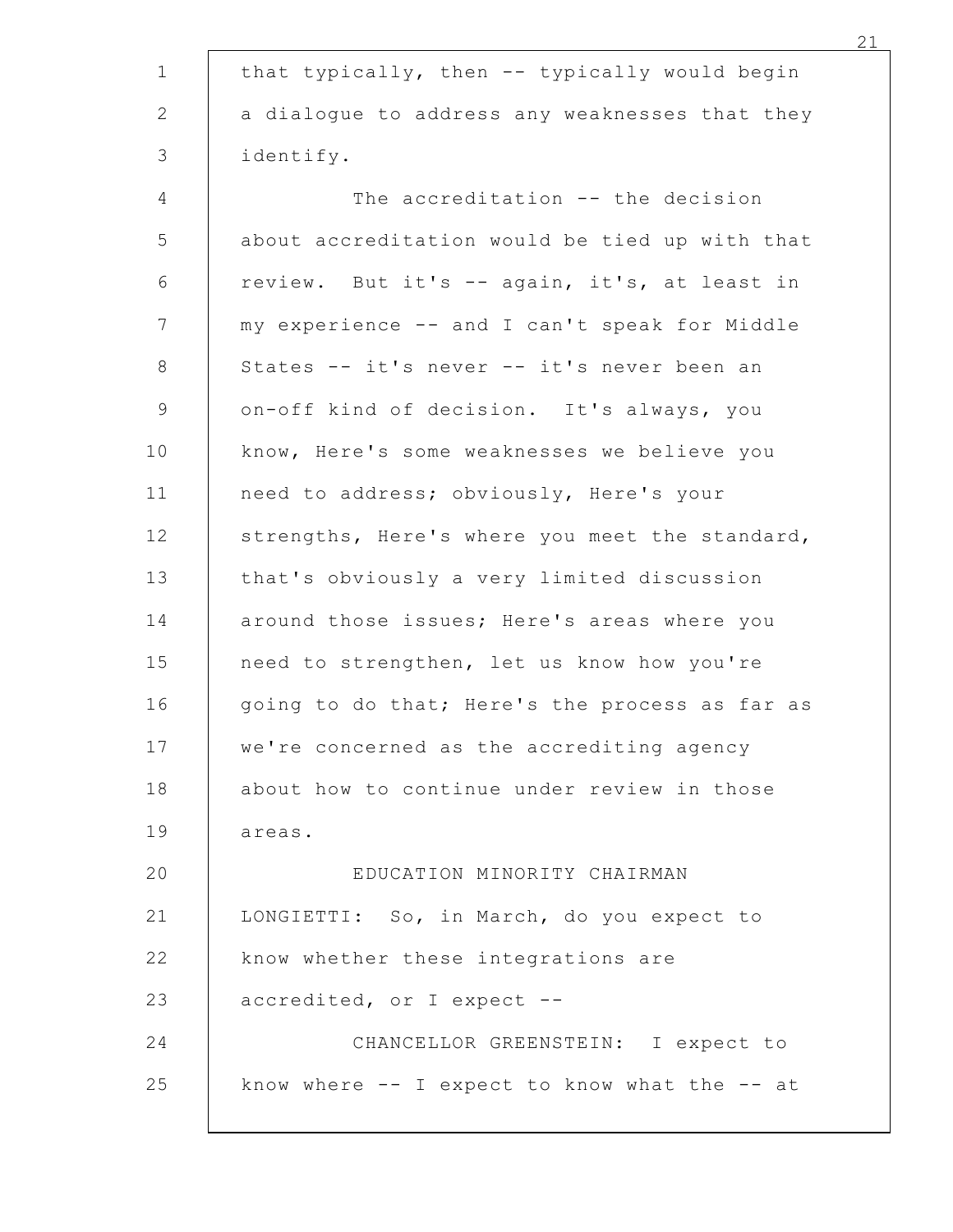that typically, then -- typically would begin a dialogue to address any weaknesses that they identify.

The accreditation -- the decision about accreditation would be tied up with that review. But it's -- again, it's, at least in my experience -- and I can't speak for Middle States -- it's never -- it's never been an on-off kind of decision. It's always, you know, Here's some weaknesses we believe you need to address; obviously, Here's your strengths, Here's where you meet the standard, that's obviously a very limited discussion around those issues; Here's areas where you need to strengthen, let us know how you're going to do that; Here's the process as far as we're concerned as the accrediting agency about how to continue under review in those areas.

EDUCATION MINORITY CHAIRMAN LONGIETTI: So, in March, do you expect to know whether these integrations are accredited, or I expect --

CHANCELLOR GREENSTEIN: I expect to know where -- I expect to know what the -- at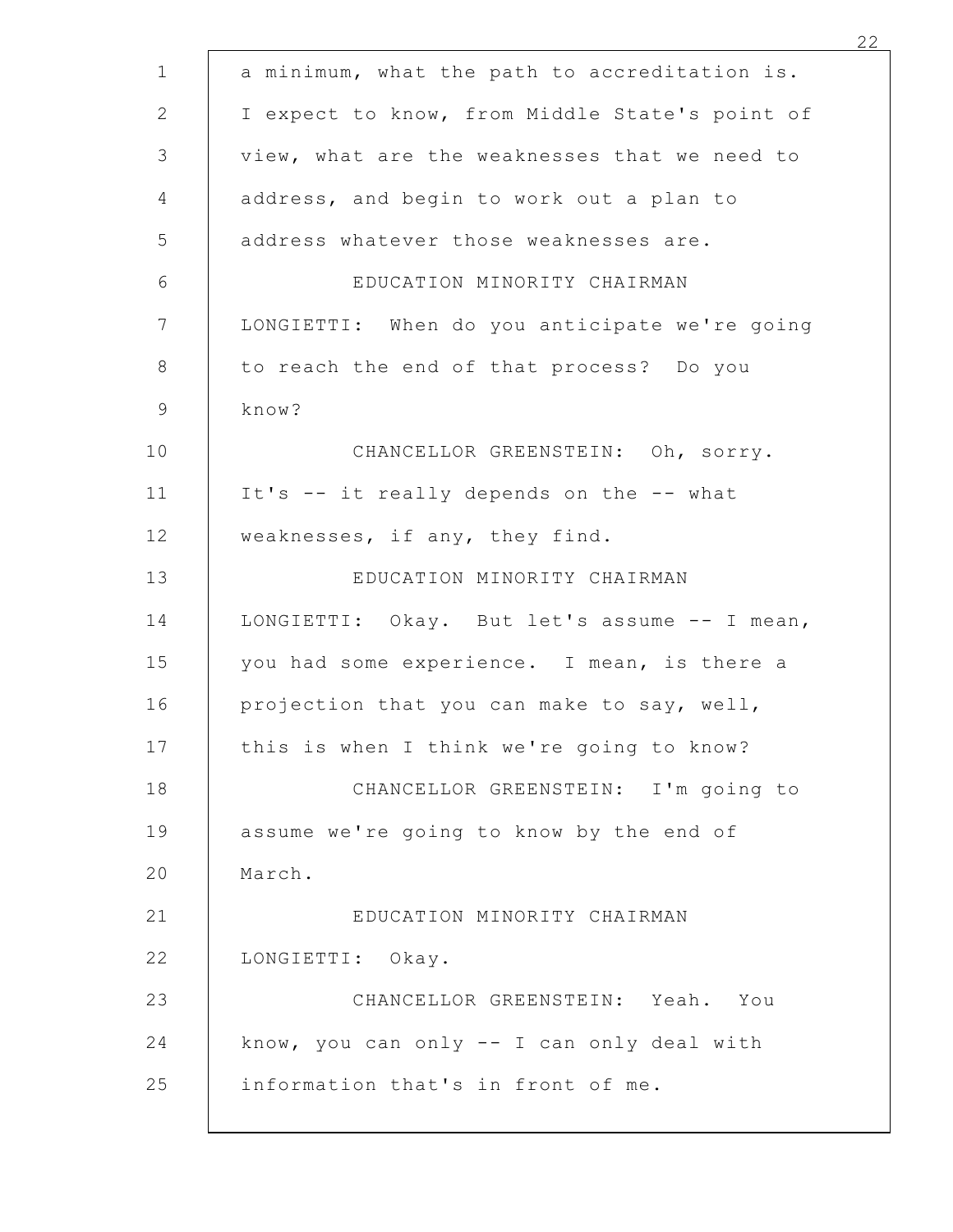a minimum, what the path to accreditation is. I expect to know, from Middle State's point of view, what are the weaknesses that we need to address, and begin to work out a plan to address whatever those weaknesses are.

EDUCATION MINORITY CHAIRMAN LONGIETTI: When do you anticipate we're going to reach the end of that process? Do you know?

CHANCELLOR GREENSTEIN: Oh, sorry. It's -- it really depends on the -- what weaknesses, if any, they find.

EDUCATION MINORITY CHAIRMAN LONGIETTI: Okay. But let's assume -- I mean, you had some experience. I mean, is there a projection that you can make to say, well, this is when I think we're going to know?

CHANCELLOR GREENSTEIN: I'm going to assume we're going to know by the end of March.

EDUCATION MINORITY CHAIRMAN LONGIETTI: Okay.

CHANCELLOR GREENSTEIN: Yeah. You know, you can only -- I can only deal with information that's in front of me.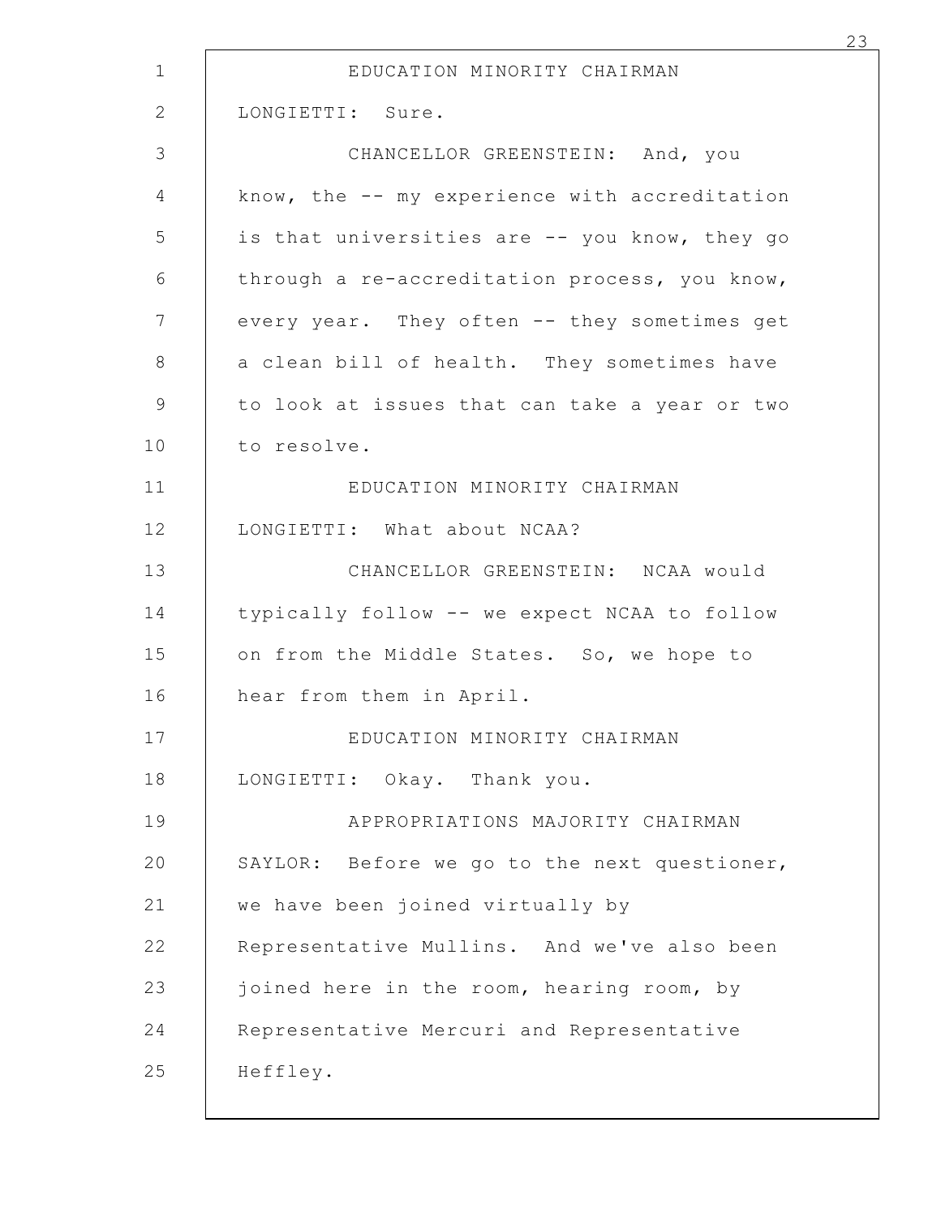EDUCATION MINORITY CHAIRMAN LONGIETTI: Sure.

CHANCELLOR GREENSTEIN: And, you know, the -- my experience with accreditation is that universities are -- you know, they go through a re-accreditation process, you know, every year. They often -- they sometimes get a clean bill of health. They sometimes have to look at issues that can take a year or two to resolve.

EDUCATION MINORITY CHAIRMAN LONGIETTI: What about NCAA?

CHANCELLOR GREENSTEIN: NCAA would typically follow -- we expect NCAA to follow on from the Middle States. So, we hope to hear from them in April.

EDUCATION MINORITY CHAIRMAN LONGIETTI: Okay. Thank you.

APPROPRIATIONS MAJORITY CHAIRMAN SAYLOR: Before we go to the next questioner, we have been joined virtually by Representative Mullins. And we've also been joined here in the room, hearing room, by Representative Mercuri and Representative Heffley.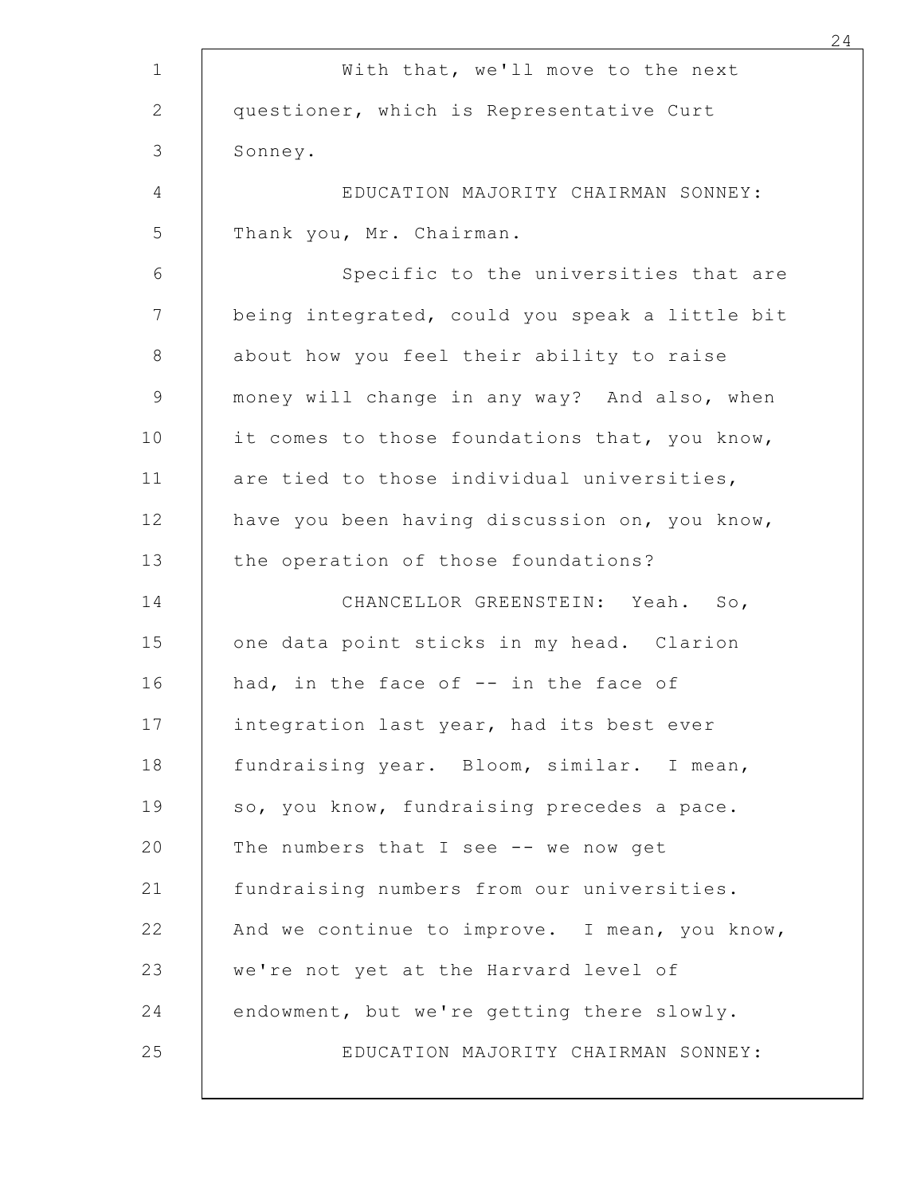With that, we'll move to the next questioner, which is Representative Curt Sonney.

EDUCATION MAJORITY CHAIRMAN SONNEY: Thank you, Mr. Chairman.

Specific to the universities that are being integrated, could you speak a little bit about how you feel their ability to raise money will change in any way? And also, when it comes to those foundations that, you know, are tied to those individual universities, have you been having discussion on, you know, the operation of those foundations?

CHANCELLOR GREENSTEIN: Yeah. So, one data point sticks in my head. Clarion had, in the face of -- in the face of integration last year, had its best ever fundraising year. Bloom, similar. I mean, so, you know, fundraising precedes a pace. The numbers that I see -- we now get fundraising numbers from our universities. And we continue to improve. I mean, you know, we're not yet at the Harvard level of endowment, but we're getting there slowly.

EDUCATION MAJORITY CHAIRMAN SONNEY: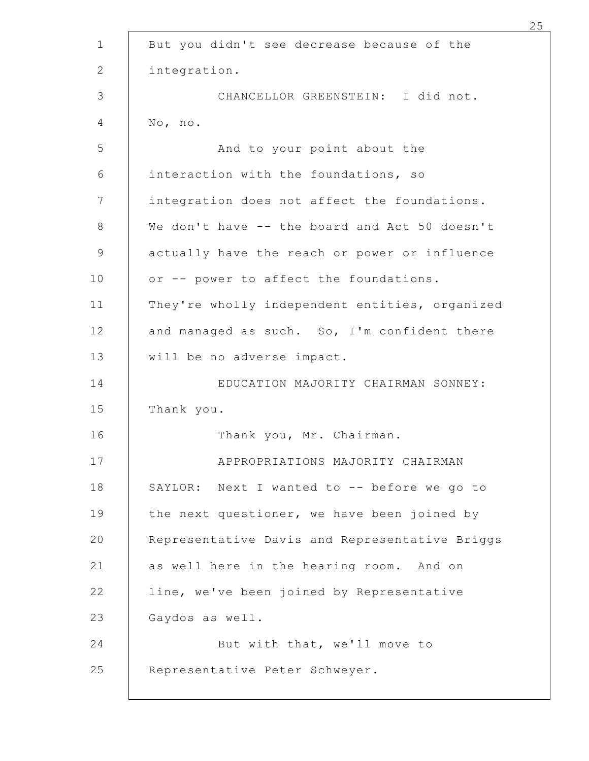But you didn't see decrease because of the integration.

CHANCELLOR GREENSTEIN: I did not. No, no.

And to your point about the interaction with the foundations, so integration does not affect the foundations. We don't have -- the board and Act 50 doesn't actually have the reach or power or influence or -- power to affect the foundations. They're wholly independent entities, organized and managed as such. So, I'm confident there will be no adverse impact.

EDUCATION MAJORITY CHAIRMAN SONNEY: Thank you.

Thank you, Mr. Chairman.

APPROPRIATIONS MAJORITY CHAIRMAN SAYLOR: Next I wanted to -- before we go to the next questioner, we have been joined by Representative Davis and Representative Briggs as well here in the hearing room. And on line, we've been joined by Representative Gaydos as well.

But with that, we'll move to Representative Peter Schweyer.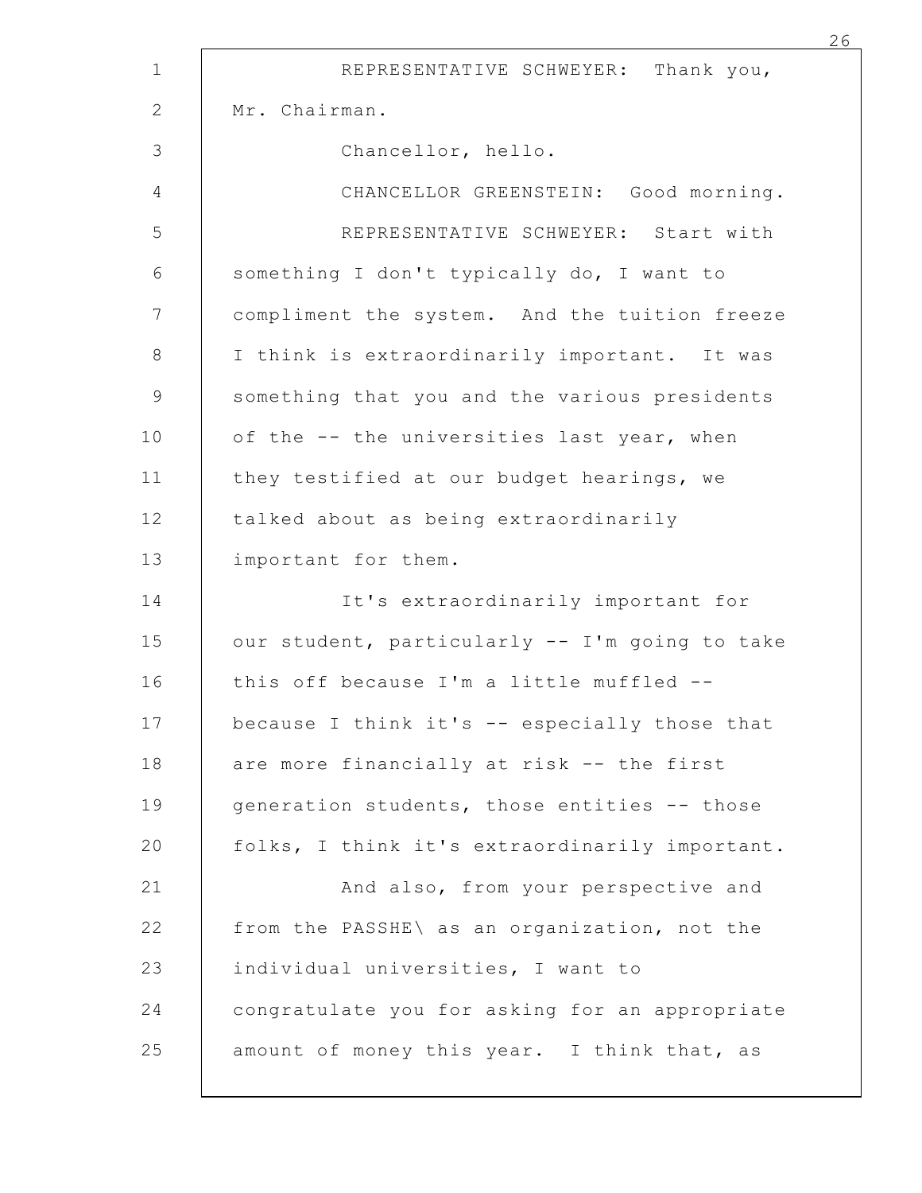REPRESENTATIVE SCHWEYER: Thank you, Mr. Chairman.

Chancellor, hello.

CHANCELLOR GREENSTEIN: Good morning.

REPRESENTATIVE SCHWEYER: Start with something I don't typically do, I want to compliment the system. And the tuition freeze I think is extraordinarily important. It was something that you and the various presidents of the -- the universities last year, when they testified at our budget hearings, we talked about as being extraordinarily important for them.

It's extraordinarily important for our student, particularly -- I'm going to take this off because I'm a little muffled -- because I think it's -- especially those that are more financially at risk -- the first generation students, those entities -- those folks, I think it's extraordinarily important.

And also, from your perspective and from the PASSHE\ as an organization, not the individual universities, I want to congratulate you for asking for an appropriate amount of money this year. I think that, as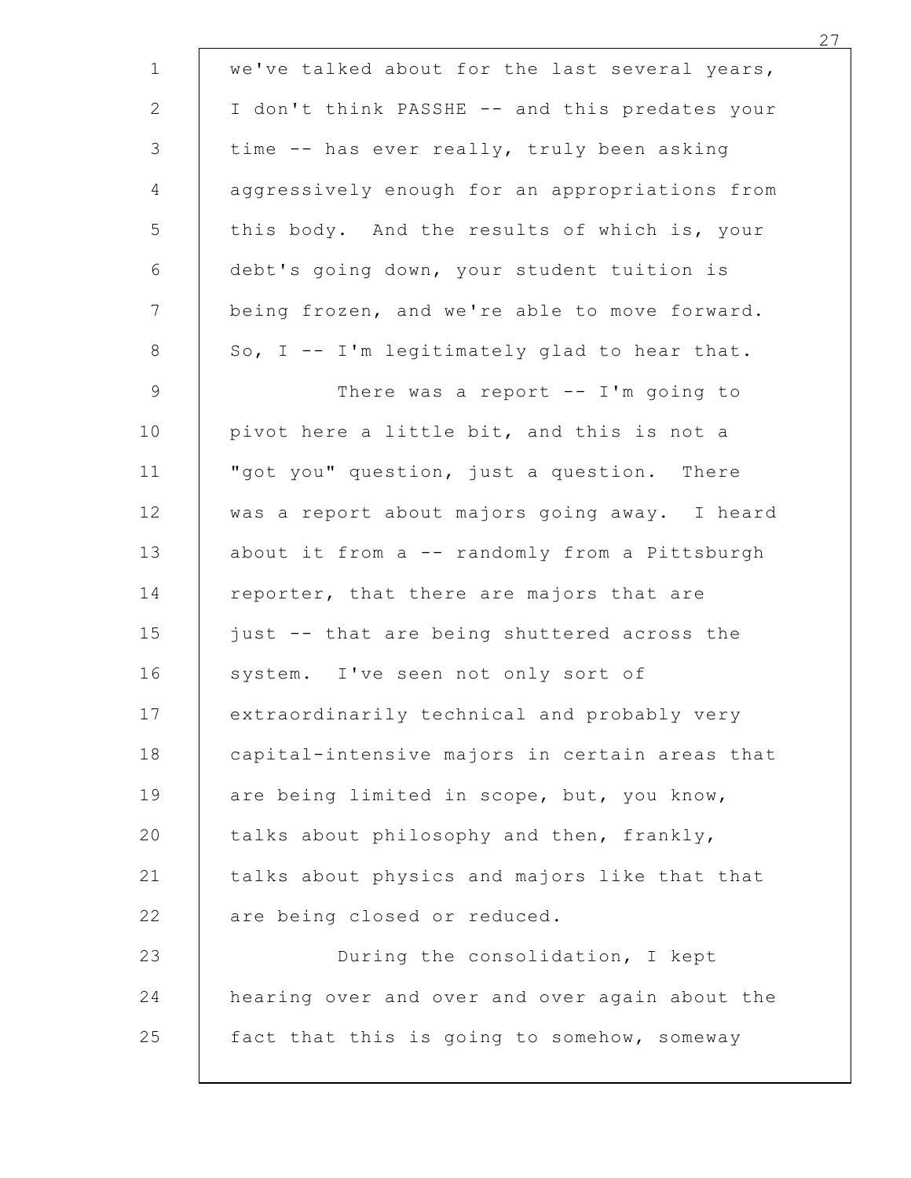we've talked about for the last several years, I don't think PASSHE -- and this predates your time -- has ever really, truly been asking aggressively enough for an appropriations from this body. And the results of which is, your debt's going down, your student tuition is being frozen, and we're able to move forward. So, I -- I'm legitimately glad to hear that.

There was a report -- I'm going to pivot here a little bit, and this is not a "got you" question, just a question. There was a report about majors going away. I heard about it from a -- randomly from a Pittsburgh reporter, that there are majors that are just -- that are being shuttered across the system. I've seen not only sort of extraordinarily technical and probably very capital-intensive majors in certain areas that are being limited in scope, but, you know, talks about philosophy and then, frankly, talks about physics and majors like that that are being closed or reduced.

During the consolidation, I kept hearing over and over and over again about the fact that this is going to somehow, someway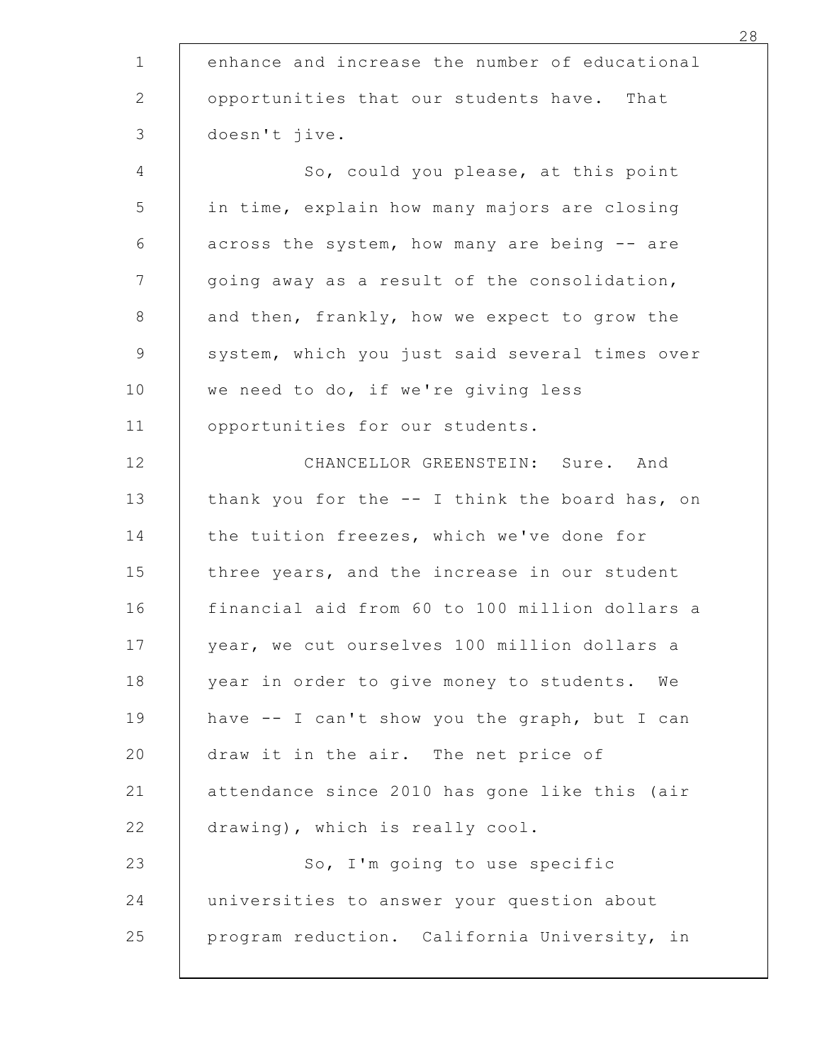enhance and increase the number of educational opportunities that our students have. That doesn't jive.

So, could you please, at this point in time, explain how many majors are closing across the system, how many are being -- are going away as a result of the consolidation, and then, frankly, how we expect to grow the system, which you just said several times over we need to do, if we're giving less opportunities for our students.

CHANCELLOR GREENSTEIN: Sure. And thank you for the -- I think the board has, on the tuition freezes, which we've done for three years, and the increase in our student financial aid from 60 to 100 million dollars a year, we cut ourselves 100 million dollars a year in order to give money to students. We have -- I can't show you the graph, but I can draw it in the air. The net price of attendance since 2010 has gone like this (air drawing), which is really cool.

So, I'm going to use specific universities to answer your question about program reduction. California University, in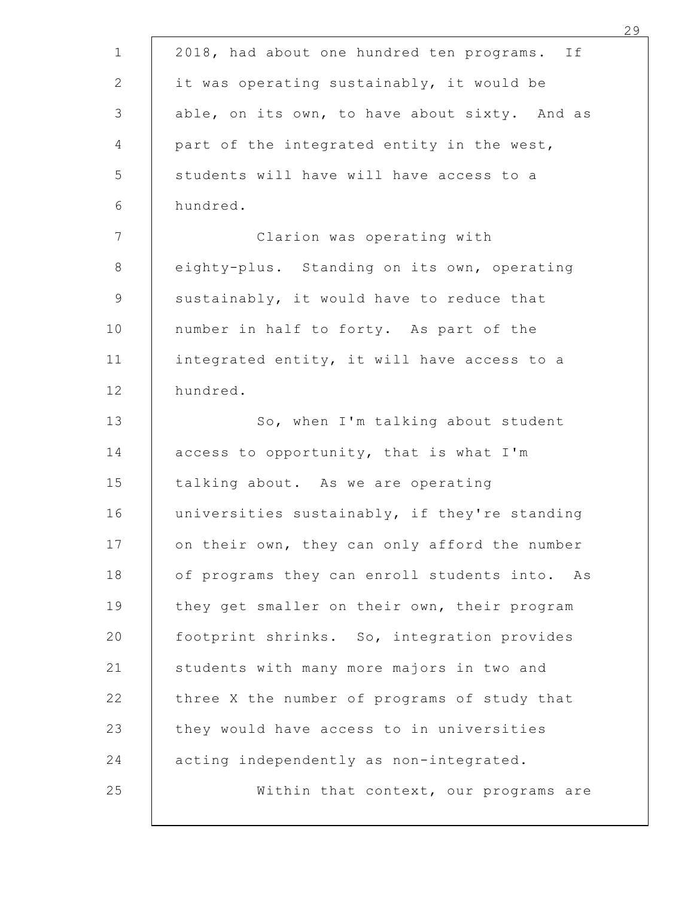2018, had about one hundred ten programs. If it was operating sustainably, it would be able, on its own, to have about sixty. And as part of the integrated entity in the west, students will have will have access to a hundred.

Clarion was operating with eighty-plus. Standing on its own, operating sustainably, it would have to reduce that number in half to forty. As part of the integrated entity, it will have access to a hundred.

So, when I'm talking about student access to opportunity, that is what I'm talking about. As we are operating universities sustainably, if they're standing on their own, they can only afford the number of programs they can enroll students into. As they get smaller on their own, their program footprint shrinks. So, integration provides students with many more majors in two and three X the number of programs of study that they would have access to in universities acting independently as non-integrated.

Within that context, our programs are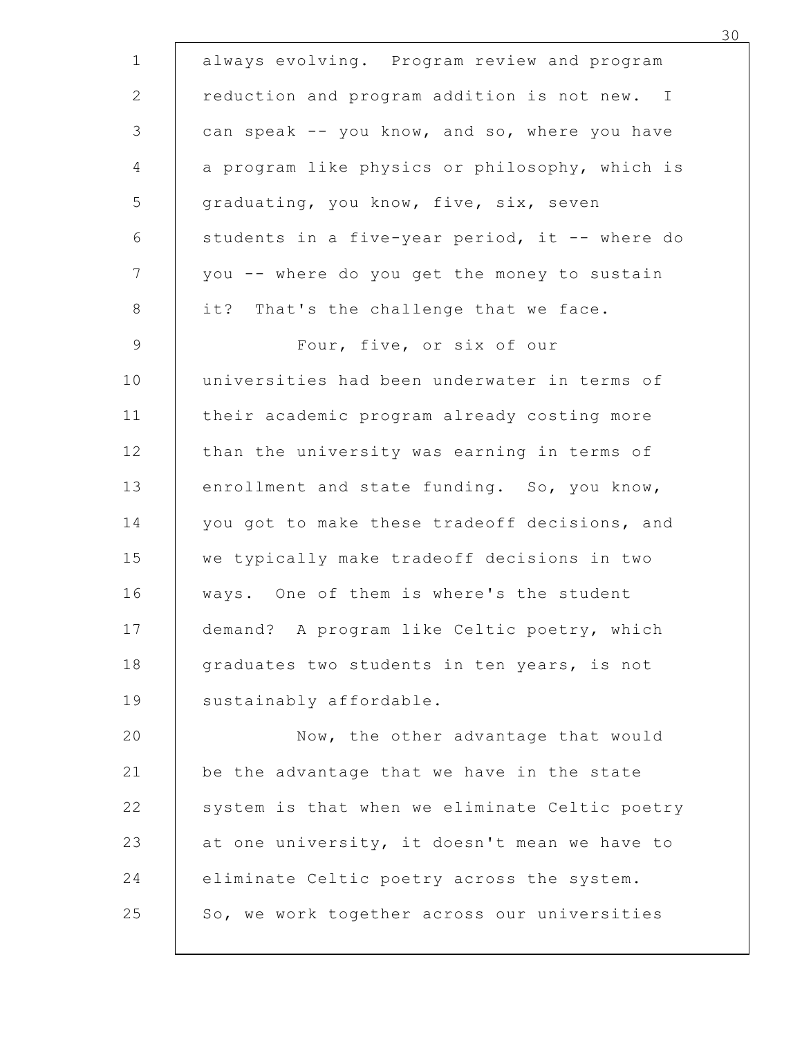always evolving. Program review and program reduction and program addition is not new. I can speak -- you know, and so, where you have a program like physics or philosophy, which is graduating, you know, five, six, seven students in a five-year period, it -- where do you -- where do you get the money to sustain it? That's the challenge that we face.

Four, five, or six of our universities had been underwater in terms of their academic program already costing more than the university was earning in terms of enrollment and state funding. So, you know, you got to make these tradeoff decisions, and we typically make tradeoff decisions in two ways. One of them is where's the student demand? A program like Celtic poetry, which graduates two students in ten years, is not sustainably affordable.

Now, the other advantage that would be the advantage that we have in the state system is that when we eliminate Celtic poetry at one university, it doesn't mean we have to eliminate Celtic poetry across the system. So, we work together across our universities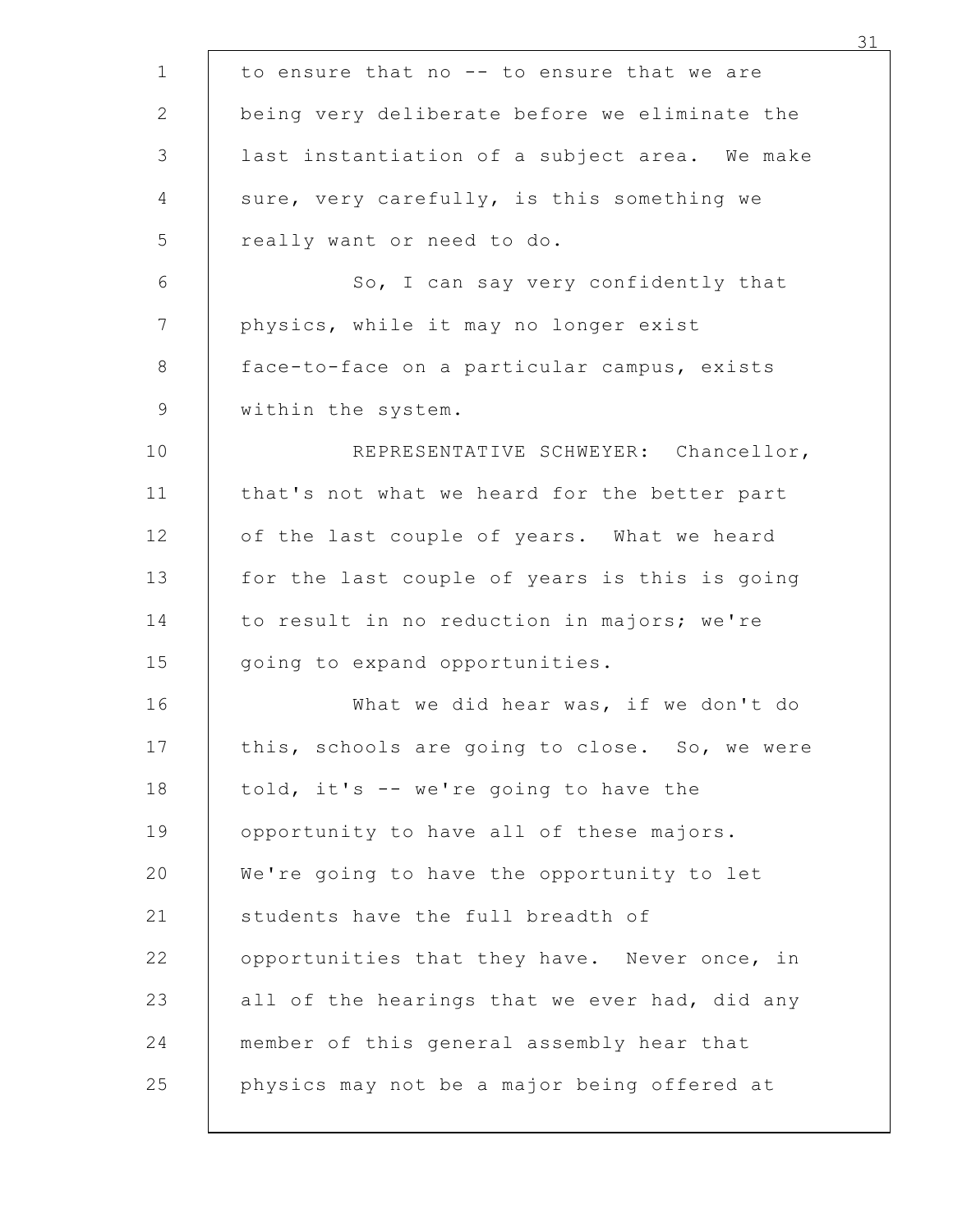to ensure that no -- to ensure that we are being very deliberate before we eliminate the last instantiation of a subject area. We make sure, very carefully, is this something we really want or need to do.

So, I can say very confidently that physics, while it may no longer exist face-to-face on a particular campus, exists within the system.

REPRESENTATIVE SCHWEYER: Chancellor, that's not what we heard for the better part of the last couple of years. What we heard for the last couple of years is this is going to result in no reduction in majors; we're going to expand opportunities.

What we did hear was, if we don't do this, schools are going to close. So, we were told, it's -- we're going to have the opportunity to have all of these majors. We're going to have the opportunity to let students have the full breadth of opportunities that they have. Never once, in all of the hearings that we ever had, did any member of this general assembly hear that physics may not be a major being offered at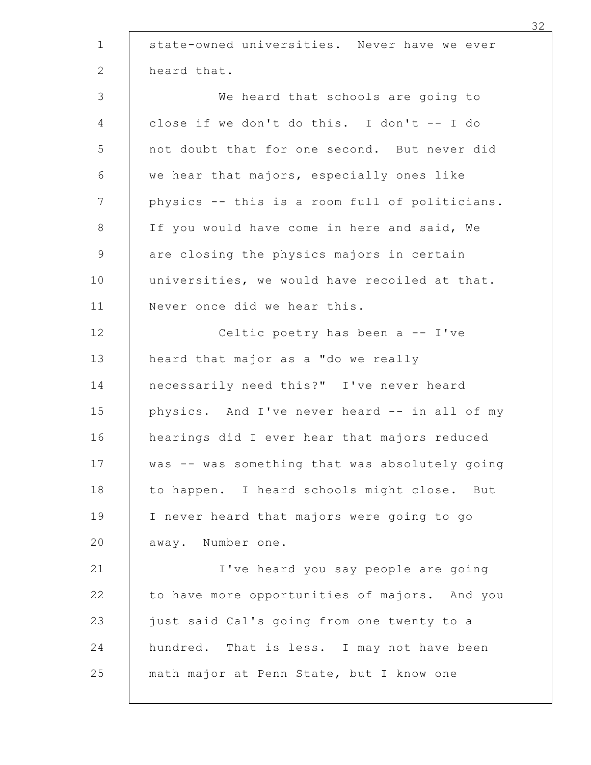state-owned universities. Never have we ever heard that.

We heard that schools are going to close if we don't do this. I don't -- I do not doubt that for one second. But never did we hear that majors, especially ones like physics -- this is a room full of politicians. If you would have come in here and said, We are closing the physics majors in certain universities, we would have recoiled at that. Never once did we hear this.

Celtic poetry has been a -- I've heard that major as a "do we really necessarily need this?" I've never heard physics. And I've never heard -- in all of my hearings did I ever hear that majors reduced was -- was something that was absolutely going to happen. I heard schools might close. But I never heard that majors were going to go away. Number one.

I've heard you say people are going to have more opportunities of majors. And you just said Cal's going from one twenty to a hundred. That is less. I may not have been math major at Penn State, but I know one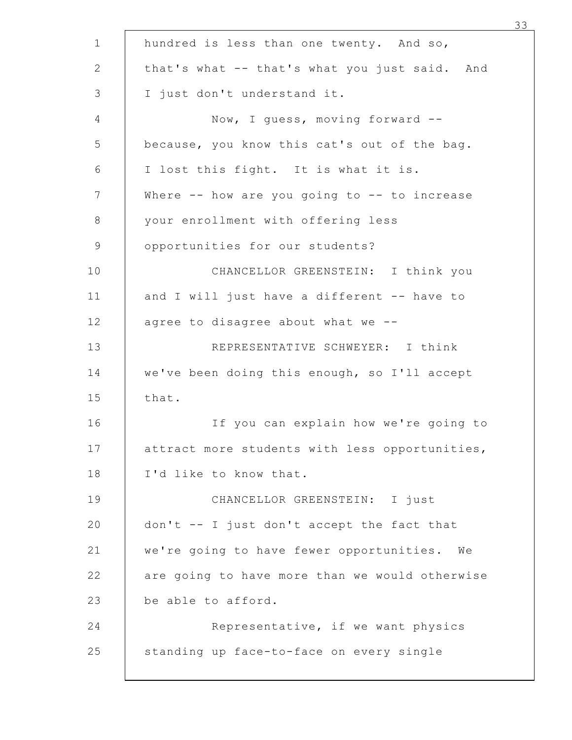hundred is less than one twenty. And so, that's what -- that's what you just said. And I just don't understand it.

Now, I guess, moving forward -- because, you know this cat's out of the bag. I lost this fight. It is what it is. Where -- how are you going to -- to increase your enrollment with offering less opportunities for our students?

CHANCELLOR GREENSTEIN: I think you and I will just have a different -- have to agree to disagree about what we --

REPRESENTATIVE SCHWEYER: I think we've been doing this enough, so I'll accept that.

If you can explain how we're going to attract more students with less opportunities, I'd like to know that.

CHANCELLOR GREENSTEIN: I just don't -- I just don't accept the fact that we're going to have fewer opportunities. We are going to have more than we would otherwise be able to afford.

Representative, if we want physics standing up face-to-face on every single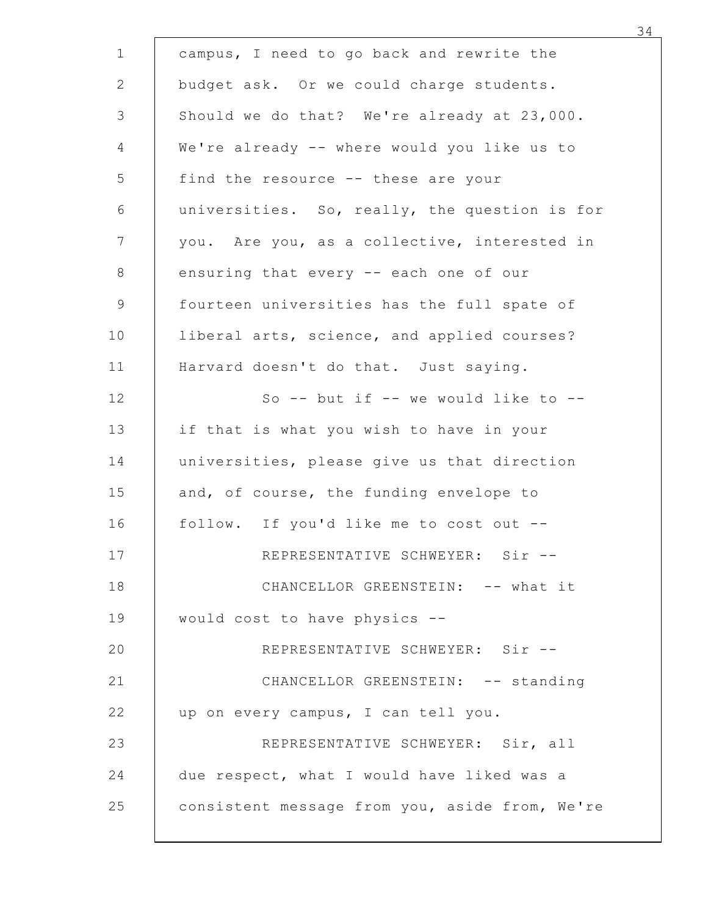campus, I need to go back and rewrite the budget ask. Or we could charge students. Should we do that? We're already at 23,000. We're already -- where would you like us to find the resource -- these are your universities. So, really, the question is for you. Are you, as a collective, interested in ensuring that every -- each one of our fourteen universities has the full spate of liberal arts, science, and applied courses? Harvard doesn't do that. Just saying.

So -- but if -- we would like to -- if that is what you wish to have in your universities, please give us that direction and, of course, the funding envelope to follow. If you'd like me to cost out --

REPRESENTATIVE SCHWEYER: Sir --

CHANCELLOR GREENSTEIN: -- what it would cost to have physics --

REPRESENTATIVE SCHWEYER: Sir --

CHANCELLOR GREENSTEIN: -- standing up on every campus, I can tell you.

REPRESENTATIVE SCHWEYER: Sir, all due respect, what I would have liked was a consistent message from you, aside from, We're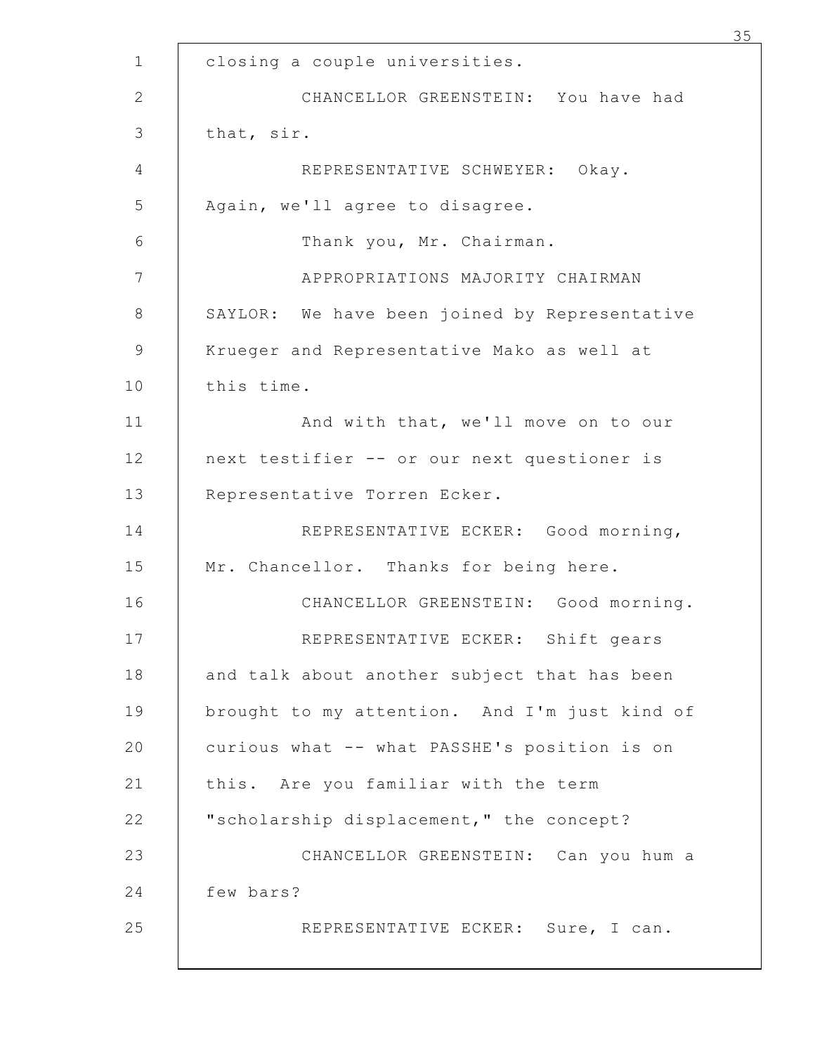closing a couple universities.

CHANCELLOR GREENSTEIN: You have had that, sir.

REPRESENTATIVE SCHWEYER: Okay. Again, we'll agree to disagree.

Thank you, Mr. Chairman.

APPROPRIATIONS MAJORITY CHAIRMAN SAYLOR: We have been joined by Representative Krueger and Representative Mako as well at this time.

And with that, we'll move on to our next testifier -- or our next questioner is Representative Torren Ecker.

REPRESENTATIVE ECKER: Good morning, Mr. Chancellor. Thanks for being here.

CHANCELLOR GREENSTEIN: Good morning.

REPRESENTATIVE ECKER: Shift gears and talk about another subject that has been brought to my attention. And I'm just kind of curious what -- what PASSHE's position is on this. Are you familiar with the term "scholarship displacement," the concept?

CHANCELLOR GREENSTEIN: Can you hum a few bars?

REPRESENTATIVE ECKER: Sure, I can.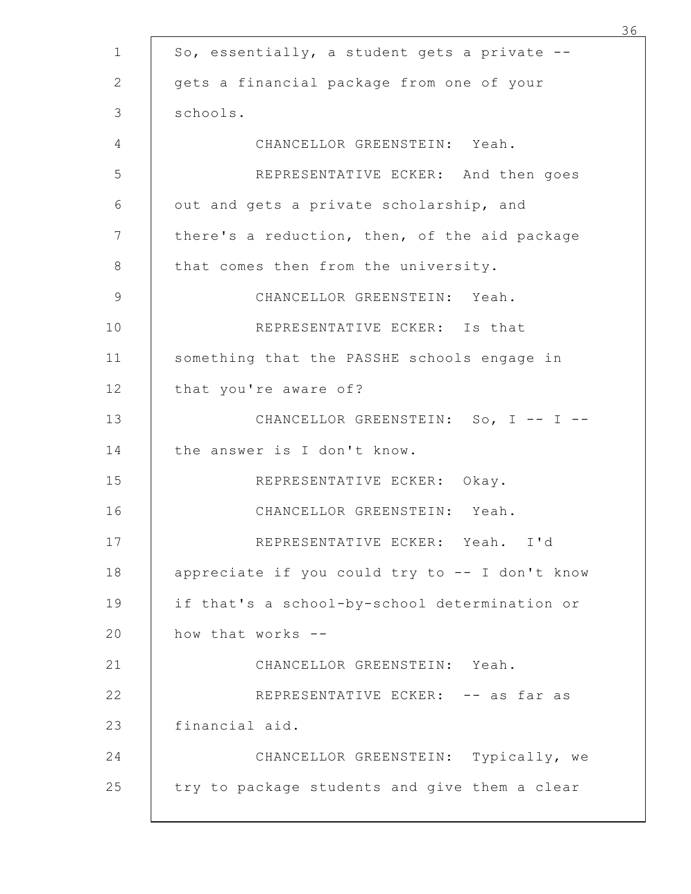So, essentially, a student gets a private -- gets a financial package from one of your schools.

CHANCELLOR GREENSTEIN: Yeah.

REPRESENTATIVE ECKER: And then goes out and gets a private scholarship, and there's a reduction, then, of the aid package that comes then from the university.

CHANCELLOR GREENSTEIN: Yeah.

REPRESENTATIVE ECKER: Is that something that the PASSHE schools engage in that you're aware of?

CHANCELLOR GREENSTEIN: So, I -- I -- the answer is I don't know.

REPRESENTATIVE ECKER: Okay.

CHANCELLOR GREENSTEIN: Yeah.

REPRESENTATIVE ECKER: Yeah. I'd appreciate if you could try to -- I don't know if that's a school-by-school determination or how that works --

CHANCELLOR GREENSTEIN: Yeah.

REPRESENTATIVE ECKER: -- as far as financial aid.

CHANCELLOR GREENSTEIN: Typically, we try to package students and give them a clear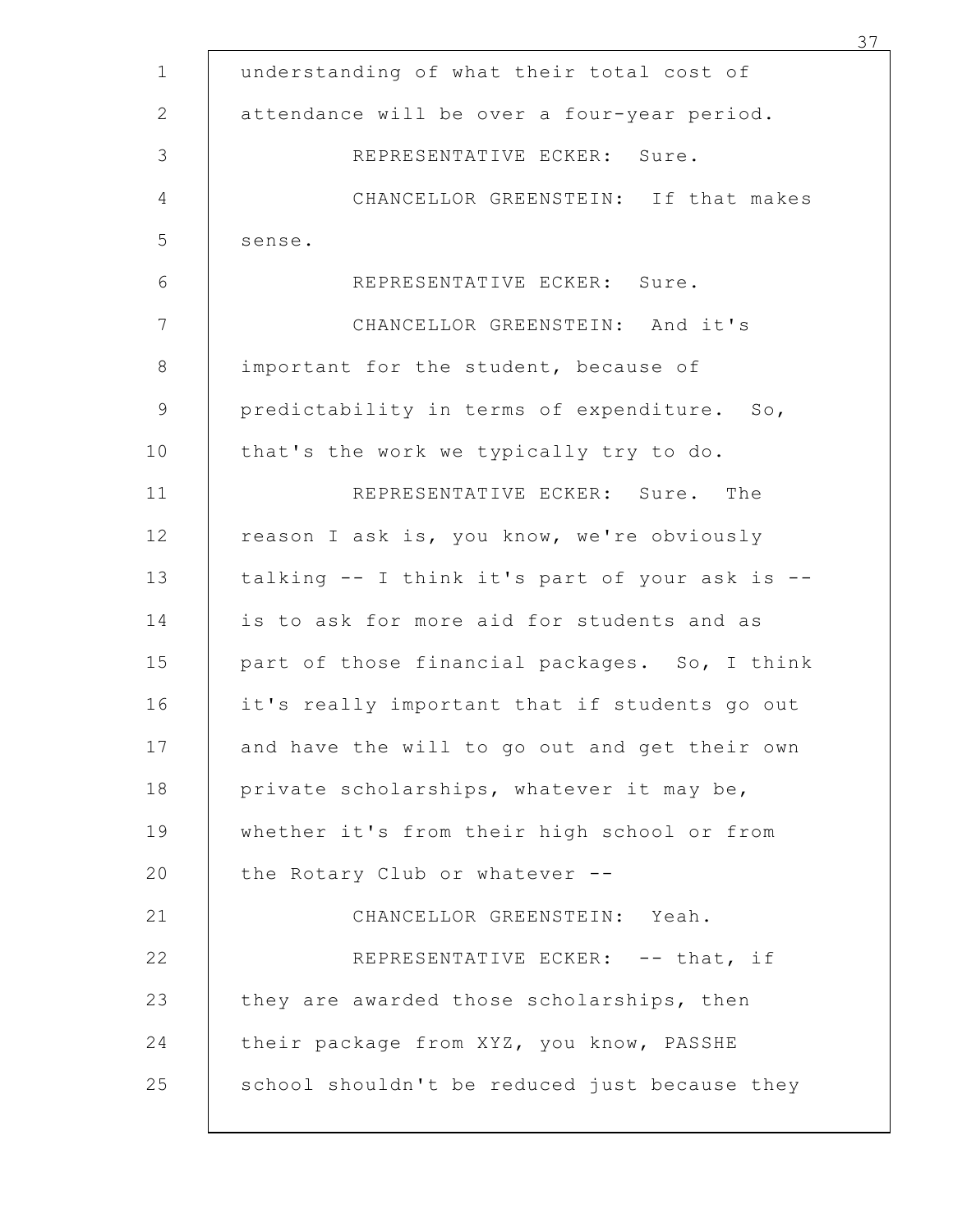understanding of what their total cost of attendance will be over a four-year period.

REPRESENTATIVE ECKER: Sure.

CHANCELLOR GREENSTEIN: If that makes sense.

REPRESENTATIVE ECKER: Sure.

CHANCELLOR GREENSTEIN: And it's important for the student, because of predictability in terms of expenditure. So, that's the work we typically try to do.

REPRESENTATIVE ECKER: Sure. The reason I ask is, you know, we're obviously talking -- I think it's part of your ask is -- is to ask for more aid for students and as part of those financial packages. So, I think it's really important that if students go out and have the will to go out and get their own private scholarships, whatever it may be, whether it's from their high school or from the Rotary Club or whatever --

CHANCELLOR GREENSTEIN: Yeah.

REPRESENTATIVE ECKER: -- that, if they are awarded those scholarships, then their package from XYZ, you know, PASSHE school shouldn't be reduced just because they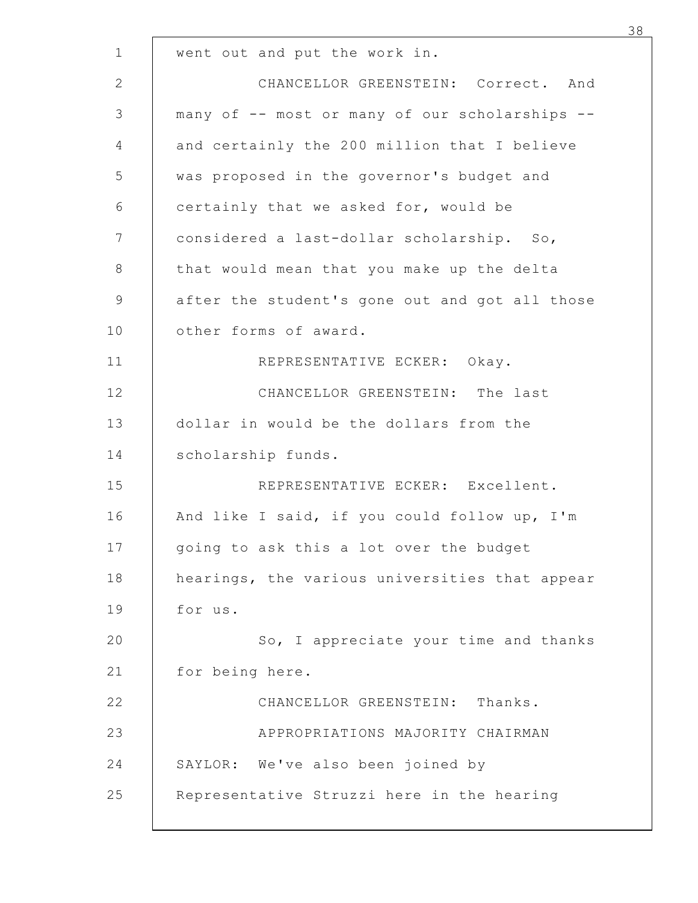went out and put the work in.

CHANCELLOR GREENSTEIN: Correct. And many of -- most or many of our scholarships -- and certainly the 200 million that I believe was proposed in the governor's budget and certainly that we asked for, would be considered a last-dollar scholarship. So, that would mean that you make up the delta after the student's gone out and got all those other forms of award.

REPRESENTATIVE ECKER: Okay.

CHANCELLOR GREENSTEIN: The last dollar in would be the dollars from the scholarship funds.

REPRESENTATIVE ECKER: Excellent. And like I said, if you could follow up, I'm going to ask this a lot over the budget hearings, the various universities that appear for us.

So, I appreciate your time and thanks for being here.

CHANCELLOR GREENSTEIN: Thanks.

APPROPRIATIONS MAJORITY CHAIRMAN SAYLOR: We've also been joined by Representative Struzzi here in the hearing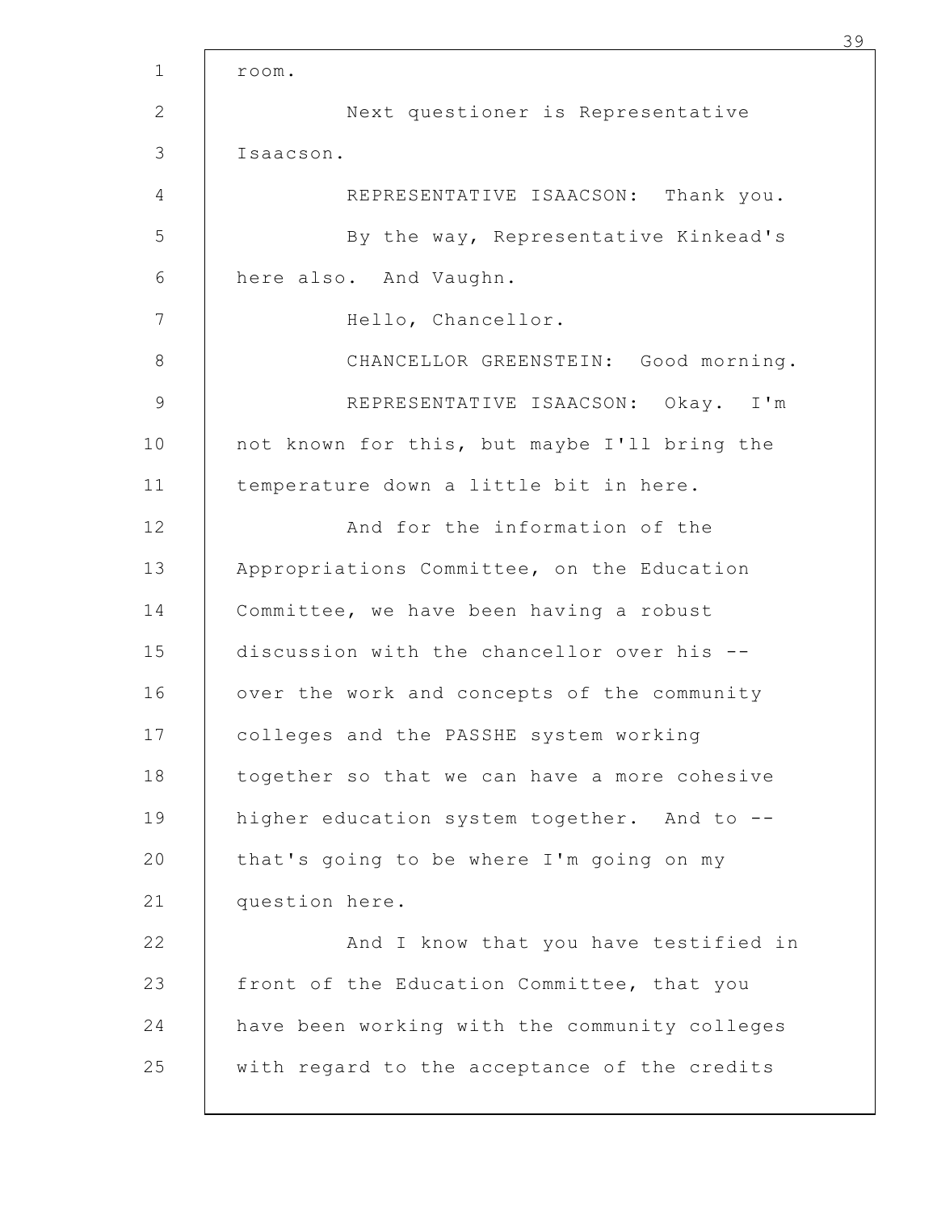room.

Next questioner is Representative Isaacson.

REPRESENTATIVE ISAACSON: Thank you.

By the way, Representative Kinkead's here also. And Vaughn.

Hello, Chancellor.

CHANCELLOR GREENSTEIN: Good morning.

REPRESENTATIVE ISAACSON: Okay. I'm not known for this, but maybe I'll bring the temperature down a little bit in here.

And for the information of the Appropriations Committee, on the Education Committee, we have been having a robust discussion with the chancellor over his -- over the work and concepts of the community colleges and the PASSHE system working together so that we can have a more cohesive higher education system together. And to -- that's going to be where I'm going on my question here.

And I know that you have testified in front of the Education Committee, that you have been working with the community colleges with regard to the acceptance of the credits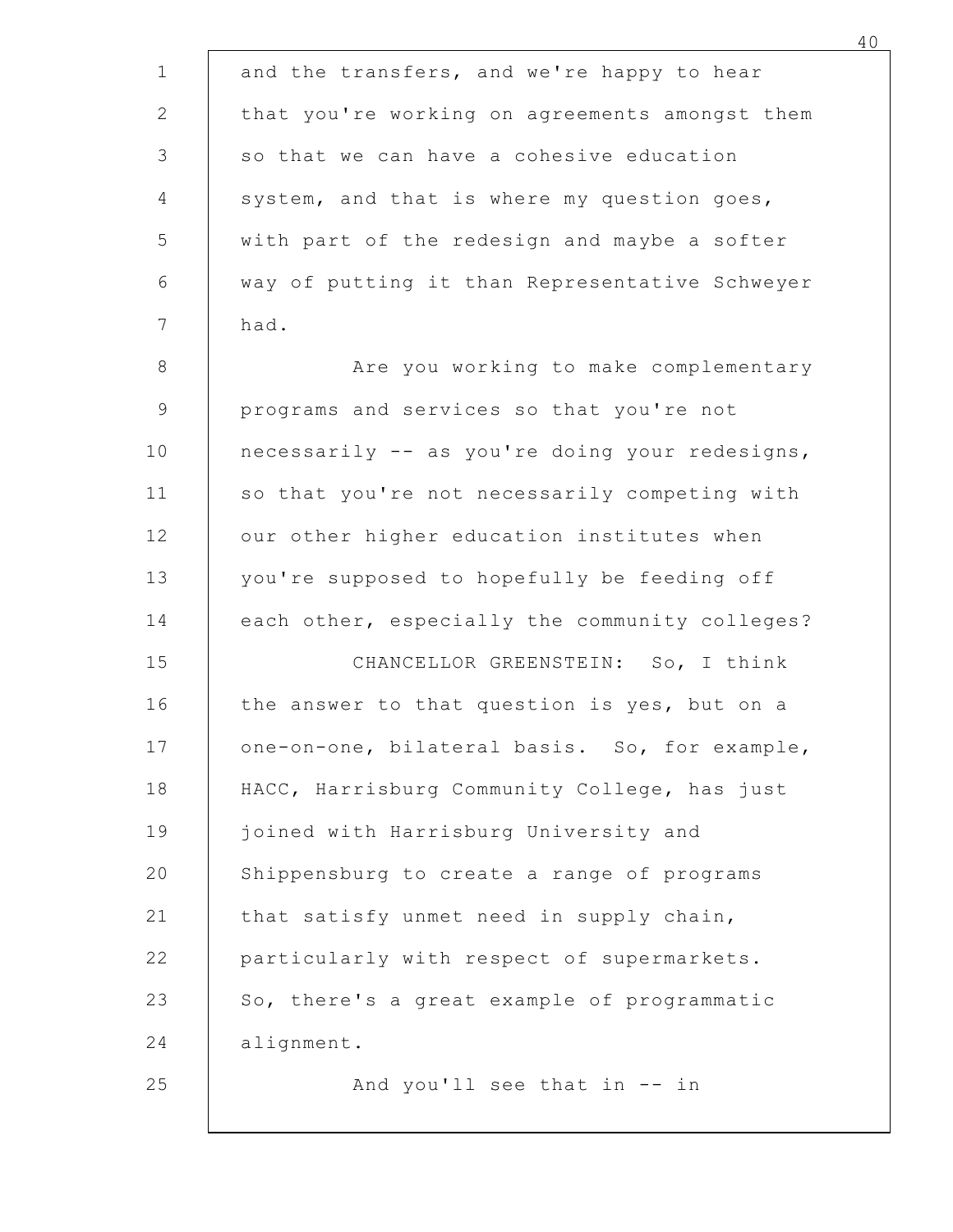and the transfers, and we're happy to hear that you're working on agreements amongst them so that we can have a cohesive education system, and that is where my question goes, with part of the redesign and maybe a softer way of putting it than Representative Schweyer had.

Are you working to make complementary programs and services so that you're not necessarily -- as you're doing your redesigns, so that you're not necessarily competing with our other higher education institutes when you're supposed to hopefully be feeding off each other, especially the community colleges?

CHANCELLOR GREENSTEIN: So, I think the answer to that question is yes, but on a one-on-one, bilateral basis. So, for example, HACC, Harrisburg Community College, has just joined with Harrisburg University and Shippensburg to create a range of programs that satisfy unmet need in supply chain, particularly with respect of supermarkets. So, there's a great example of programmatic alignment.

And you'll see that in -- in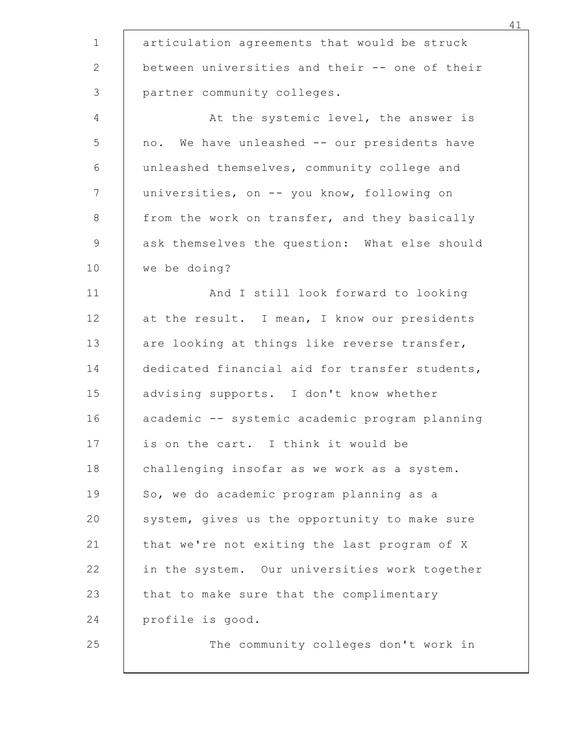articulation agreements that would be struck between universities and their -- one of their partner community colleges.

At the systemic level, the answer is no. We have unleashed -- our presidents have unleashed themselves, community college and universities, on -- you know, following on from the work on transfer, and they basically ask themselves the question: What else should we be doing?

And I still look forward to looking at the result. I mean, I know our presidents are looking at things like reverse transfer, dedicated financial aid for transfer students, advising supports. I don't know whether academic -- systemic academic program planning is on the cart. I think it would be challenging insofar as we work as a system. So, we do academic program planning as a system, gives us the opportunity to make sure that we're not exiting the last program of X in the system. Our universities work together that to make sure that the complimentary profile is good.

The community colleges don't work in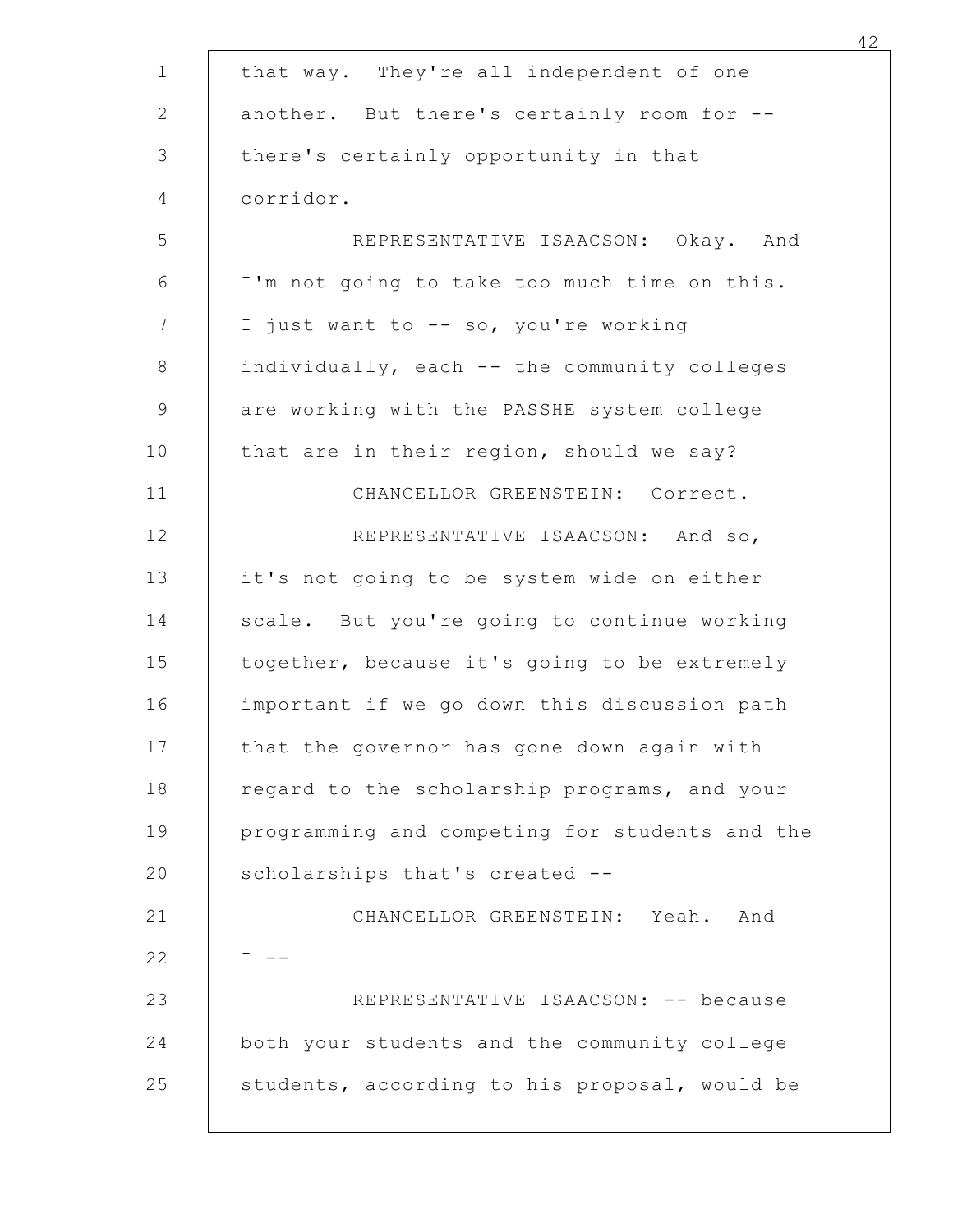that way. They're all independent of one another. But there's certainly room for -- there's certainly opportunity in that corridor.

REPRESENTATIVE ISAACSON: Okay. And I'm not going to take too much time on this. I just want to -- so, you're working individually, each -- the community colleges are working with the PASSHE system college that are in their region, should we say?

CHANCELLOR GREENSTEIN: Correct.

REPRESENTATIVE ISAACSON: And so, it's not going to be system wide on either scale. But you're going to continue working together, because it's going to be extremely important if we go down this discussion path that the governor has gone down again with regard to the scholarship programs, and your programming and competing for students and the scholarships that's created --

CHANCELLOR GREENSTEIN: Yeah. And I --

REPRESENTATIVE ISAACSON: -- because both your students and the community college students, according to his proposal, would be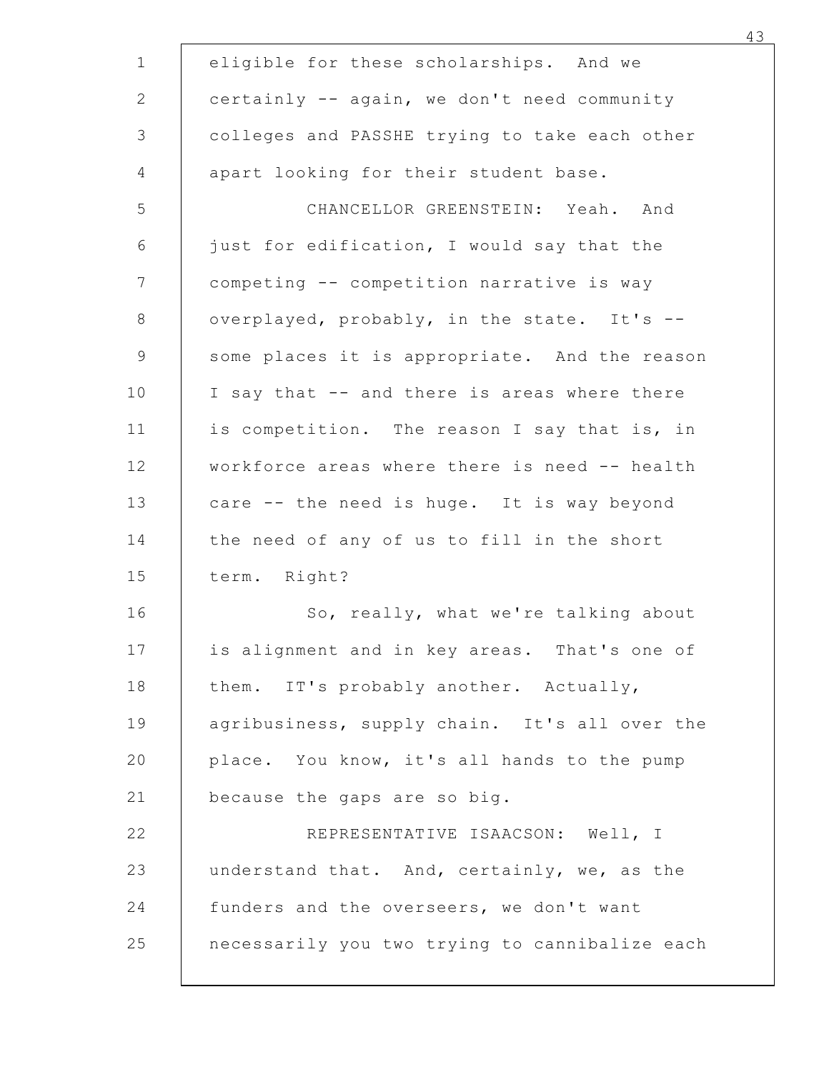eligible for these scholarships. And we certainly -- again, we don't need community colleges and PASSHE trying to take each other apart looking for their student base.

CHANCELLOR GREENSTEIN: Yeah. And just for edification, I would say that the competing -- competition narrative is way overplayed, probably, in the state. It's -- some places it is appropriate. And the reason I say that -- and there is areas where there is competition. The reason I say that is, in workforce areas where there is need -- health care -- the need is huge. It is way beyond the need of any of us to fill in the short term. Right?

So, really, what we're talking about is alignment and in key areas. That's one of them. IT's probably another. Actually, agribusiness, supply chain. It's all over the place. You know, it's all hands to the pump because the gaps are so big.

REPRESENTATIVE ISAACSON: Well, I understand that. And, certainly, we, as the funders and the overseers, we don't want necessarily you two trying to cannibalize each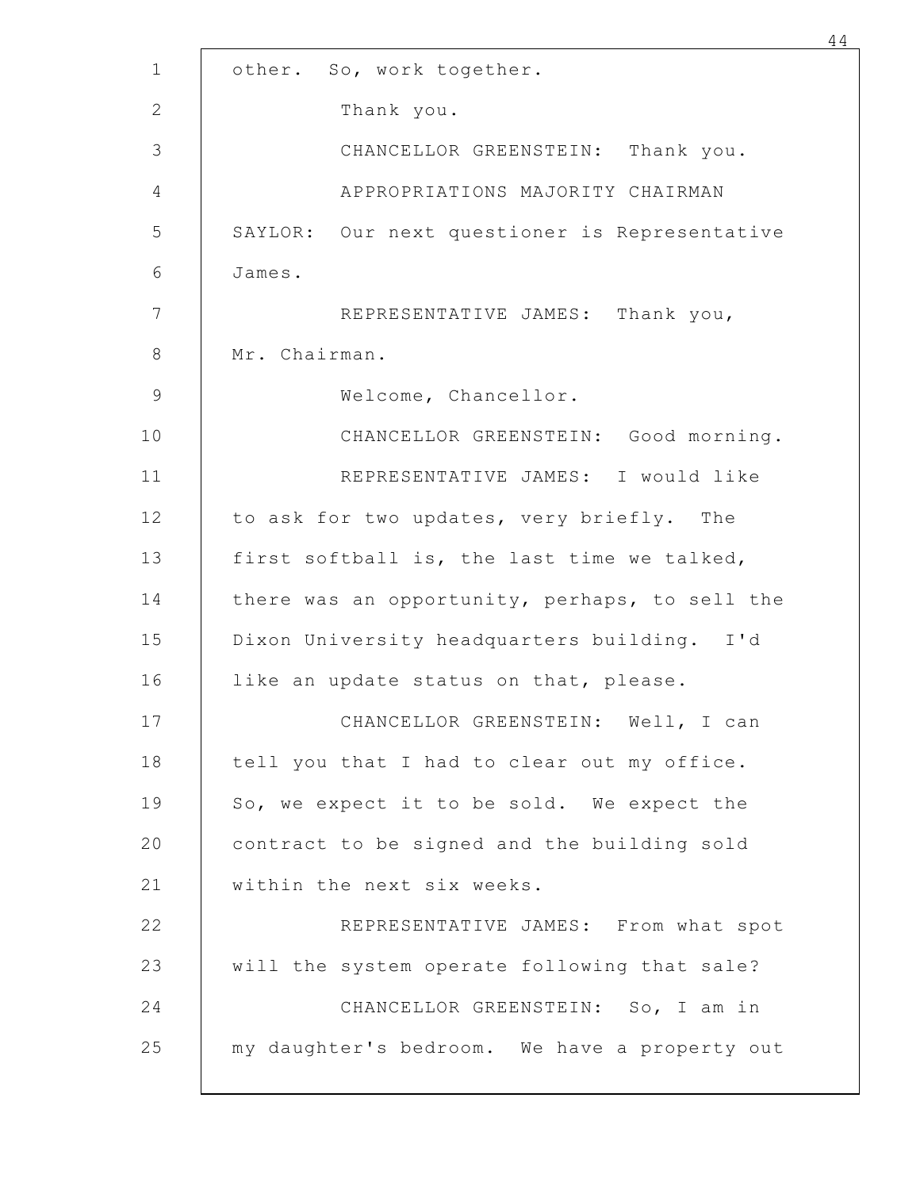other. So, work together.

Thank you.

CHANCELLOR GREENSTEIN: Thank you.

APPROPRIATIONS MAJORITY CHAIRMAN SAYLOR: Our next questioner is Representative James.

REPRESENTATIVE JAMES: Thank you, Mr. Chairman.

Welcome, Chancellor.

CHANCELLOR GREENSTEIN: Good morning.

REPRESENTATIVE JAMES: I would like to ask for two updates, very briefly. The first softball is, the last time we talked, there was an opportunity, perhaps, to sell the Dixon University headquarters building. I'd like an update status on that, please.

CHANCELLOR GREENSTEIN: Well, I can tell you that I had to clear out my office. So, we expect it to be sold. We expect the contract to be signed and the building sold within the next six weeks.

REPRESENTATIVE JAMES: From what spot will the system operate following that sale?

CHANCELLOR GREENSTEIN: So, I am in my daughter's bedroom. We have a property out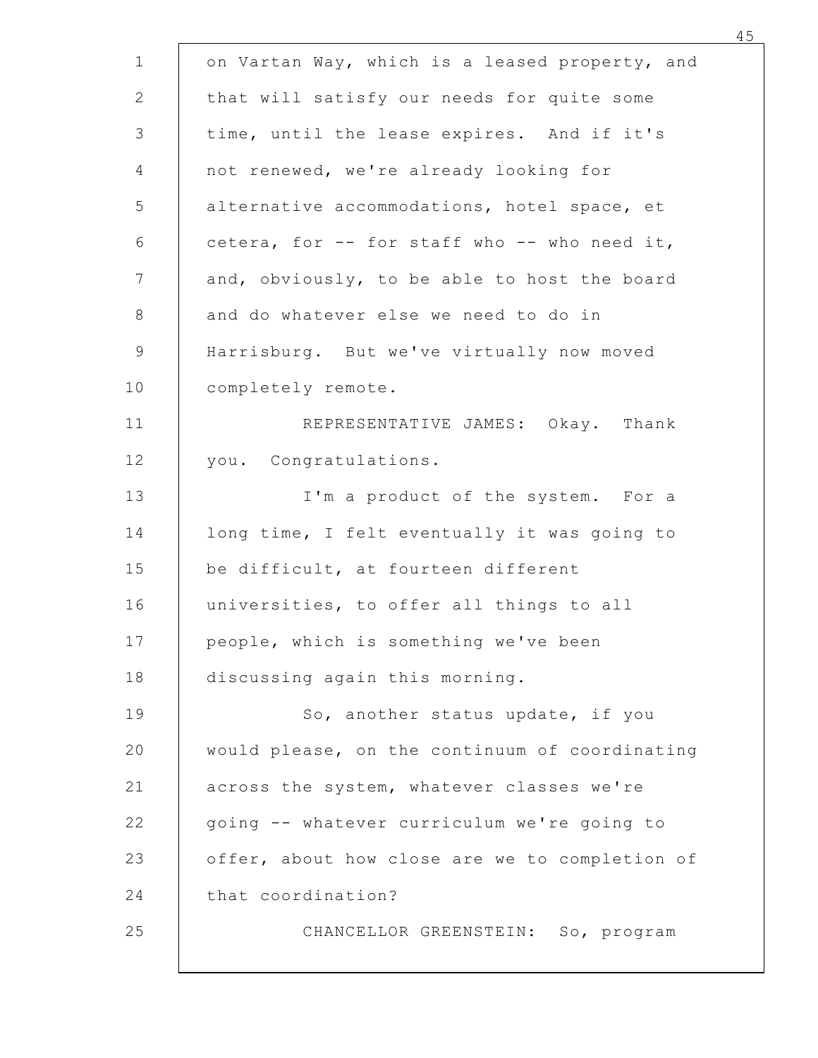on Vartan Way, which is a leased property, and that will satisfy our needs for quite some time, until the lease expires. And if it's not renewed, we're already looking for alternative accommodations, hotel space, et cetera, for -- for staff who -- who need it, and, obviously, to be able to host the board and do whatever else we need to do in Harrisburg. But we've virtually now moved completely remote.

REPRESENTATIVE JAMES: Okay. Thank you. Congratulations.

I'm a product of the system. For a long time, I felt eventually it was going to be difficult, at fourteen different universities, to offer all things to all people, which is something we've been discussing again this morning.

So, another status update, if you would please, on the continuum of coordinating across the system, whatever classes we're going -- whatever curriculum we're going to offer, about how close are we to completion of that coordination?

CHANCELLOR GREENSTEIN: So, program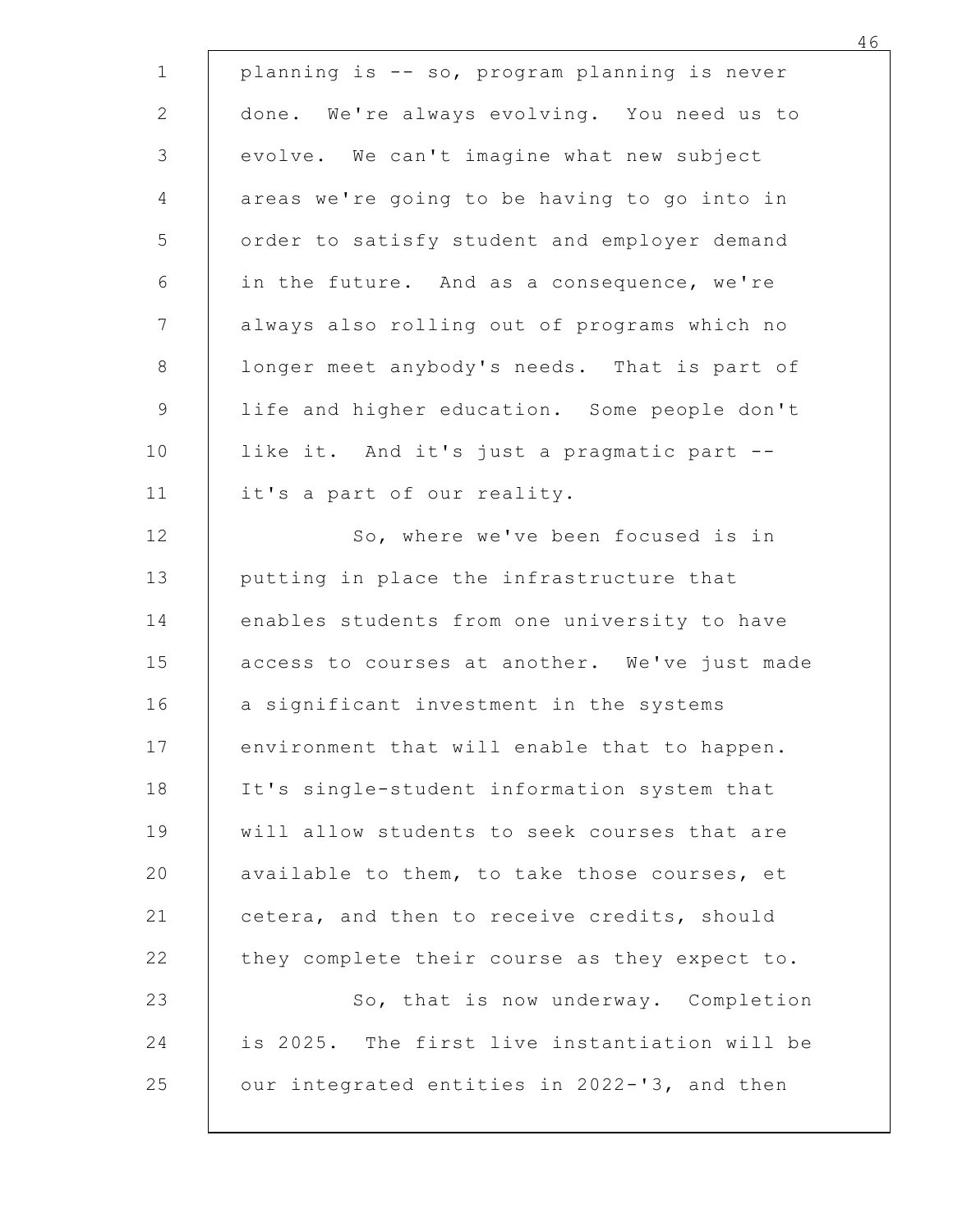planning is -- so, program planning is never done. We're always evolving. You need us to evolve. We can't imagine what new subject areas we're going to be having to go into in order to satisfy student and employer demand in the future. And as a consequence, we're always also rolling out of programs which no longer meet anybody's needs. That is part of life and higher education. Some people don't like it. And it's just a pragmatic part -- it's a part of our reality.

So, where we've been focused is in putting in place the infrastructure that enables students from one university to have access to courses at another. We've just made a significant investment in the systems environment that will enable that to happen. It's single-student information system that will allow students to seek courses that are available to them, to take those courses, et cetera, and then to receive credits, should they complete their course as they expect to.

So, that is now underway. Completion is 2025. The first live instantiation will be our integrated entities in 2022-'3, and then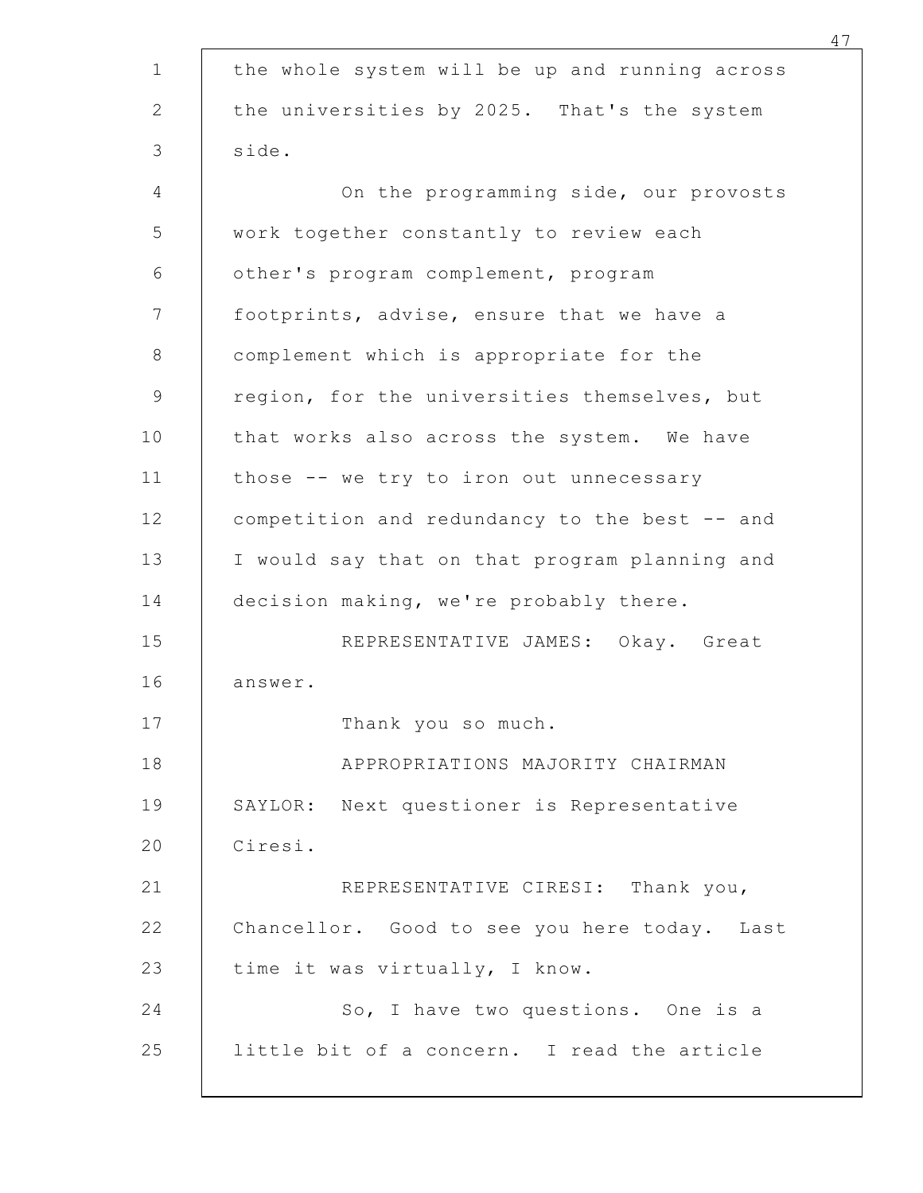the whole system will be up and running across the universities by 2025. That's the system side.

On the programming side, our provosts work together constantly to review each other's program complement, program footprints, advise, ensure that we have a complement which is appropriate for the region, for the universities themselves, but that works also across the system. We have those -- we try to iron out unnecessary competition and redundancy to the best -- and I would say that on that program planning and decision making, we're probably there.

REPRESENTATIVE JAMES: Okay. Great answer.

Thank you so much.

APPROPRIATIONS MAJORITY CHAIRMAN SAYLOR: Next questioner is Representative Ciresi.

REPRESENTATIVE CIRESI: Thank you, Chancellor. Good to see you here today. Last time it was virtually, I know.

So, I have two questions. One is a little bit of a concern. I read the article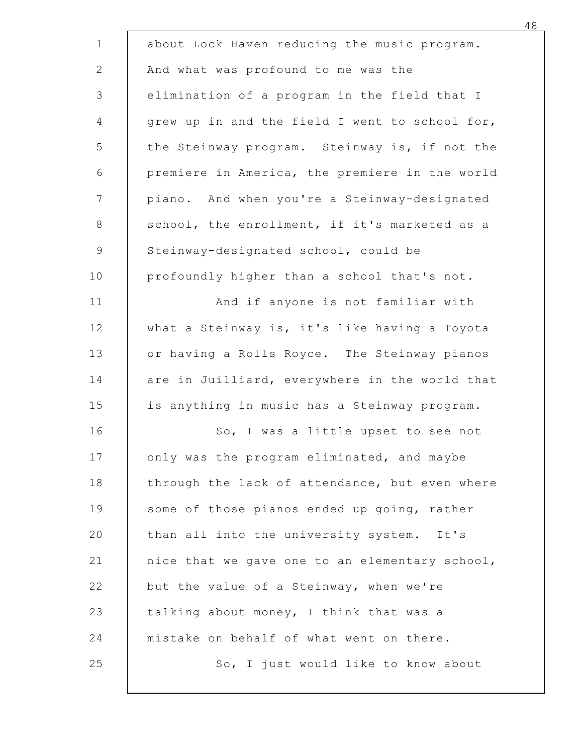about Lock Haven reducing the music program. And what was profound to me was the elimination of a program in the field that I grew up in and the field I went to school for, the Steinway program. Steinway is, if not the premiere in America, the premiere in the world piano. And when you're a Steinway-designated school, the enrollment, if it's marketed as a Steinway-designated school, could be profoundly higher than a school that's not.

And if anyone is not familiar with what a Steinway is, it's like having a Toyota or having a Rolls Royce. The Steinway pianos are in Juilliard, everywhere in the world that is anything in music has a Steinway program.

So, I was a little upset to see not only was the program eliminated, and maybe through the lack of attendance, but even where some of those pianos ended up going, rather than all into the university system. It's nice that we gave one to an elementary school, but the value of a Steinway, when we're talking about money, I think that was a mistake on behalf of what went on there.

So, I just would like to know about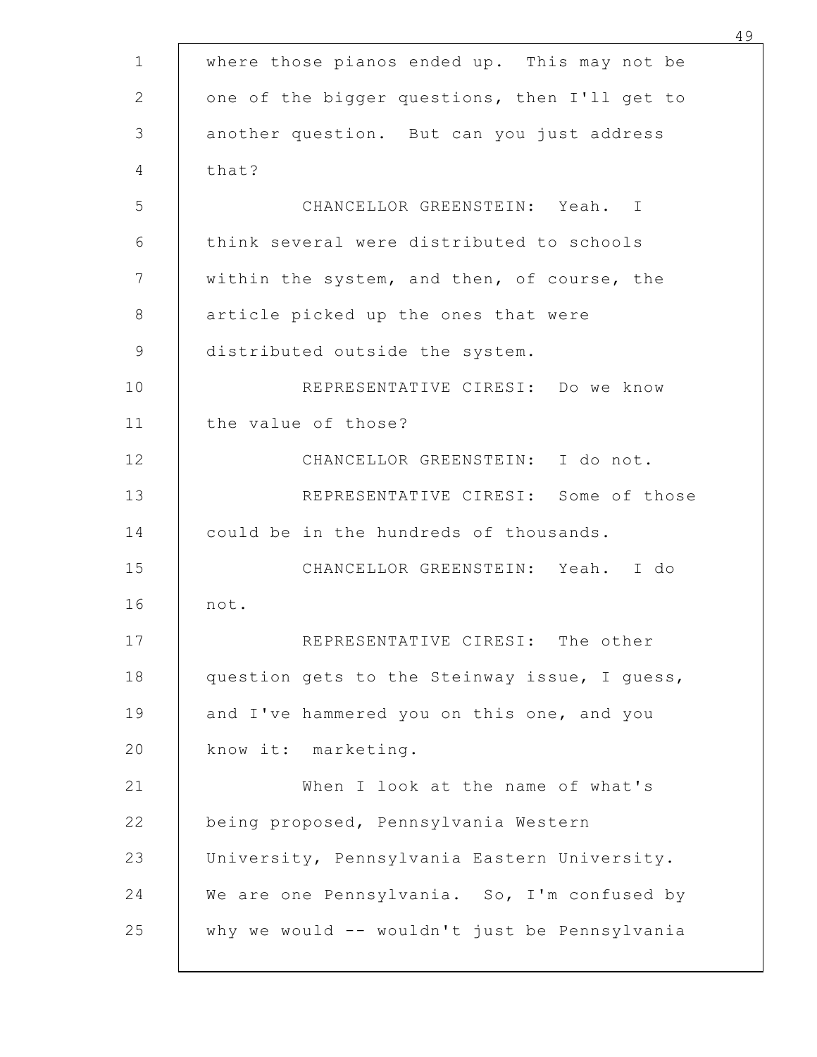where those pianos ended up. This may not be one of the bigger questions, then I'll get to another question. But can you just address that?

CHANCELLOR GREENSTEIN: Yeah. I think several were distributed to schools within the system, and then, of course, the article picked up the ones that were distributed outside the system.

REPRESENTATIVE CIRESI: Do we know the value of those?

CHANCELLOR GREENSTEIN: I do not.

REPRESENTATIVE CIRESI: Some of those could be in the hundreds of thousands.

CHANCELLOR GREENSTEIN: Yeah. I do not.

REPRESENTATIVE CIRESI: The other question gets to the Steinway issue, I guess, and I've hammered you on this one, and you know it: marketing.

When I look at the name of what's being proposed, Pennsylvania Western University, Pennsylvania Eastern University. We are one Pennsylvania. So, I'm confused by why we would -- wouldn't just be Pennsylvania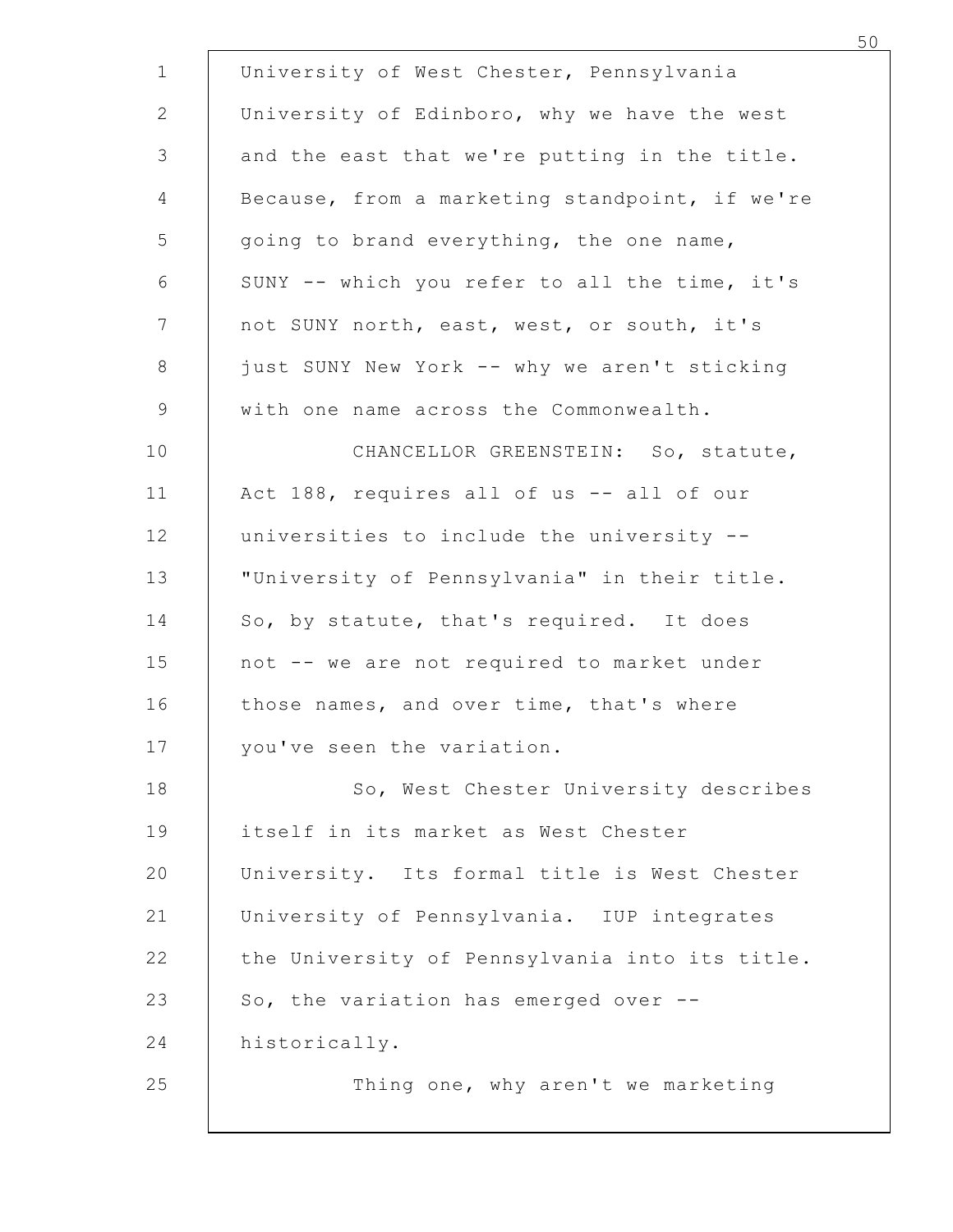University of West Chester, Pennsylvania University of Edinboro, why we have the west and the east that we're putting in the title. Because, from a marketing standpoint, if we're going to brand everything, the one name, SUNY -- which you refer to all the time, it's not SUNY north, east, west, or south, it's just SUNY New York -- why we aren't sticking with one name across the Commonwealth.

CHANCELLOR GREENSTEIN: So, statute, Act 188, requires all of us -- all of our universities to include the university -- "University of Pennsylvania" in their title. So, by statute, that's required. It does not -- we are not required to market under those names, and over time, that's where you've seen the variation.

So, West Chester University describes itself in its market as West Chester University. Its formal title is West Chester University of Pennsylvania. IUP integrates the University of Pennsylvania into its title. So, the variation has emerged over -- historically.

Thing one, why aren't we marketing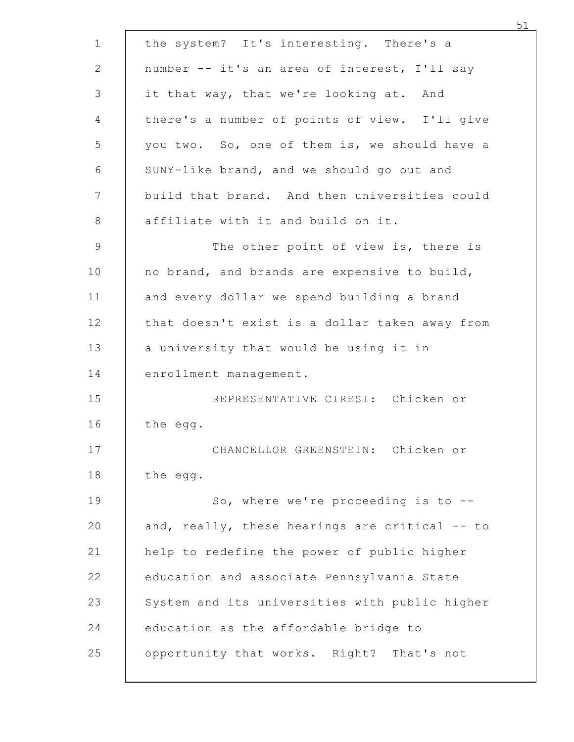the system? It's interesting. There's a number -- it's an area of interest, I'll say it that way, that we're looking at. And there's a number of points of view. I'll give you two. So, one of them is, we should have a SUNY-like brand, and we should go out and build that brand. And then universities could affiliate with it and build on it.

The other point of view is, there is no brand, and brands are expensive to build, and every dollar we spend building a brand that doesn't exist is a dollar taken away from a university that would be using it in enrollment management.

REPRESENTATIVE CIRESI: Chicken or the egg.

CHANCELLOR GREENSTEIN: Chicken or the egg.

So, where we're proceeding is to -- and, really, these hearings are critical -- to help to redefine the power of public higher education and associate Pennsylvania State System and its universities with public higher education as the affordable bridge to opportunity that works. Right? That's not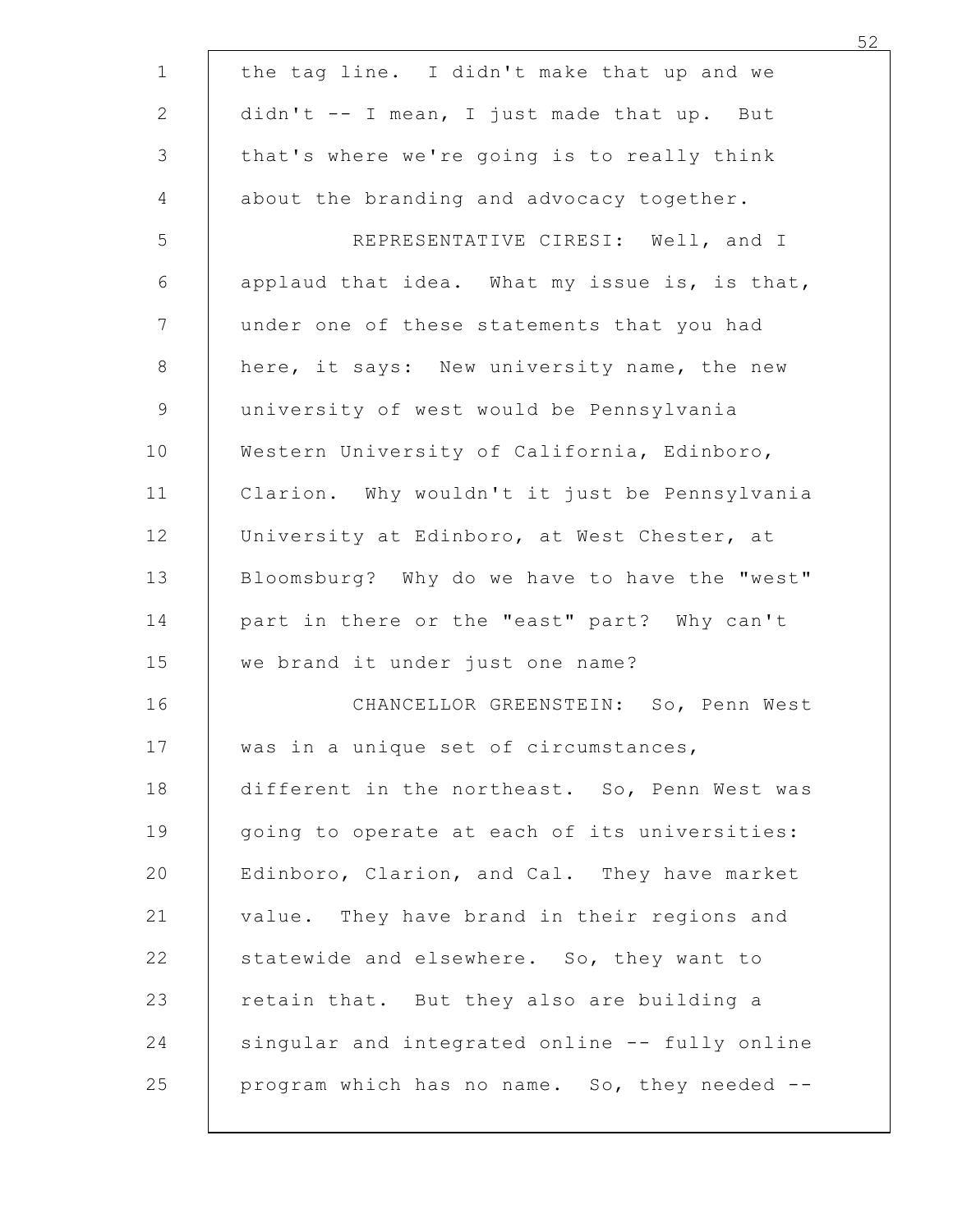the tag line. I didn't make that up and we didn't -- I mean, I just made that up. But that's where we're going is to really think about the branding and advocacy together.

REPRESENTATIVE CIRESI: Well, and I applaud that idea. What my issue is, is that, under one of these statements that you had here, it says: New university name, the new university of west would be Pennsylvania Western University of California, Edinboro, Clarion. Why wouldn't it just be Pennsylvania University at Edinboro, at West Chester, at Bloomsburg? Why do we have to have the "west" part in there or the "east" part? Why can't we brand it under just one name?

CHANCELLOR GREENSTEIN: So, Penn West was in a unique set of circumstances, different in the northeast. So, Penn West was going to operate at each of its universities: Edinboro, Clarion, and Cal. They have market value. They have brand in their regions and statewide and elsewhere. So, they want to retain that. But they also are building a singular and integrated online -- fully online program which has no name. So, they needed --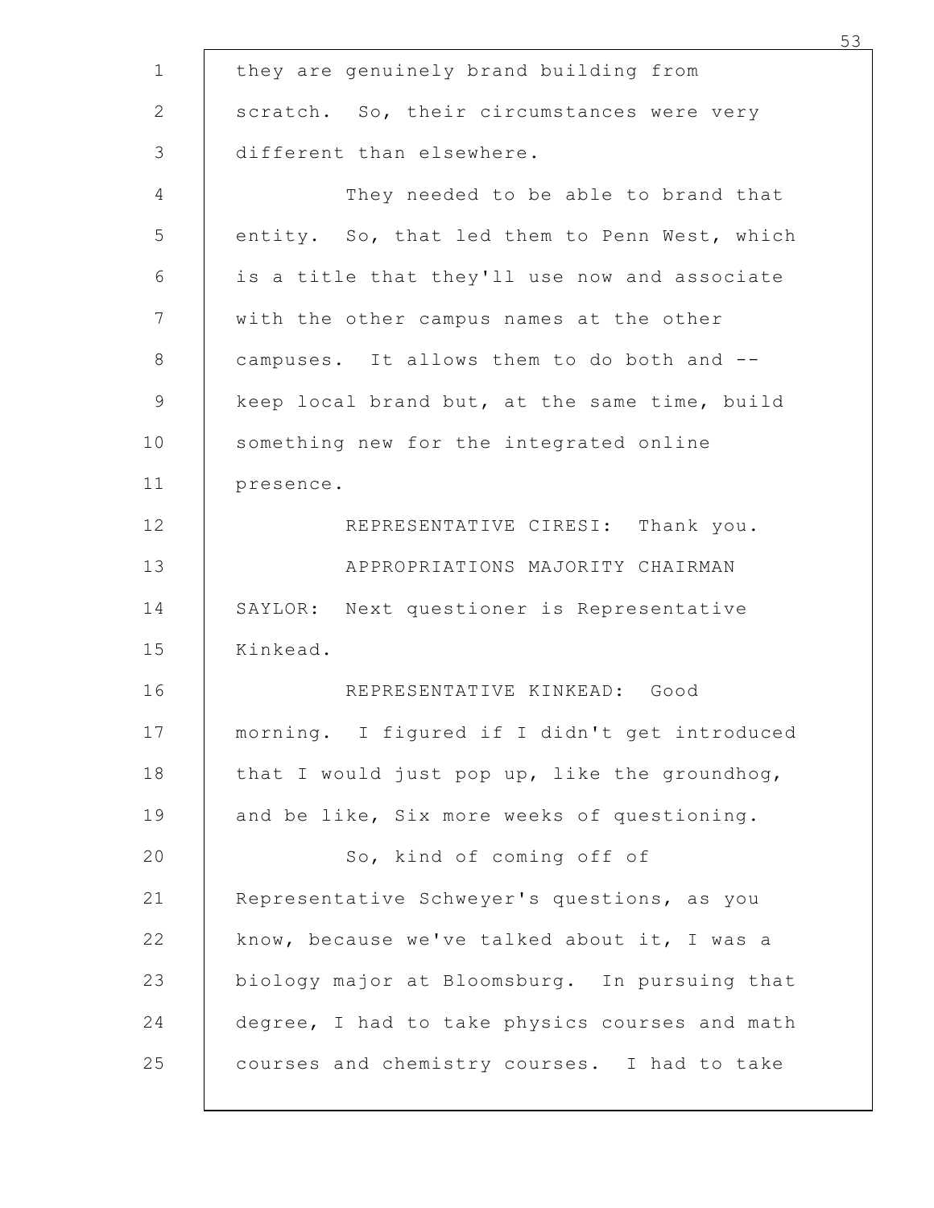they are genuinely brand building from scratch. So, their circumstances were very different than elsewhere.

They needed to be able to brand that entity. So, that led them to Penn West, which is a title that they'll use now and associate with the other campus names at the other campuses. It allows them to do both and -- keep local brand but, at the same time, build something new for the integrated online presence.

REPRESENTATIVE CIRESI: Thank you.

APPROPRIATIONS MAJORITY CHAIRMAN SAYLOR: Next questioner is Representative Kinkead.

REPRESENTATIVE KINKEAD: Good morning. I figured if I didn't get introduced that I would just pop up, like the groundhog, and be like, Six more weeks of questioning.

So, kind of coming off of Representative Schweyer's questions, as you know, because we've talked about it, I was a biology major at Bloomsburg. In pursuing that degree, I had to take physics courses and math courses and chemistry courses. I had to take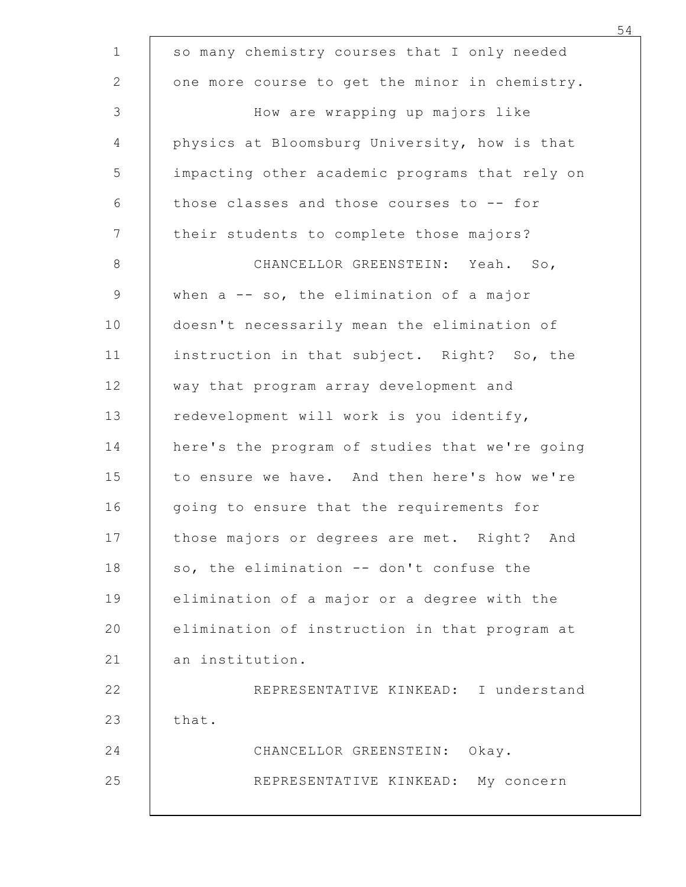so many chemistry courses that I only needed one more course to get the minor in chemistry.

How are wrapping up majors like physics at Bloomsburg University, how is that impacting other academic programs that rely on those classes and those courses to -- for their students to complete those majors?

CHANCELLOR GREENSTEIN: Yeah. So, when a -- so, the elimination of a major doesn't necessarily mean the elimination of instruction in that subject. Right? So, the way that program array development and redevelopment will work is you identify, here's the program of studies that we're going to ensure we have. And then here's how we're going to ensure that the requirements for those majors or degrees are met. Right? And so, the elimination -- don't confuse the elimination of a major or a degree with the elimination of instruction in that program at an institution.

REPRESENTATIVE KINKEAD: I understand that.

CHANCELLOR GREENSTEIN: Okay.

REPRESENTATIVE KINKEAD: My concern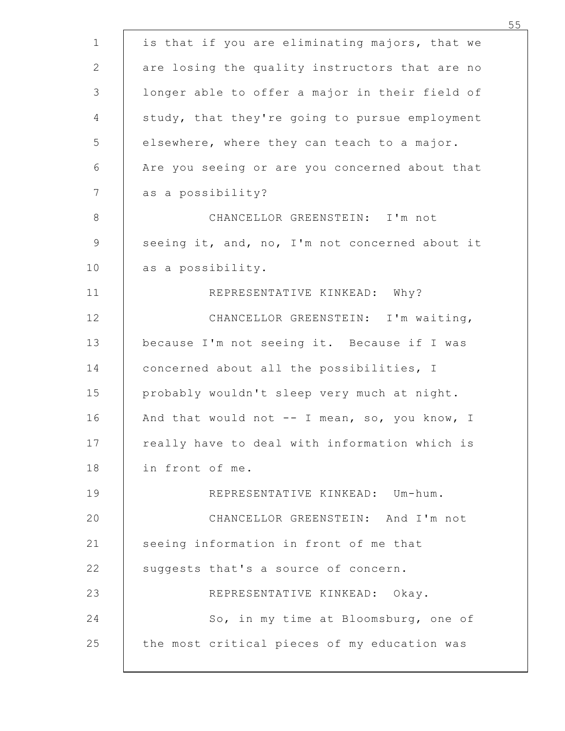is that if you are eliminating majors, that we are losing the quality instructors that are no longer able to offer a major in their field of study, that they're going to pursue employment elsewhere, where they can teach to a major. Are you seeing or are you concerned about that as a possibility?

CHANCELLOR GREENSTEIN: I'm not seeing it, and, no, I'm not concerned about it as a possibility.

REPRESENTATIVE KINKEAD: Why?

CHANCELLOR GREENSTEIN: I'm waiting, because I'm not seeing it. Because if I was concerned about all the possibilities, I probably wouldn't sleep very much at night. And that would not -- I mean, so, you know, I really have to deal with information which is in front of me.

REPRESENTATIVE KINKEAD: Um-hum.

CHANCELLOR GREENSTEIN: And I'm not seeing information in front of me that suggests that's a source of concern.

REPRESENTATIVE KINKEAD: Okay.

So, in my time at Bloomsburg, one of the most critical pieces of my education was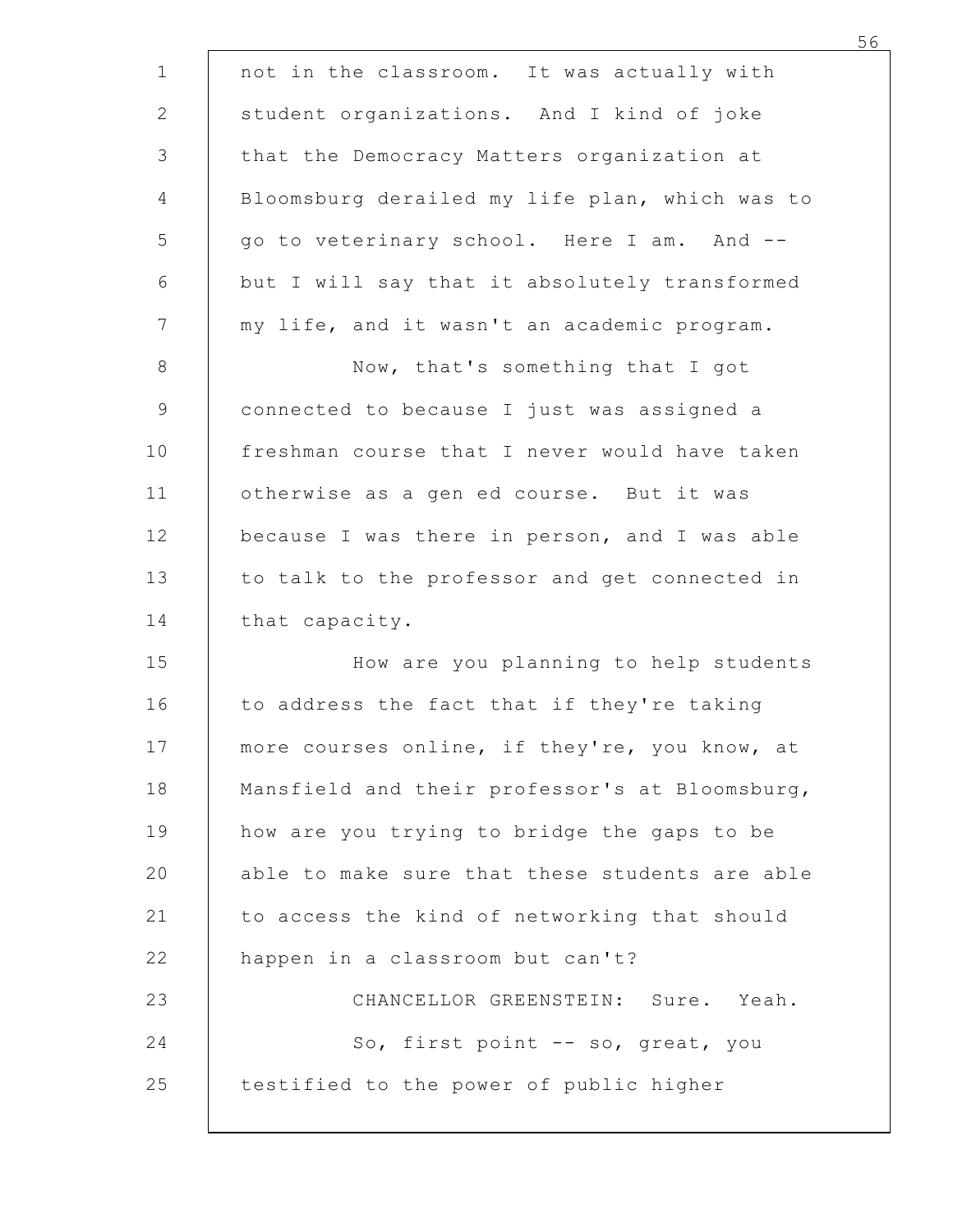not in the classroom. It was actually with student organizations. And I kind of joke that the Democracy Matters organization at Bloomsburg derailed my life plan, which was to go to veterinary school. Here I am. And -- but I will say that it absolutely transformed my life, and it wasn't an academic program.

Now, that's something that I got connected to because I just was assigned a freshman course that I never would have taken otherwise as a gen ed course. But it was because I was there in person, and I was able to talk to the professor and get connected in that capacity.

How are you planning to help students to address the fact that if they're taking more courses online, if they're, you know, at Mansfield and their professor's at Bloomsburg, how are you trying to bridge the gaps to be able to make sure that these students are able to access the kind of networking that should happen in a classroom but can't?

CHANCELLOR GREENSTEIN: Sure. Yeah.

So, first point -- so, great, you testified to the power of public higher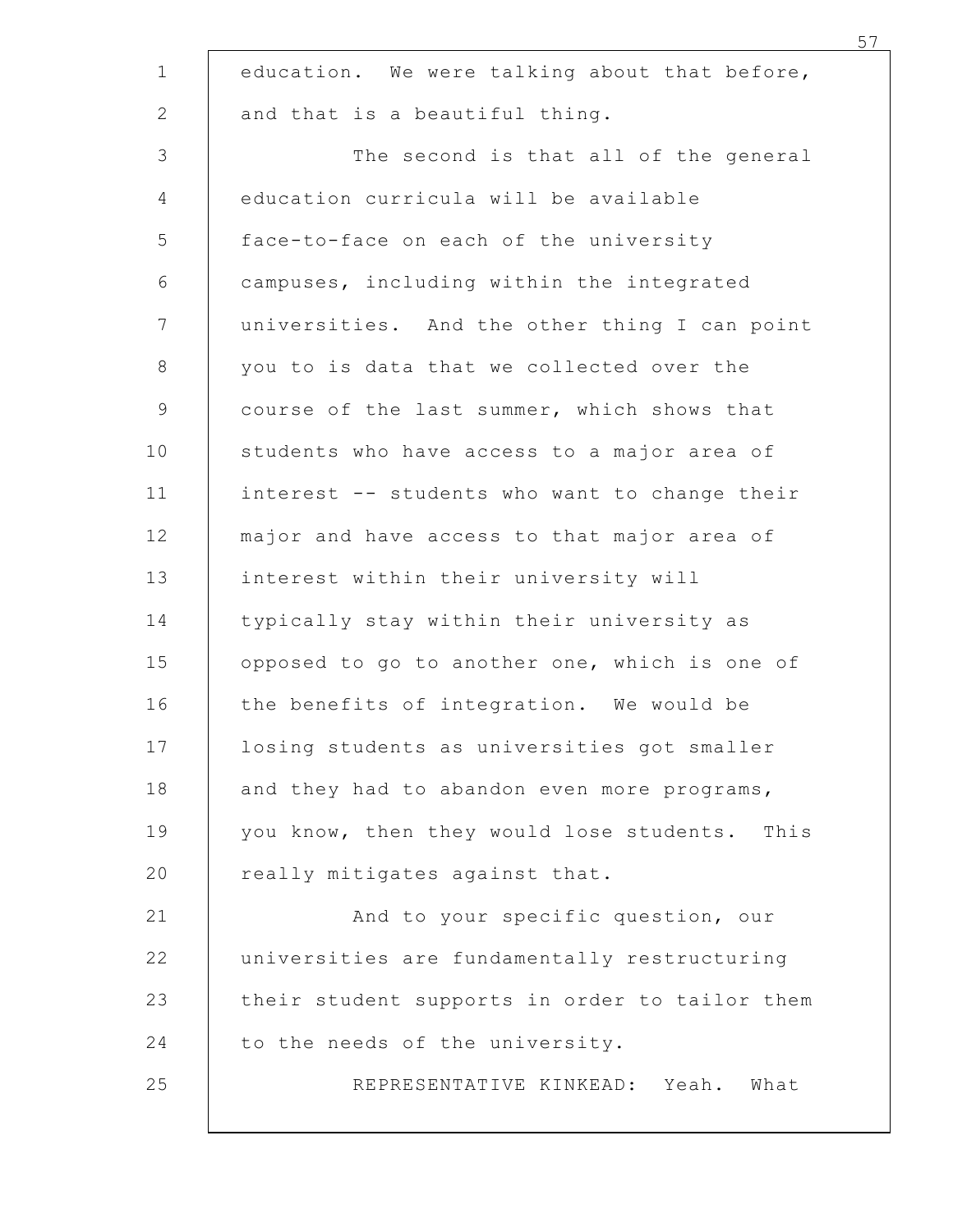education. We were talking about that before, and that is a beautiful thing.

The second is that all of the general education curricula will be available face-to-face on each of the university campuses, including within the integrated universities. And the other thing I can point you to is data that we collected over the course of the last summer, which shows that students who have access to a major area of interest -- students who want to change their major and have access to that major area of interest within their university will typically stay within their university as opposed to go to another one, which is one of the benefits of integration. We would be losing students as universities got smaller and they had to abandon even more programs, you know, then they would lose students. This really mitigates against that.

And to your specific question, our universities are fundamentally restructuring their student supports in order to tailor them to the needs of the university.

REPRESENTATIVE KINKEAD: Yeah. What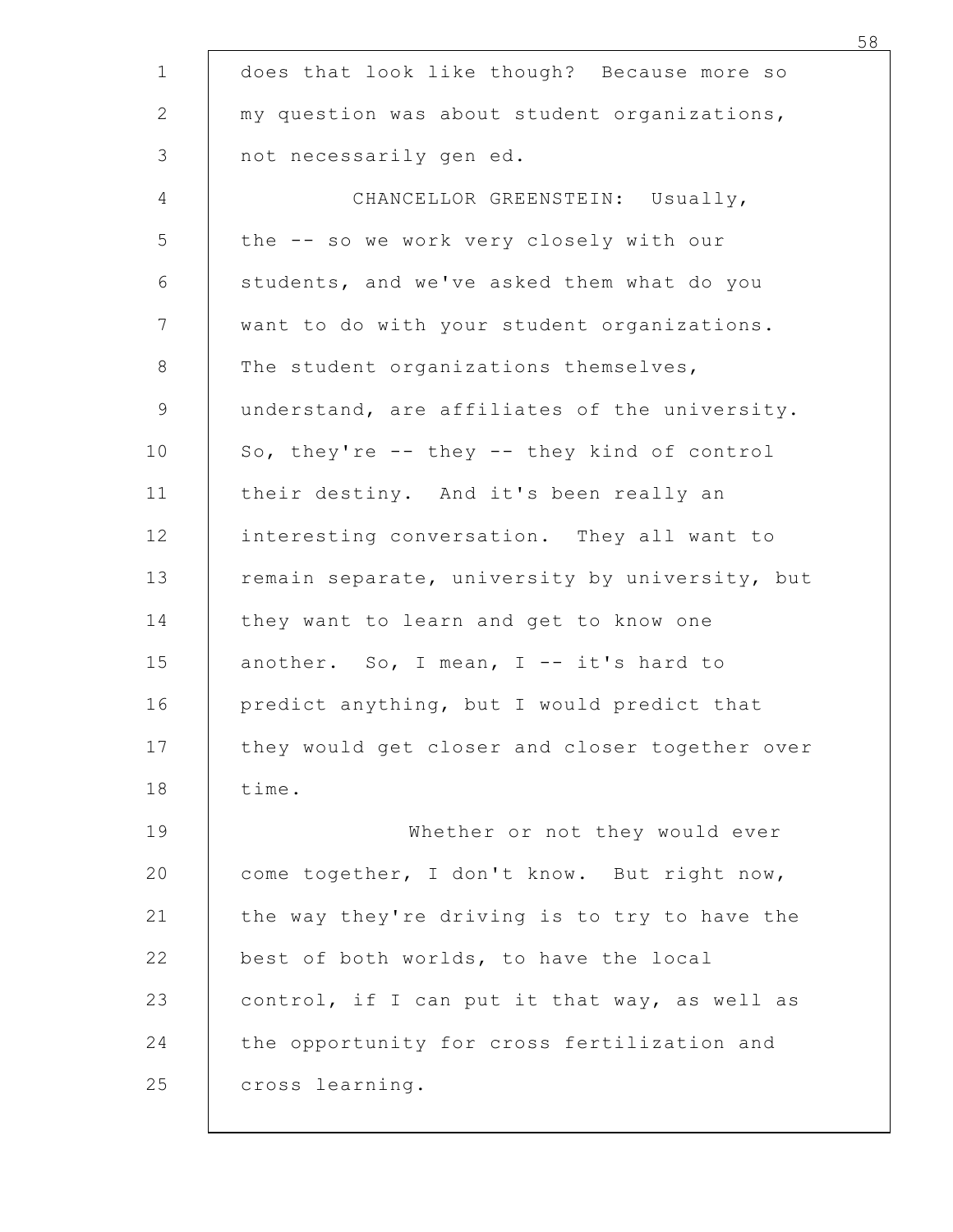does that look like though? Because more so my question was about student organizations, not necessarily gen ed.

CHANCELLOR GREENSTEIN: Usually, the -- so we work very closely with our students, and we've asked them what do you want to do with your student organizations. The student organizations themselves, understand, are affiliates of the university. So, they're -- they -- they kind of control their destiny. And it's been really an interesting conversation. They all want to remain separate, university by university, but they want to learn and get to know one another. So, I mean, I -- it's hard to predict anything, but I would predict that they would get closer and closer together over time.

Whether or not they would ever come together, I don't know. But right now, the way they're driving is to try to have the best of both worlds, to have the local control, if I can put it that way, as well as the opportunity for cross fertilization and cross learning.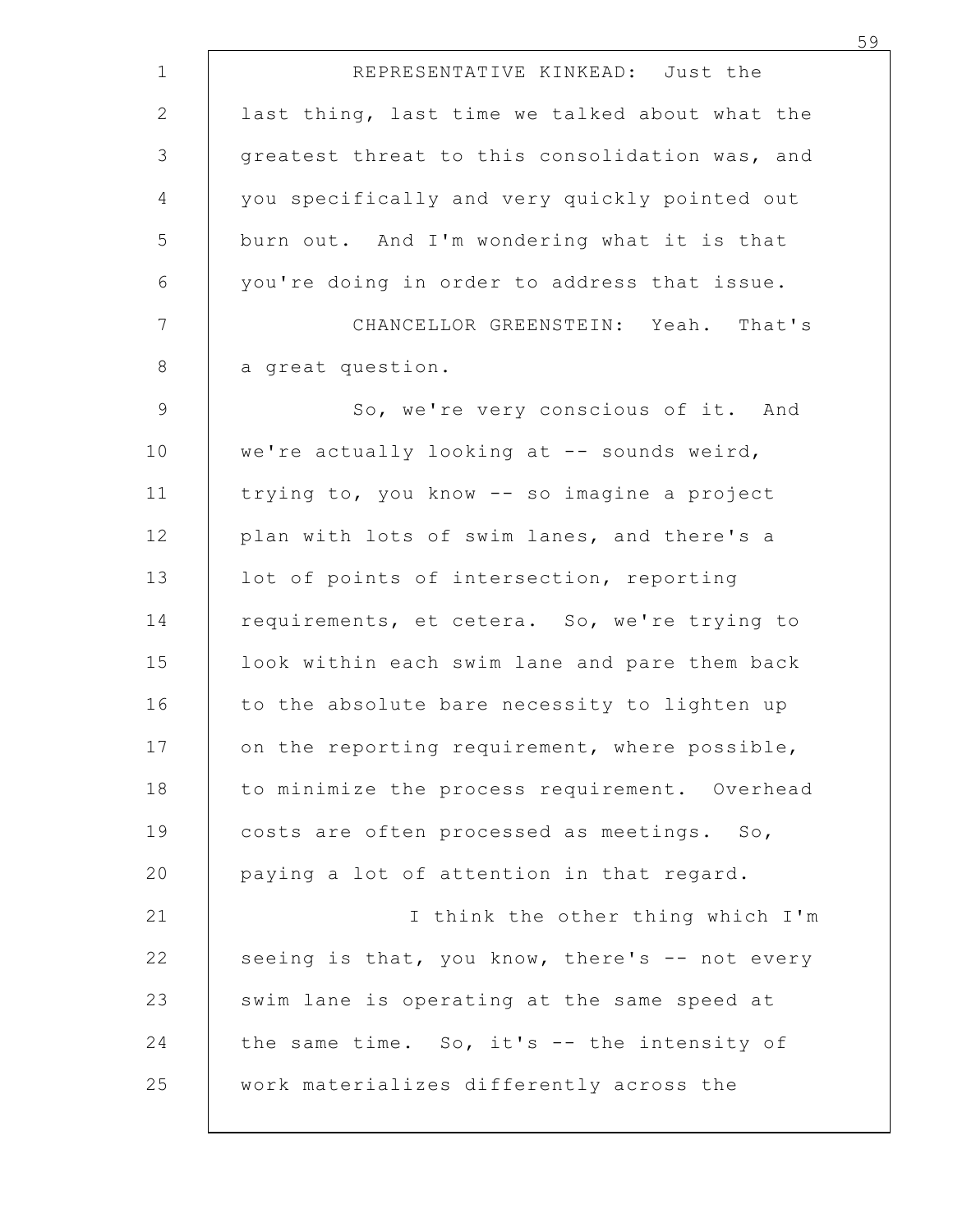REPRESENTATIVE KINKEAD: Just the last thing, last time we talked about what the greatest threat to this consolidation was, and you specifically and very quickly pointed out burn out. And I'm wondering what it is that you're doing in order to address that issue.

CHANCELLOR GREENSTEIN: Yeah. That's a great question.

So, we're very conscious of it. And we're actually looking at -- sounds weird, trying to, you know -- so imagine a project plan with lots of swim lanes, and there's a lot of points of intersection, reporting requirements, et cetera. So, we're trying to look within each swim lane and pare them back to the absolute bare necessity to lighten up on the reporting requirement, where possible, to minimize the process requirement. Overhead costs are often processed as meetings. So, paying a lot of attention in that regard.

I think the other thing which I'm seeing is that, you know, there's -- not every swim lane is operating at the same speed at the same time. So, it's -- the intensity of work materializes differently across the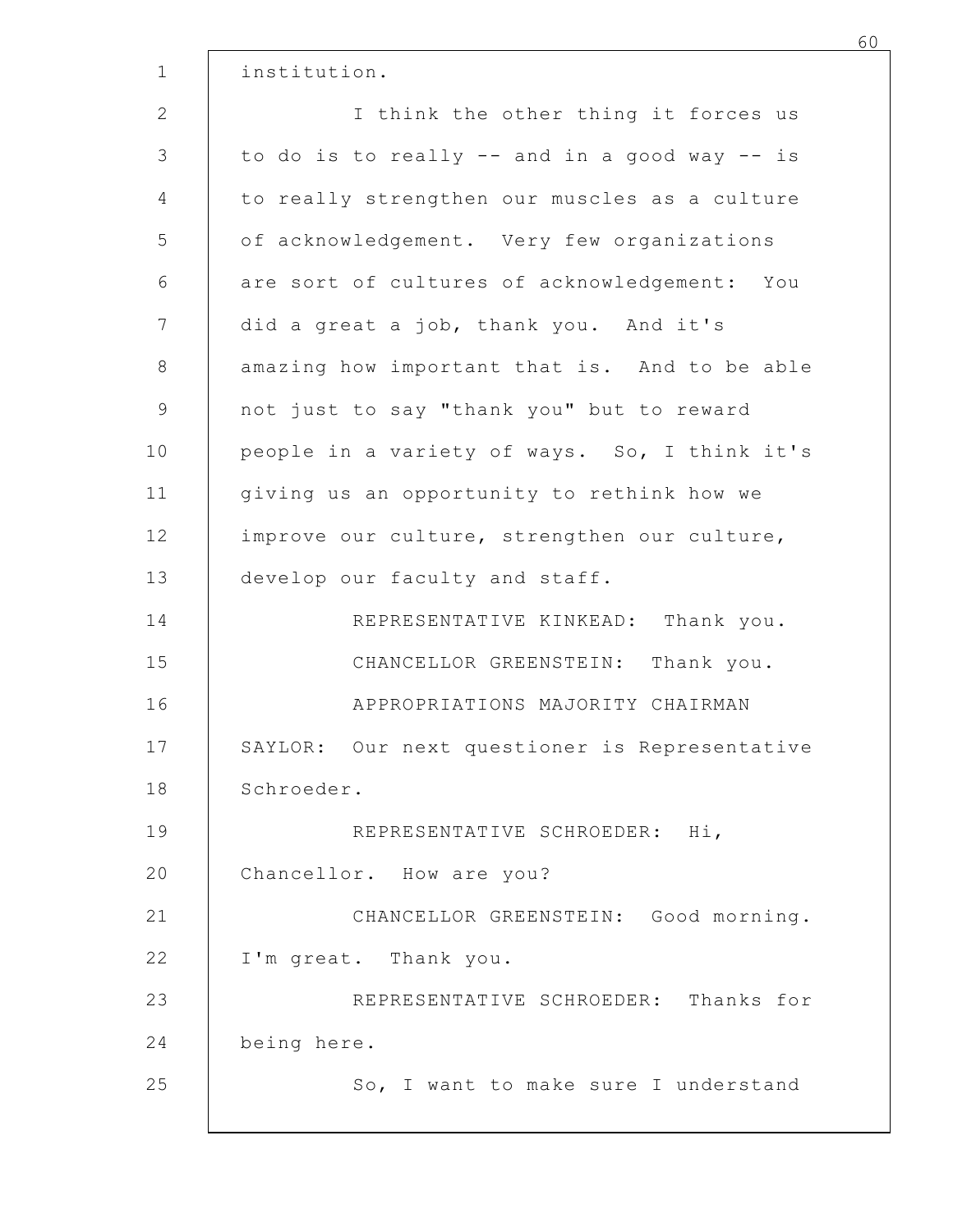institution.

I think the other thing it forces us to do is to really -- and in a good way -- is to really strengthen our muscles as a culture of acknowledgement. Very few organizations are sort of cultures of acknowledgement: You did a great a job, thank you. And it's amazing how important that is. And to be able not just to say "thank you" but to reward people in a variety of ways. So, I think it's giving us an opportunity to rethink how we improve our culture, strengthen our culture, develop our faculty and staff.

REPRESENTATIVE KINKEAD: Thank you.

CHANCELLOR GREENSTEIN: Thank you.

APPROPRIATIONS MAJORITY CHAIRMAN SAYLOR: Our next questioner is Representative Schroeder.

REPRESENTATIVE SCHROEDER: Hi, Chancellor. How are you?

CHANCELLOR GREENSTEIN: Good morning. I'm great. Thank you.

REPRESENTATIVE SCHROEDER: Thanks for being here.

So, I want to make sure I understand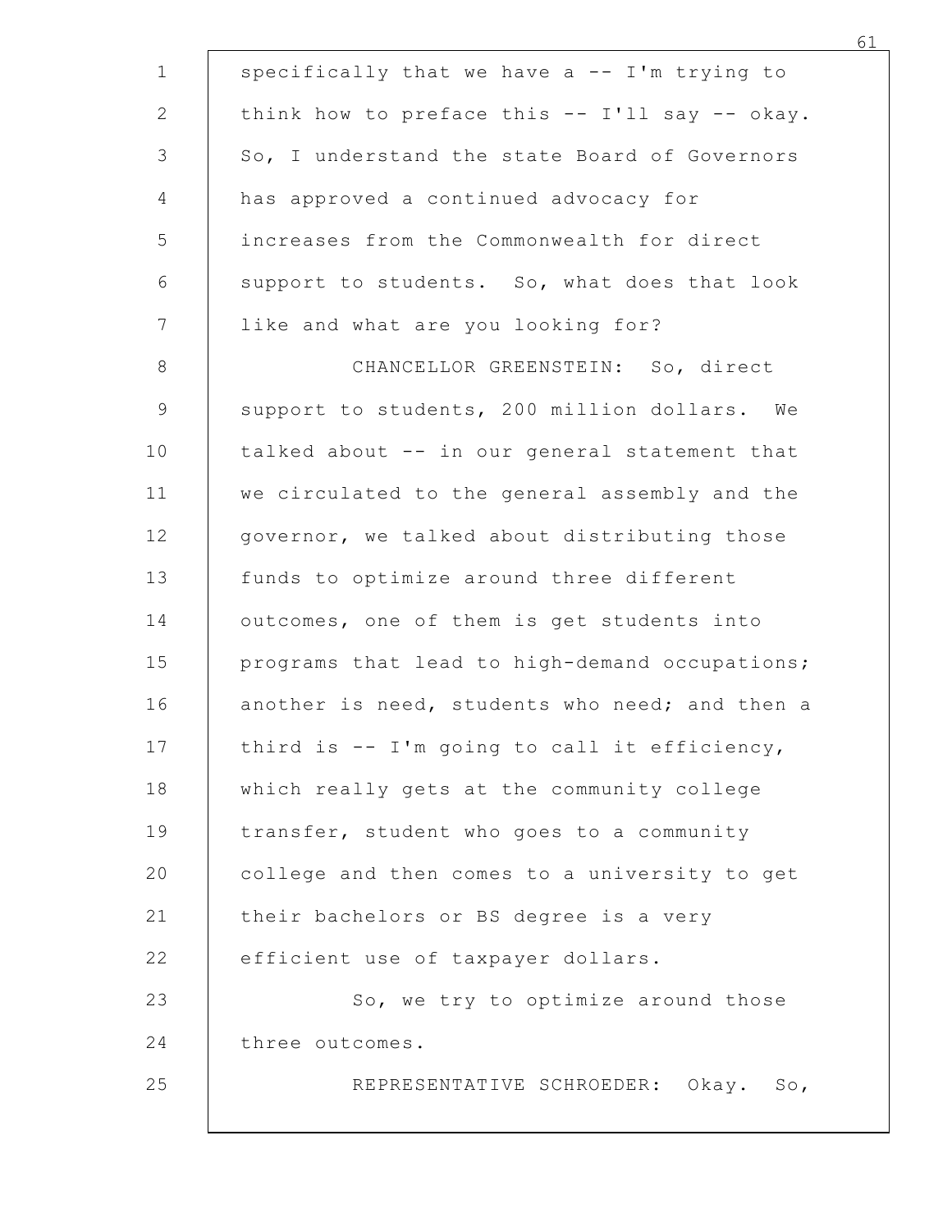specifically that we have a -- I'm trying to think how to preface this -- I'll say -- okay. So, I understand the state Board of Governors has approved a continued advocacy for increases from the Commonwealth for direct support to students. So, what does that look like and what are you looking for?

CHANCELLOR GREENSTEIN: So, direct support to students, 200 million dollars. We talked about -- in our general statement that we circulated to the general assembly and the governor, we talked about distributing those funds to optimize around three different outcomes, one of them is get students into programs that lead to high-demand occupations; another is need, students who need; and then a third is -- I'm going to call it efficiency, which really gets at the community college transfer, student who goes to a community college and then comes to a university to get their bachelors or BS degree is a very efficient use of taxpayer dollars.

So, we try to optimize around those three outcomes.

REPRESENTATIVE SCHROEDER: Okay. So,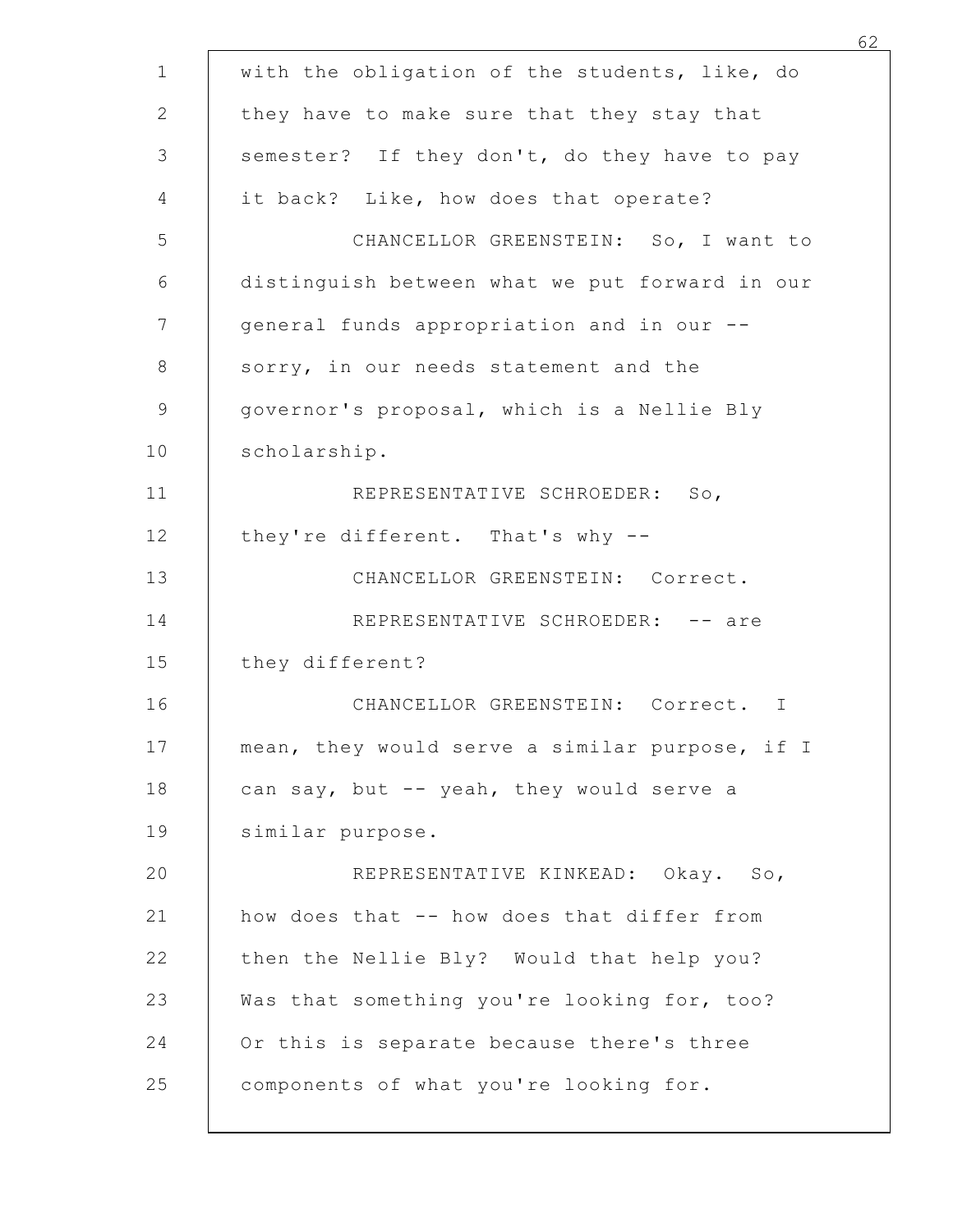with the obligation of the students, like, do they have to make sure that they stay that semester? If they don't, do they have to pay it back? Like, how does that operate?

CHANCELLOR GREENSTEIN: So, I want to distinguish between what we put forward in our general funds appropriation and in our -- sorry, in our needs statement and the governor's proposal, which is a Nellie Bly scholarship.

REPRESENTATIVE SCHROEDER: So, they're different. That's why --

CHANCELLOR GREENSTEIN: Correct.

REPRESENTATIVE SCHROEDER: -- are they different?

CHANCELLOR GREENSTEIN: Correct. I mean, they would serve a similar purpose, if I can say, but -- yeah, they would serve a similar purpose.

REPRESENTATIVE KINKEAD: Okay. So, how does that -- how does that differ from then the Nellie Bly? Would that help you? Was that something you're looking for, too? Or this is separate because there's three components of what you're looking for.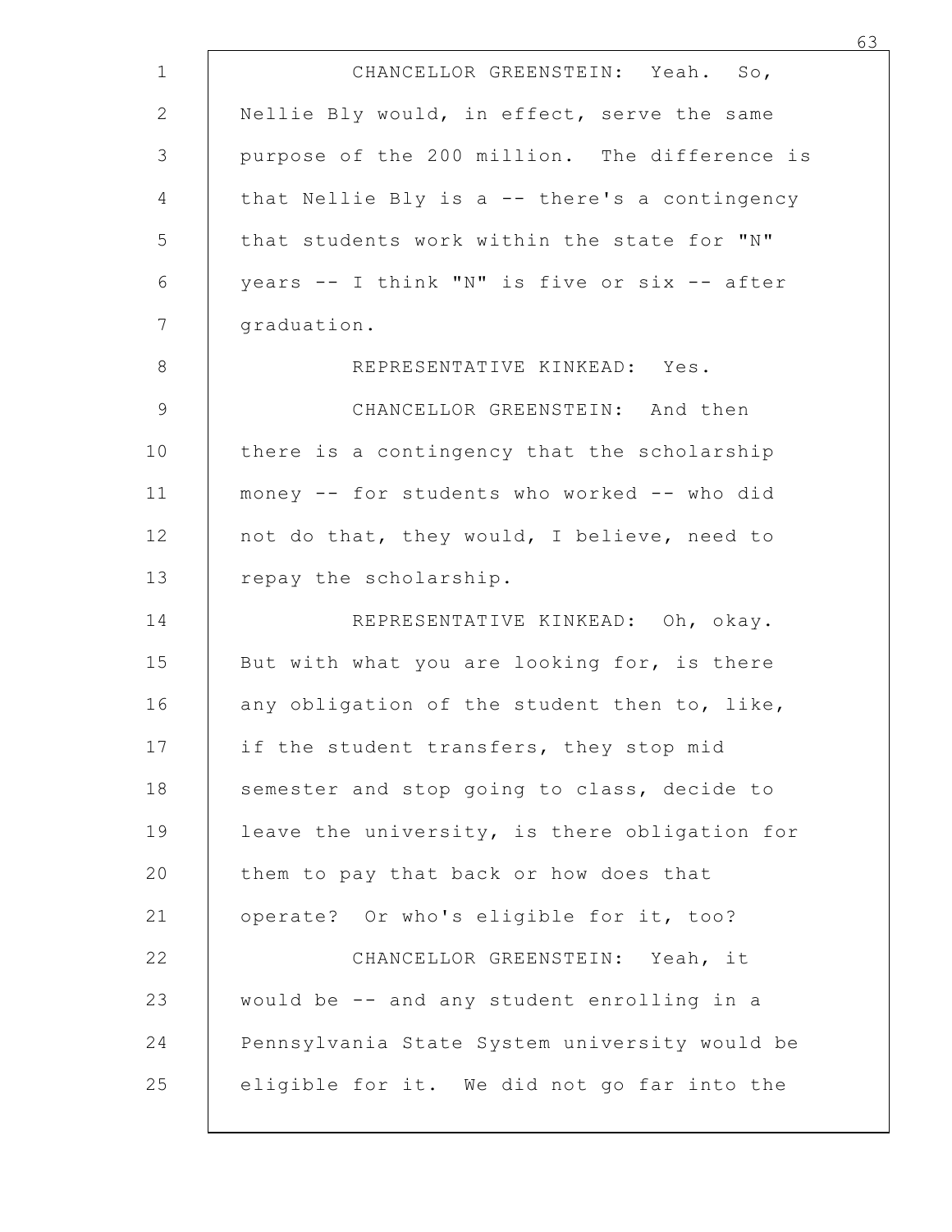CHANCELLOR GREENSTEIN: Yeah. So, Nellie Bly would, in effect, serve the same purpose of the 200 million. The difference is that Nellie Bly is a -- there's a contingency that students work within the state for "N" years -- I think "N" is five or six -- after graduation.

REPRESENTATIVE KINKEAD: Yes.

CHANCELLOR GREENSTEIN: And then there is a contingency that the scholarship money -- for students who worked -- who did not do that, they would, I believe, need to repay the scholarship.

REPRESENTATIVE KINKEAD: Oh, okay. But with what you are looking for, is there any obligation of the student then to, like, if the student transfers, they stop mid semester and stop going to class, decide to leave the university, is there obligation for them to pay that back or how does that operate? Or who's eligible for it, too?

CHANCELLOR GREENSTEIN: Yeah, it would be -- and any student enrolling in a Pennsylvania State System university would be eligible for it. We did not go far into the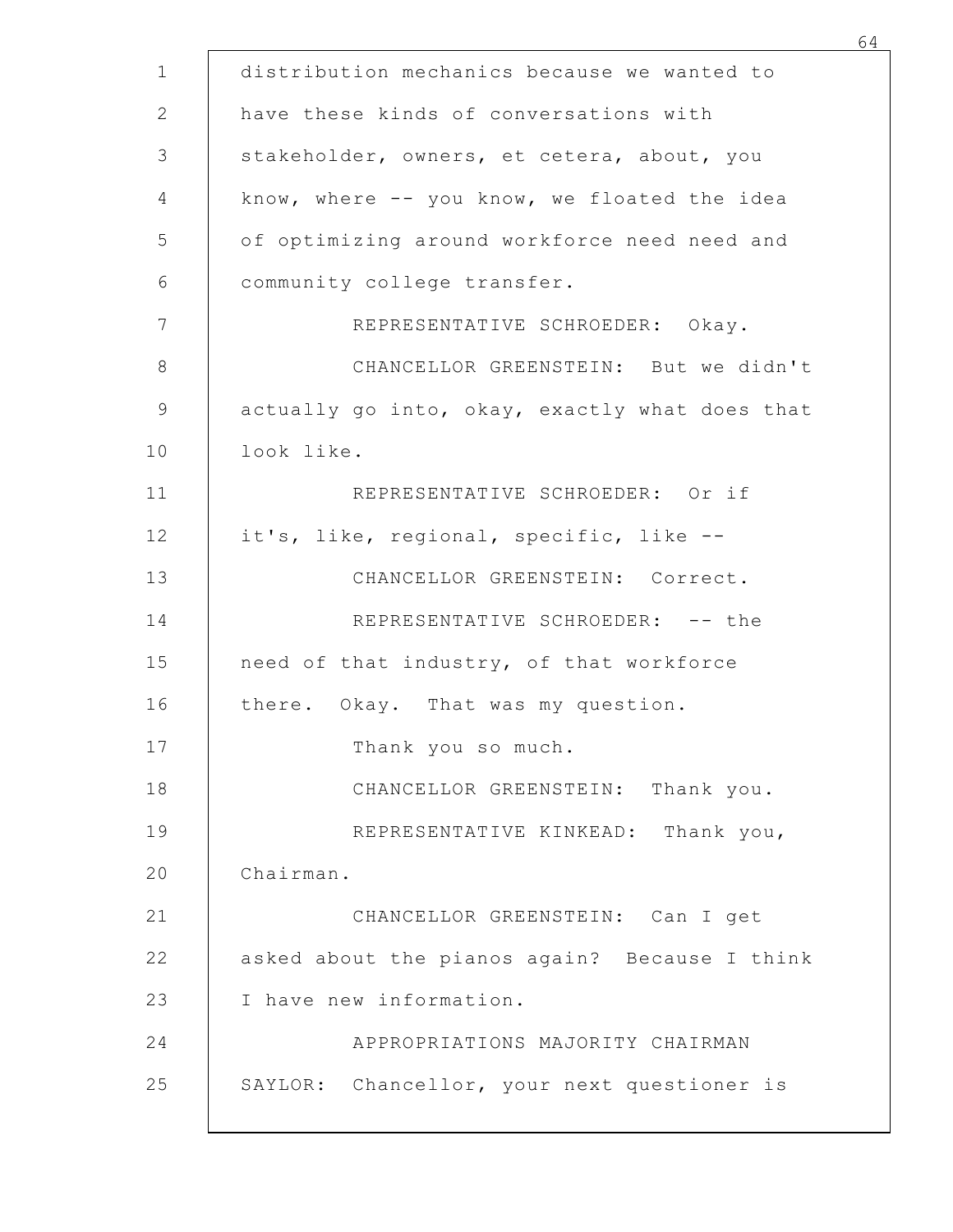distribution mechanics because we wanted to have these kinds of conversations with stakeholder, owners, et cetera, about, you know, where -- you know, we floated the idea of optimizing around workforce need need and community college transfer.

REPRESENTATIVE SCHROEDER: Okay.

CHANCELLOR GREENSTEIN: But we didn't actually go into, okay, exactly what does that look like.

REPRESENTATIVE SCHROEDER: Or if it's, like, regional, specific, like --

CHANCELLOR GREENSTEIN: Correct.

REPRESENTATIVE SCHROEDER: -- the need of that industry, of that workforce there. Okay. That was my question.

Thank you so much.

CHANCELLOR GREENSTEIN: Thank you.

REPRESENTATIVE KINKEAD: Thank you, Chairman.

CHANCELLOR GREENSTEIN: Can I get asked about the pianos again? Because I think I have new information.

APPROPRIATIONS MAJORITY CHAIRMAN SAYLOR: Chancellor, your next questioner is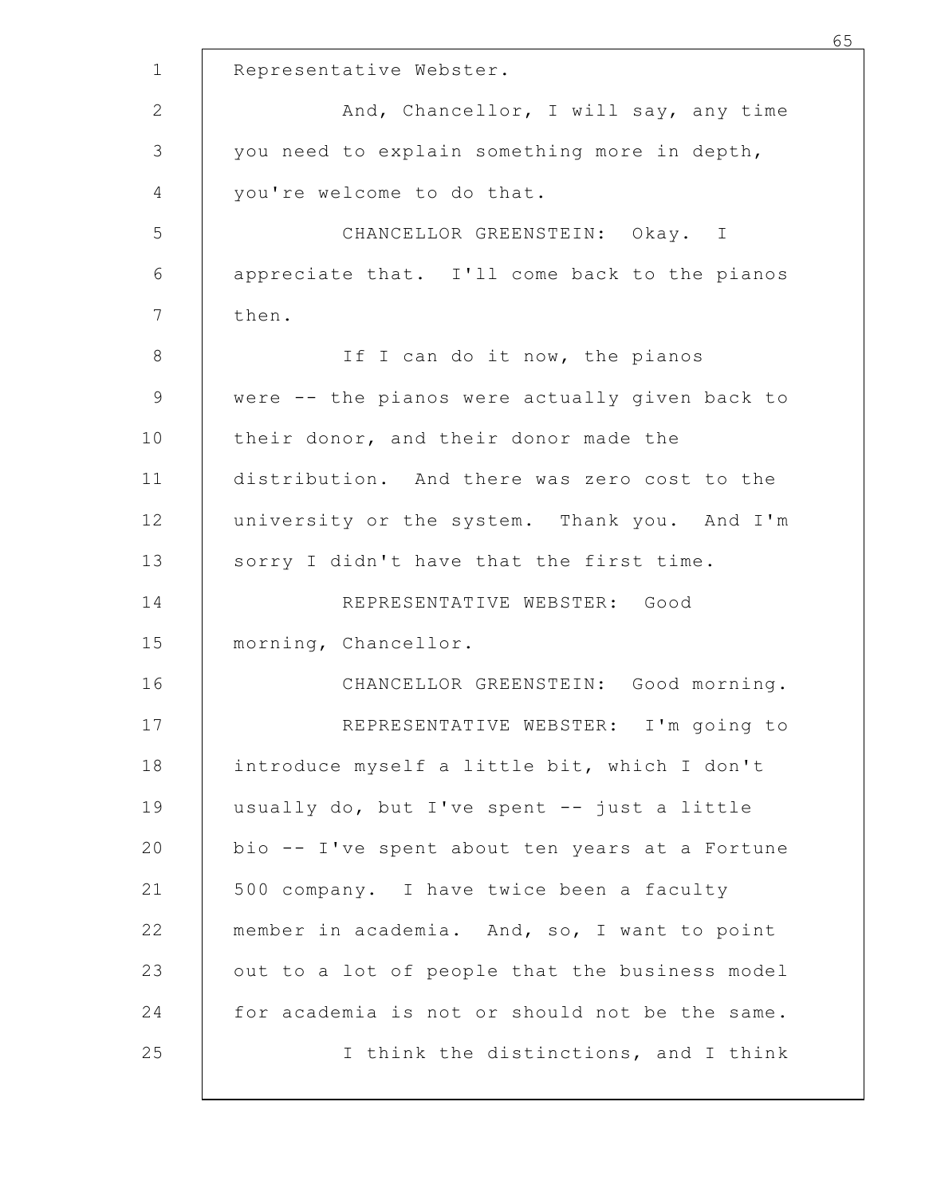Representative Webster.

And, Chancellor, I will say, any time you need to explain something more in depth, you're welcome to do that.

CHANCELLOR GREENSTEIN: Okay. I appreciate that. I'll come back to the pianos then.

If I can do it now, the pianos were -- the pianos were actually given back to their donor, and their donor made the distribution. And there was zero cost to the university or the system. Thank you. And I'm sorry I didn't have that the first time.

REPRESENTATIVE WEBSTER: Good morning, Chancellor.

CHANCELLOR GREENSTEIN: Good morning.

REPRESENTATIVE WEBSTER: I'm going to introduce myself a little bit, which I don't usually do, but I've spent -- just a little bio -- I've spent about ten years at a Fortune 500 company. I have twice been a faculty member in academia. And, so, I want to point out to a lot of people that the business model for academia is not or should not be the same.

I think the distinctions, and I think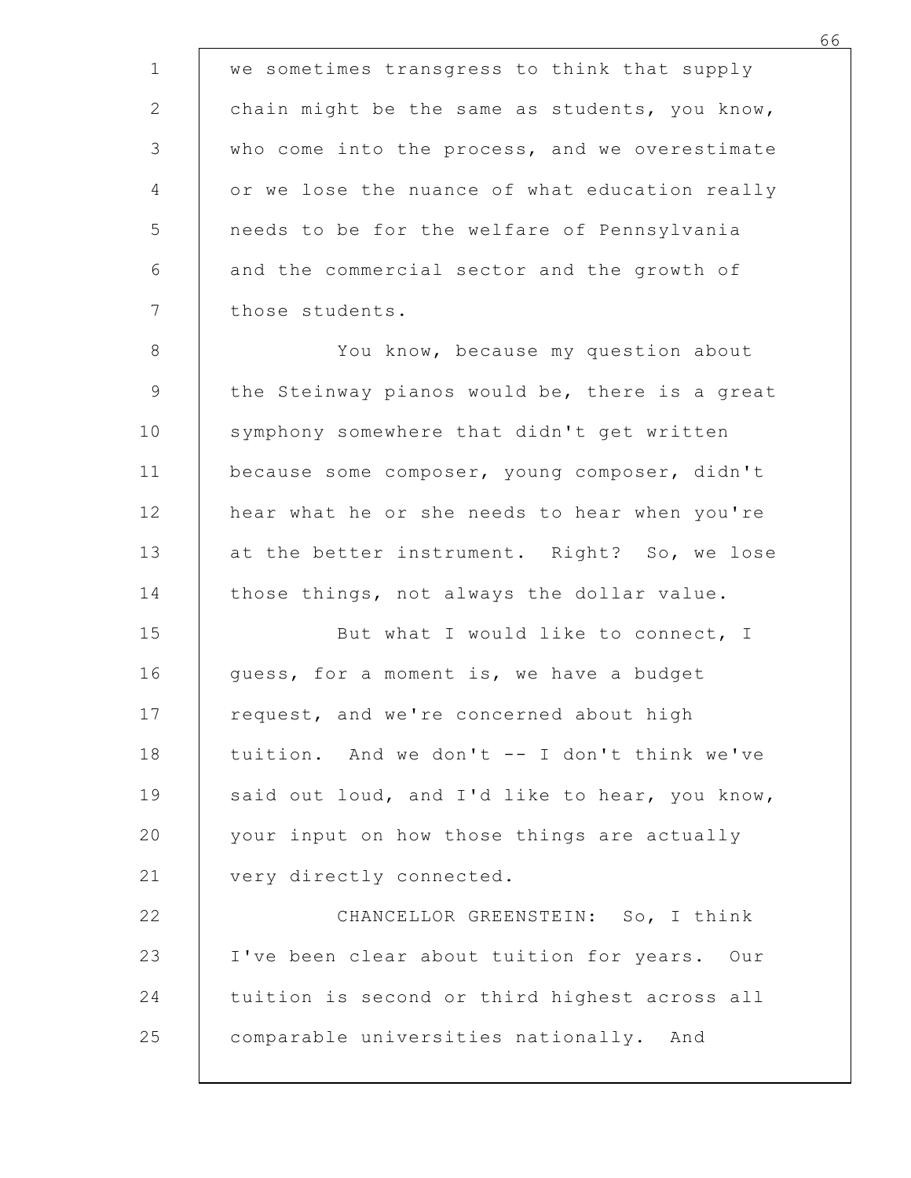we sometimes transgress to think that supply chain might be the same as students, you know, who come into the process, and we overestimate or we lose the nuance of what education really needs to be for the welfare of Pennsylvania and the commercial sector and the growth of those students.

You know, because my question about the Steinway pianos would be, there is a great symphony somewhere that didn't get written because some composer, young composer, didn't hear what he or she needs to hear when you're at the better instrument. Right? So, we lose those things, not always the dollar value.

But what I would like to connect, I guess, for a moment is, we have a budget request, and we're concerned about high tuition. And we don't -- I don't think we've said out loud, and I'd like to hear, you know, your input on how those things are actually very directly connected.

CHANCELLOR GREENSTEIN: So, I think I've been clear about tuition for years. Our tuition is second or third highest across all comparable universities nationally. And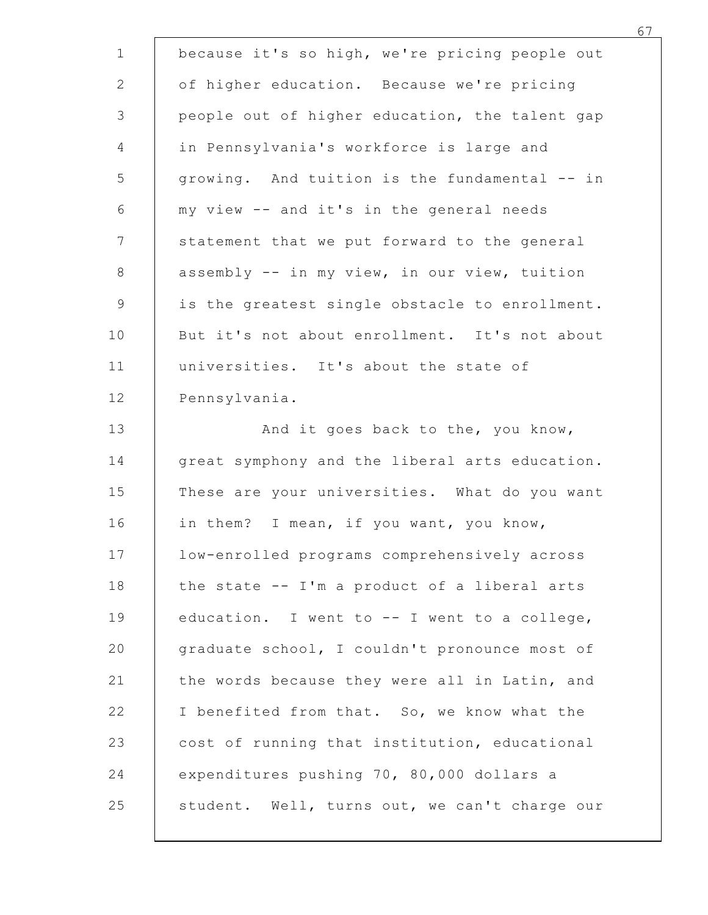because it's so high, we're pricing people out of higher education. Because we're pricing people out of higher education, the talent gap in Pennsylvania's workforce is large and growing. And tuition is the fundamental -- in my view -- and it's in the general needs statement that we put forward to the general assembly -- in my view, in our view, tuition is the greatest single obstacle to enrollment. But it's not about enrollment. It's not about universities. It's about the state of Pennsylvania.

And it goes back to the, you know, great symphony and the liberal arts education. These are your universities. What do you want in them? I mean, if you want, you know, low-enrolled programs comprehensively across the state -- I'm a product of a liberal arts education. I went to -- I went to a college, graduate school, I couldn't pronounce most of the words because they were all in Latin, and I benefited from that. So, we know what the cost of running that institution, educational expenditures pushing 70, 80,000 dollars a student. Well, turns out, we can't charge our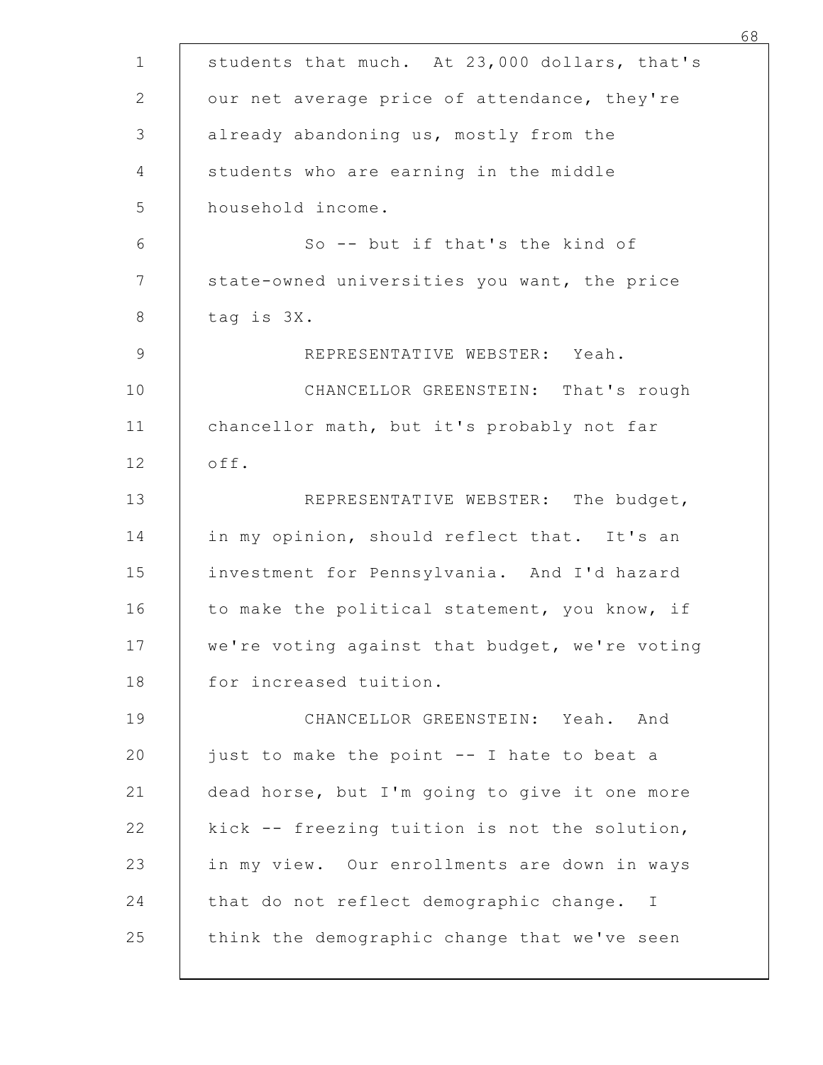students that much. At 23,000 dollars, that's our net average price of attendance, they're already abandoning us, mostly from the students who are earning in the middle household income.

So -- but if that's the kind of state-owned universities you want, the price tag is 3X.

REPRESENTATIVE WEBSTER: Yeah.

CHANCELLOR GREENSTEIN: That's rough chancellor math, but it's probably not far off.

REPRESENTATIVE WEBSTER: The budget, in my opinion, should reflect that. It's an investment for Pennsylvania. And I'd hazard to make the political statement, you know, if we're voting against that budget, we're voting for increased tuition.

CHANCELLOR GREENSTEIN: Yeah. And just to make the point -- I hate to beat a dead horse, but I'm going to give it one more kick -- freezing tuition is not the solution, in my view. Our enrollments are down in ways that do not reflect demographic change. I think the demographic change that we've seen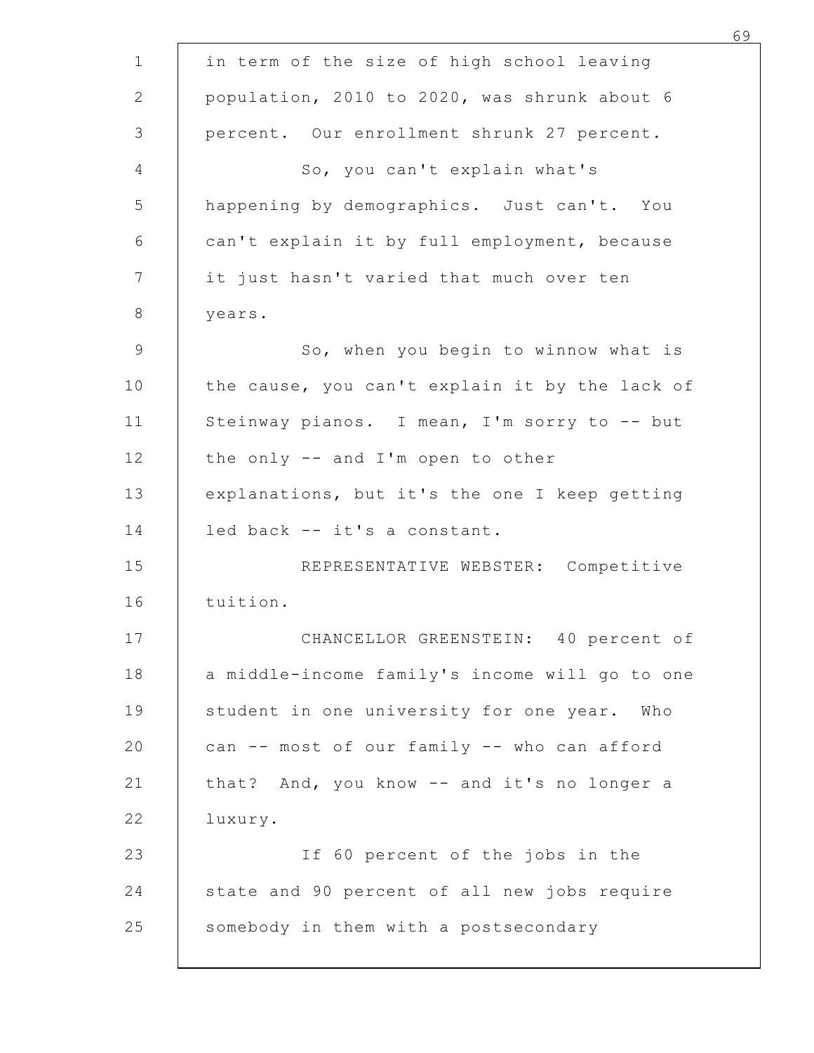in term of the size of high school leaving population, 2010 to 2020, was shrunk about 6 percent. Our enrollment shrunk 27 percent.

So, you can't explain what's happening by demographics. Just can't. You can't explain it by full employment, because it just hasn't varied that much over ten years.

So, when you begin to winnow what is the cause, you can't explain it by the lack of Steinway pianos. I mean, I'm sorry to -- but the only -- and I'm open to other explanations, but it's the one I keep getting led back -- it's a constant.

REPRESENTATIVE WEBSTER: Competitive tuition.

CHANCELLOR GREENSTEIN: 40 percent of a middle-income family's income will go to one student in one university for one year. Who can -- most of our family -- who can afford that? And, you know -- and it's no longer a luxury.

If 60 percent of the jobs in the state and 90 percent of all new jobs require somebody in them with a postsecondary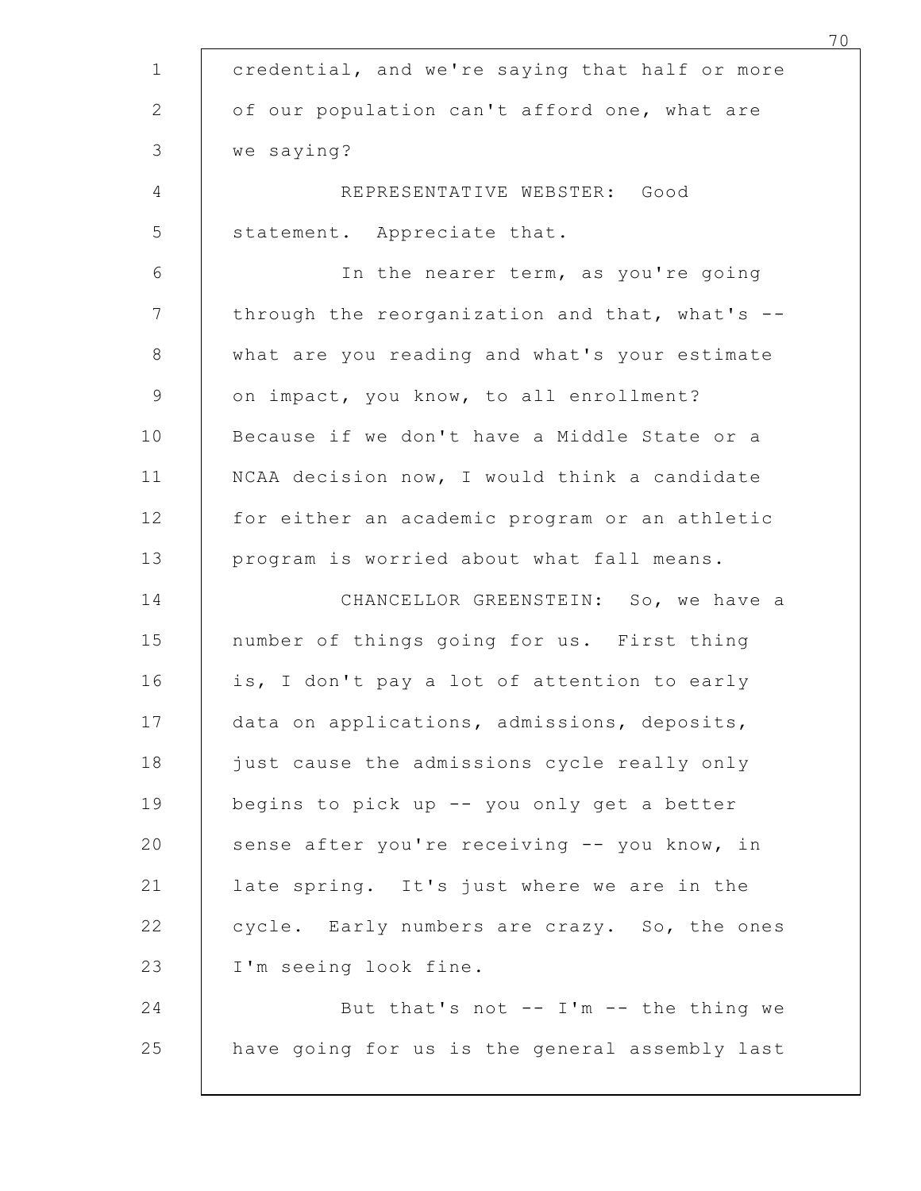credential, and we're saying that half or more of our population can't afford one, what are we saying?

REPRESENTATIVE WEBSTER: Good statement. Appreciate that.

In the nearer term, as you're going through the reorganization and that, what's -- what are you reading and what's your estimate on impact, you know, to all enrollment? Because if we don't have a Middle State or a NCAA decision now, I would think a candidate for either an academic program or an athletic program is worried about what fall means.

CHANCELLOR GREENSTEIN: So, we have a number of things going for us. First thing is, I don't pay a lot of attention to early data on applications, admissions, deposits, just cause the admissions cycle really only begins to pick up -- you only get a better sense after you're receiving -- you know, in late spring. It's just where we are in the cycle. Early numbers are crazy. So, the ones I'm seeing look fine.

But that's not -- I'm -- the thing we have going for us is the general assembly last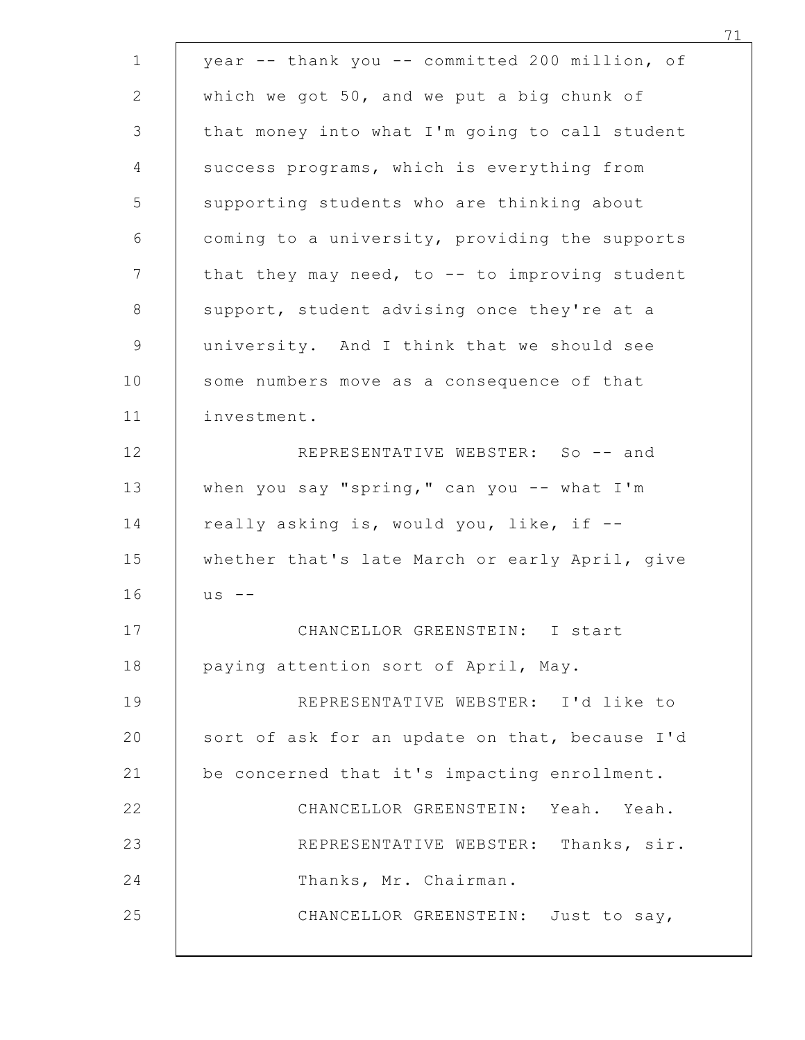year -- thank you -- committed 200 million, of which we got 50, and we put a big chunk of that money into what I'm going to call student success programs, which is everything from supporting students who are thinking about coming to a university, providing the supports that they may need, to -- to improving student support, student advising once they're at a university. And I think that we should see some numbers move as a consequence of that investment.

REPRESENTATIVE WEBSTER: So -- and when you say "spring," can you -- what I'm really asking is, would you, like, if -- whether that's late March or early April, give us --

CHANCELLOR GREENSTEIN: I start paying attention sort of April, May.

REPRESENTATIVE WEBSTER: I'd like to sort of ask for an update on that, because I'd be concerned that it's impacting enrollment.

CHANCELLOR GREENSTEIN: Yeah. Yeah.

REPRESENTATIVE WEBSTER: Thanks, sir. Thanks, Mr. Chairman.

CHANCELLOR GREENSTEIN: Just to say,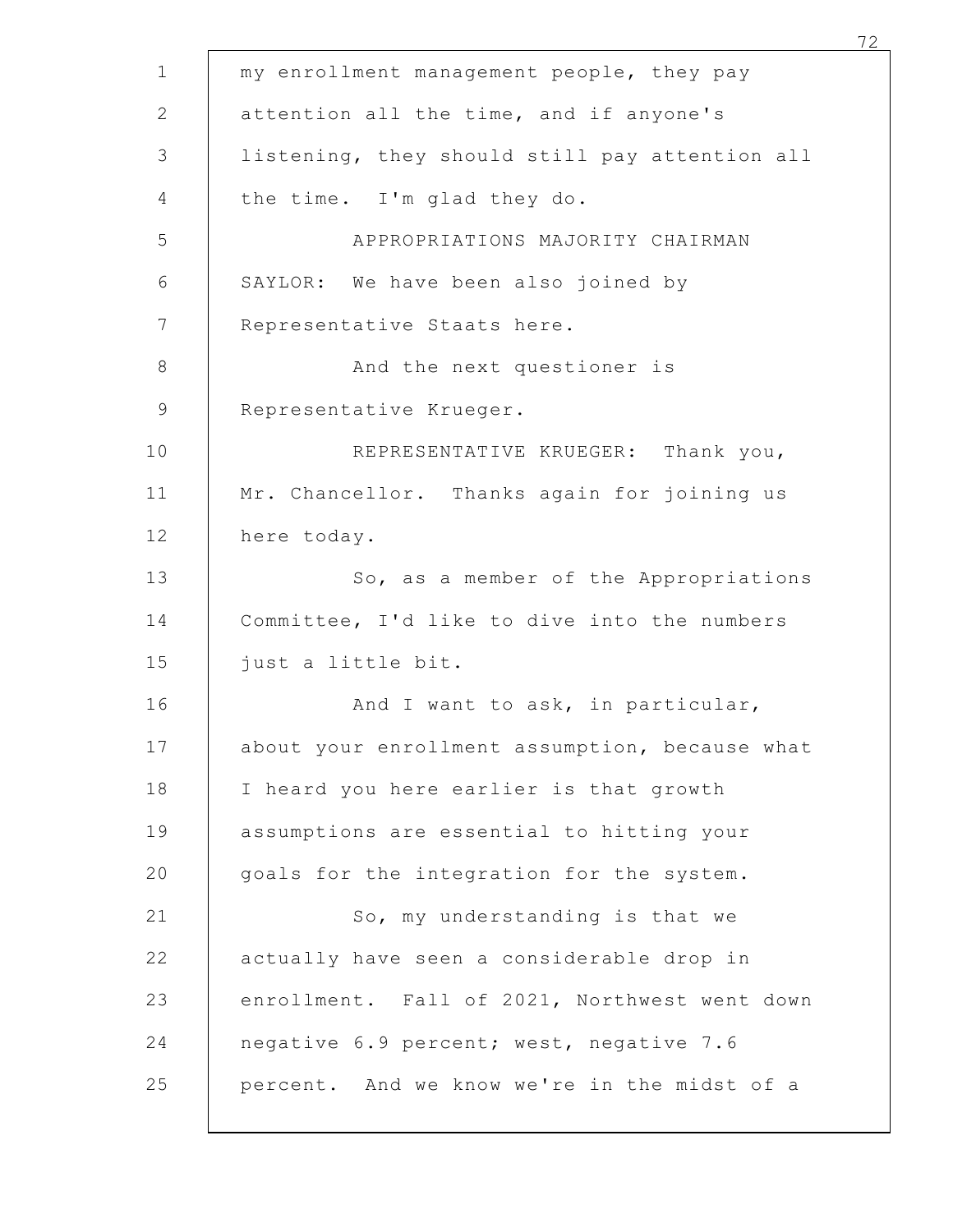my enrollment management people, they pay attention all the time, and if anyone's listening, they should still pay attention all the time. I'm glad they do.

APPROPRIATIONS MAJORITY CHAIRMAN SAYLOR: We have been also joined by Representative Staats here.

And the next questioner is Representative Krueger.

REPRESENTATIVE KRUEGER: Thank you, Mr. Chancellor. Thanks again for joining us here today.

So, as a member of the Appropriations Committee, I'd like to dive into the numbers just a little bit.

And I want to ask, in particular, about your enrollment assumption, because what I heard you here earlier is that growth assumptions are essential to hitting your goals for the integration for the system.

So, my understanding is that we actually have seen a considerable drop in enrollment. Fall of 2021, Northwest went down negative 6.9 percent; west, negative 7.6 percent. And we know we're in the midst of a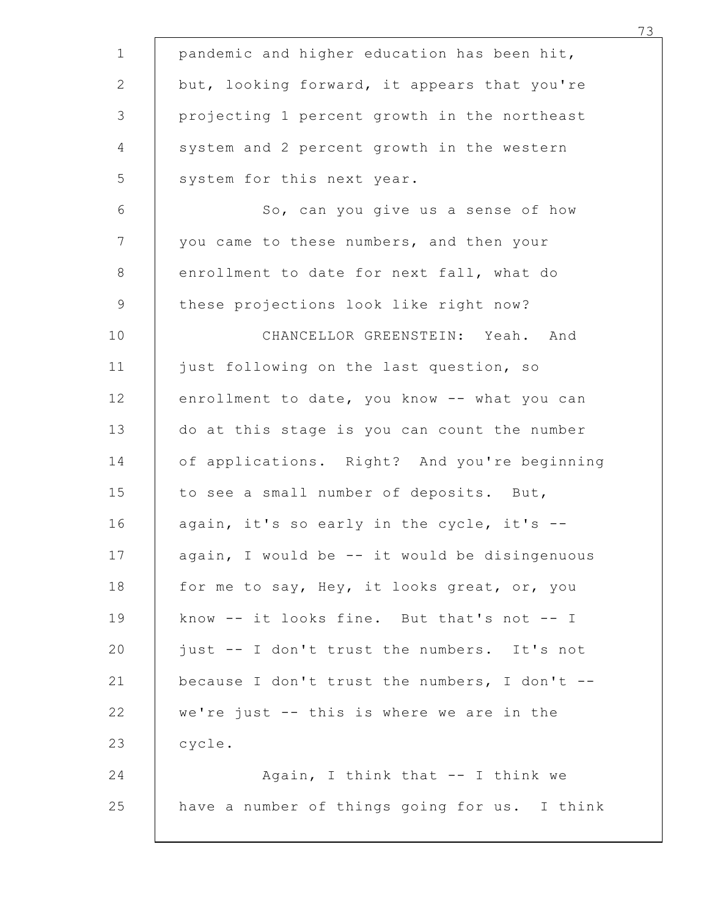pandemic and higher education has been hit, but, looking forward, it appears that you're projecting 1 percent growth in the northeast system and 2 percent growth in the western system for this next year.

So, can you give us a sense of how you came to these numbers, and then your enrollment to date for next fall, what do these projections look like right now?

CHANCELLOR GREENSTEIN: Yeah. And just following on the last question, so enrollment to date, you know -- what you can do at this stage is you can count the number of applications. Right? And you're beginning to see a small number of deposits. But, again, it's so early in the cycle, it's -- again, I would be -- it would be disingenuous for me to say, Hey, it looks great, or, you know -- it looks fine. But that's not -- I just -- I don't trust the numbers. It's not because I don't trust the numbers, I don't -- we're just -- this is where we are in the cycle.

Again, I think that -- I think we have a number of things going for us. I think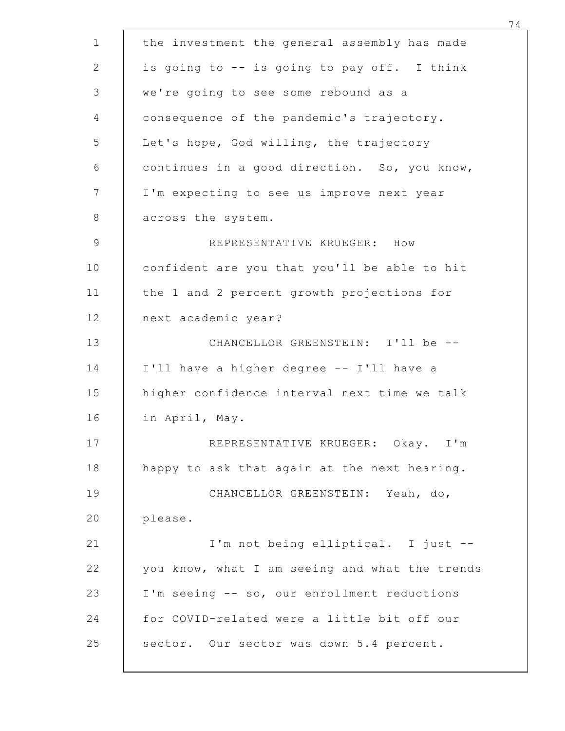the investment the general assembly has made is going to -- is going to pay off. I think we're going to see some rebound as a consequence of the pandemic's trajectory. Let's hope, God willing, the trajectory continues in a good direction. So, you know, I'm expecting to see us improve next year across the system.

REPRESENTATIVE KRUEGER: How confident are you that you'll be able to hit the 1 and 2 percent growth projections for next academic year?

CHANCELLOR GREENSTEIN: I'll be -- I'll have a higher degree -- I'll have a higher confidence interval next time we talk in April, May.

REPRESENTATIVE KRUEGER: Okay. I'm happy to ask that again at the next hearing.

CHANCELLOR GREENSTEIN: Yeah, do, please.

I'm not being elliptical. I just -- you know, what I am seeing and what the trends I'm seeing -- so, our enrollment reductions for COVID-related were a little bit off our sector. Our sector was down 5.4 percent.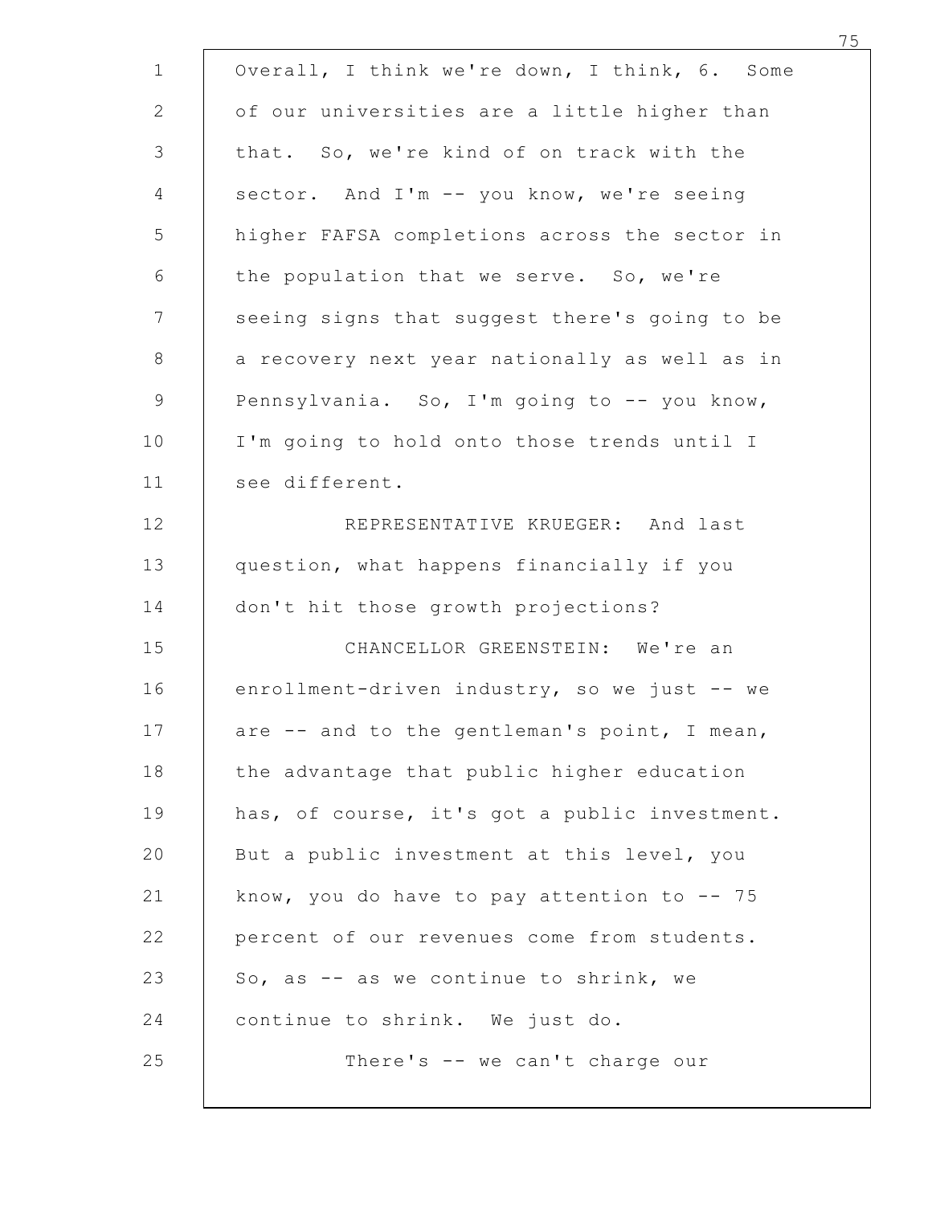Overall, I think we're down, I think, 6. Some of our universities are a little higher than that. So, we're kind of on track with the sector. And I'm -- you know, we're seeing higher FAFSA completions across the sector in the population that we serve. So, we're seeing signs that suggest there's going to be a recovery next year nationally as well as in Pennsylvania. So, I'm going to -- you know, I'm going to hold onto those trends until I see different.

REPRESENTATIVE KRUEGER: And last question, what happens financially if you don't hit those growth projections?

CHANCELLOR GREENSTEIN: We're an enrollment-driven industry, so we just -- we are -- and to the gentleman's point, I mean, the advantage that public higher education has, of course, it's got a public investment. But a public investment at this level, you know, you do have to pay attention to -- 75 percent of our revenues come from students. So, as -- as we continue to shrink, we continue to shrink. We just do.

There's -- we can't charge our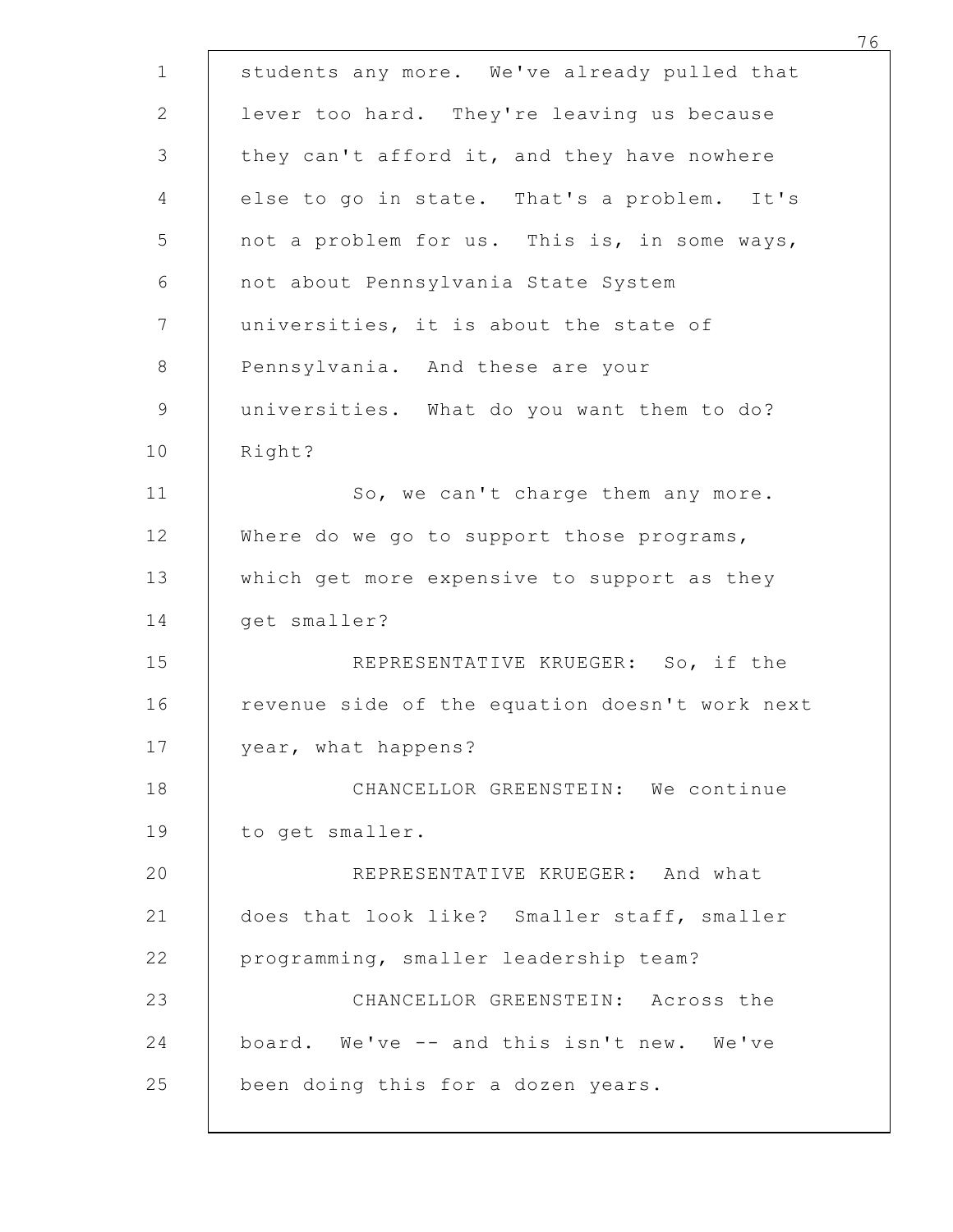students any more. We've already pulled that lever too hard. They're leaving us because they can't afford it, and they have nowhere else to go in state. That's a problem. It's not a problem for us. This is, in some ways, not about Pennsylvania State System universities, it is about the state of Pennsylvania. And these are your universities. What do you want them to do? Right?

So, we can't charge them any more. Where do we go to support those programs, which get more expensive to support as they get smaller?

REPRESENTATIVE KRUEGER: So, if the revenue side of the equation doesn't work next year, what happens?

CHANCELLOR GREENSTEIN: We continue to get smaller.

REPRESENTATIVE KRUEGER: And what does that look like? Smaller staff, smaller programming, smaller leadership team?

CHANCELLOR GREENSTEIN: Across the board. We've -- and this isn't new. We've been doing this for a dozen years.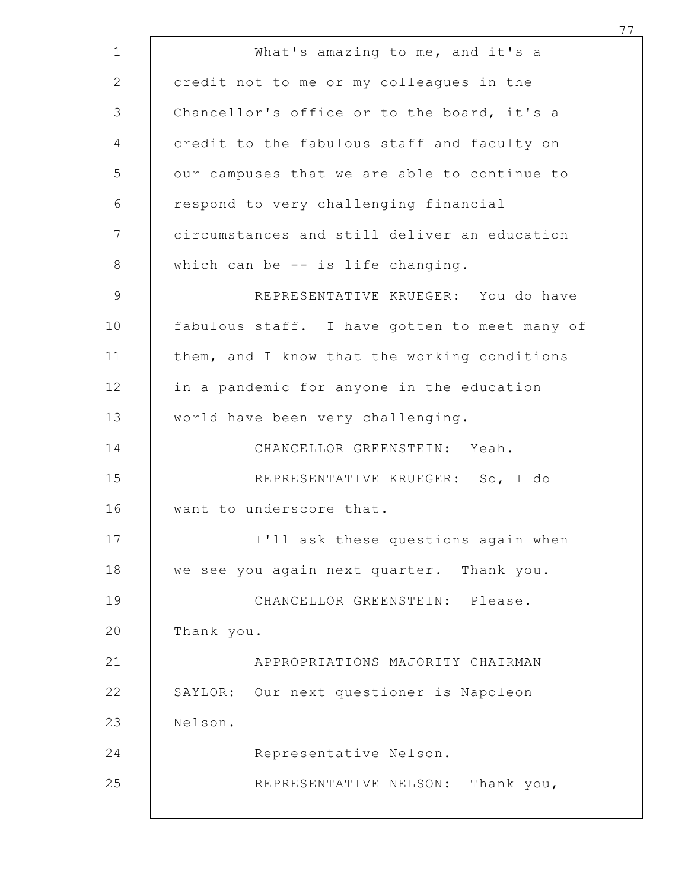What's amazing to me, and it's a credit not to me or my colleagues in the Chancellor's office or to the board, it's a credit to the fabulous staff and faculty on our campuses that we are able to continue to respond to very challenging financial circumstances and still deliver an education which can be -- is life changing.

REPRESENTATIVE KRUEGER: You do have fabulous staff. I have gotten to meet many of them, and I know that the working conditions in a pandemic for anyone in the education world have been very challenging.

CHANCELLOR GREENSTEIN: Yeah.

REPRESENTATIVE KRUEGER: So, I do want to underscore that.

I'll ask these questions again when we see you again next quarter. Thank you.

CHANCELLOR GREENSTEIN: Please. Thank you.

APPROPRIATIONS MAJORITY CHAIRMAN SAYLOR: Our next questioner is Napoleon Nelson.

Representative Nelson.

REPRESENTATIVE NELSON: Thank you,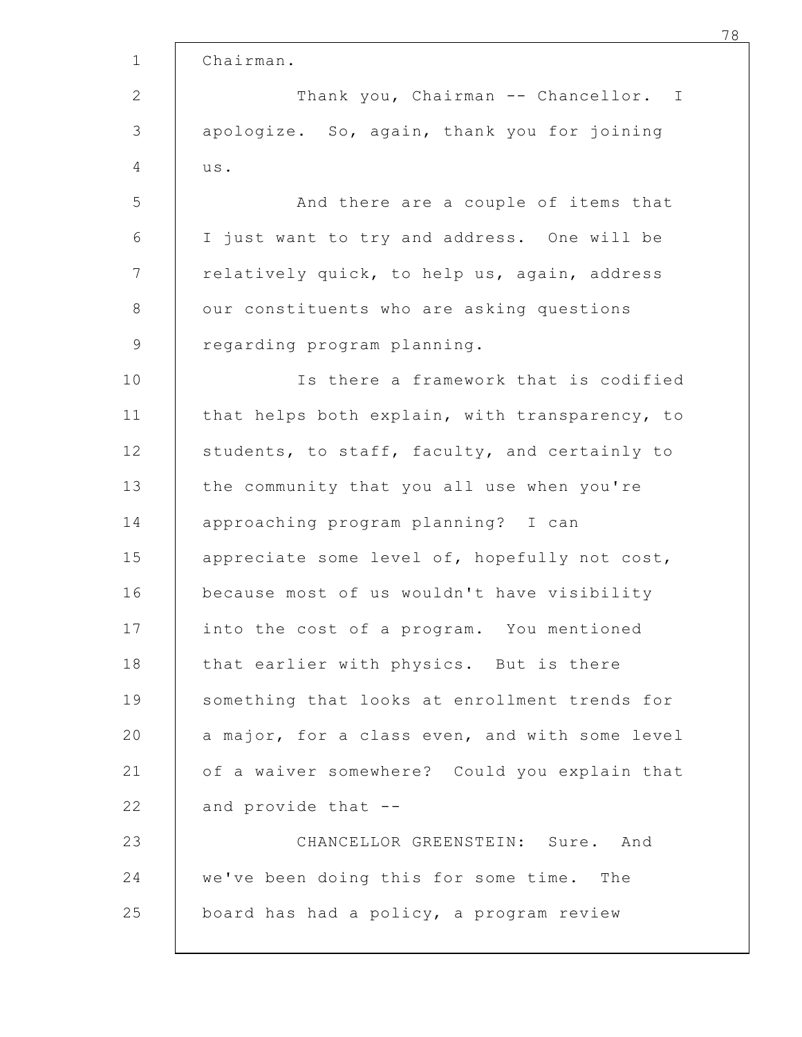Chairman.

Thank you, Chairman -- Chancellor. I apologize. So, again, thank you for joining us.

And there are a couple of items that I just want to try and address. One will be relatively quick, to help us, again, address our constituents who are asking questions regarding program planning.

Is there a framework that is codified that helps both explain, with transparency, to students, to staff, faculty, and certainly to the community that you all use when you're approaching program planning? I can appreciate some level of, hopefully not cost, because most of us wouldn't have visibility into the cost of a program. You mentioned that earlier with physics. But is there something that looks at enrollment trends for a major, for a class even, and with some level of a waiver somewhere? Could you explain that and provide that --

CHANCELLOR GREENSTEIN: Sure. And we've been doing this for some time. The board has had a policy, a program review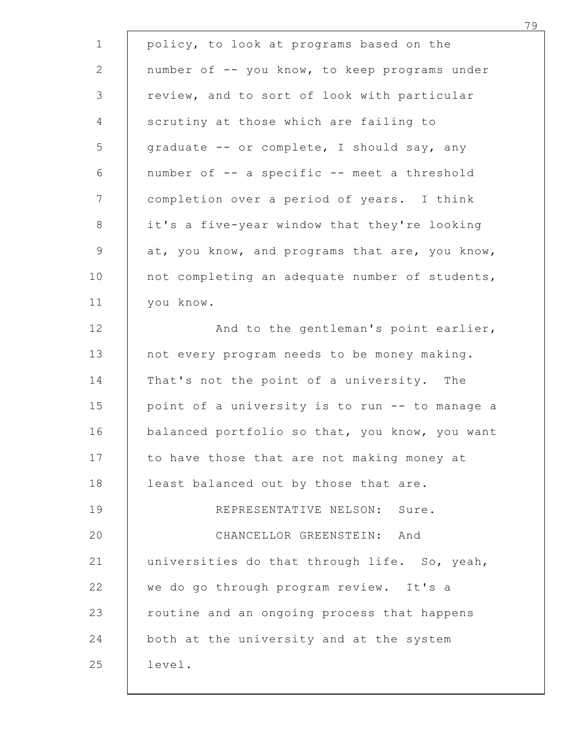policy, to look at programs based on the number of -- you know, to keep programs under review, and to sort of look with particular scrutiny at those which are failing to graduate -- or complete, I should say, any number of -- a specific -- meet a threshold completion over a period of years. I think it's a five-year window that they're looking at, you know, and programs that are, you know, not completing an adequate number of students, you know.

And to the gentleman's point earlier, not every program needs to be money making. That's not the point of a university. The point of a university is to run -- to manage a balanced portfolio so that, you know, you want to have those that are not making money at least balanced out by those that are.

REPRESENTATIVE NELSON: Sure.

CHANCELLOR GREENSTEIN: And universities do that through life. So, yeah, we do go through program review. It's a routine and an ongoing process that happens both at the university and at the system level.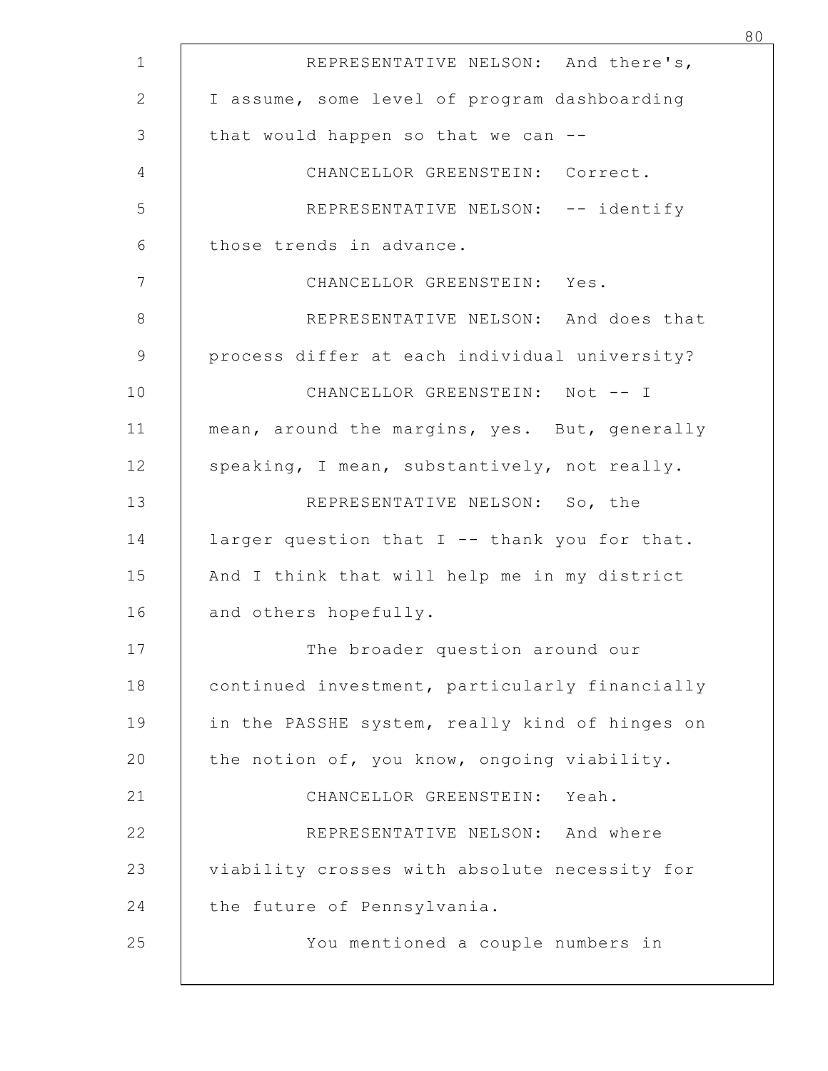REPRESENTATIVE NELSON: And there's, I assume, some level of program dashboarding that would happen so that we can --

CHANCELLOR GREENSTEIN: Correct.

REPRESENTATIVE NELSON: -- identify those trends in advance.

CHANCELLOR GREENSTEIN: Yes.

REPRESENTATIVE NELSON: And does that process differ at each individual university?

CHANCELLOR GREENSTEIN: Not -- I mean, around the margins, yes. But, generally speaking, I mean, substantively, not really.

REPRESENTATIVE NELSON: So, the larger question that I -- thank you for that. And I think that will help me in my district and others hopefully.

The broader question around our continued investment, particularly financially in the PASSHE system, really kind of hinges on the notion of, you know, ongoing viability.

CHANCELLOR GREENSTEIN: Yeah.

REPRESENTATIVE NELSON: And where viability crosses with absolute necessity for the future of Pennsylvania.

You mentioned a couple numbers in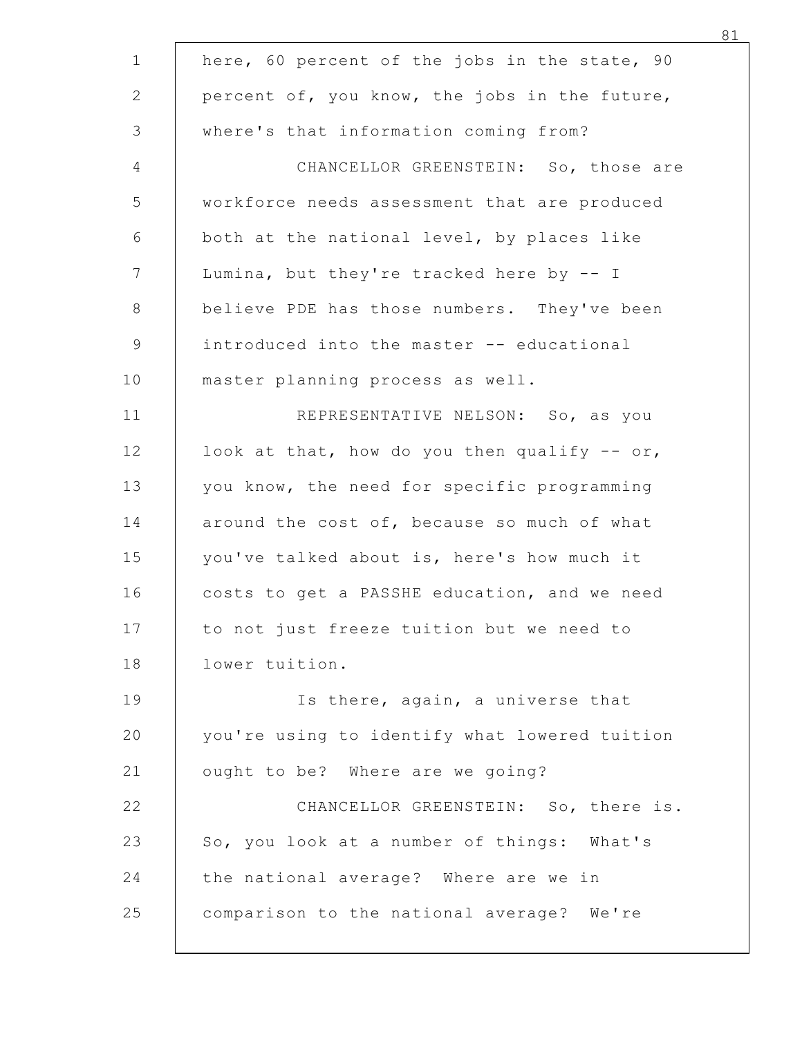here, 60 percent of the jobs in the state, 90 percent of, you know, the jobs in the future, where's that information coming from?

CHANCELLOR GREENSTEIN: So, those are workforce needs assessment that are produced both at the national level, by places like Lumina, but they're tracked here by -- I believe PDE has those numbers. They've been introduced into the master -- educational master planning process as well.

REPRESENTATIVE NELSON: So, as you look at that, how do you then qualify -- or, you know, the need for specific programming around the cost of, because so much of what you've talked about is, here's how much it costs to get a PASSHE education, and we need to not just freeze tuition but we need to lower tuition.

Is there, again, a universe that you're using to identify what lowered tuition ought to be? Where are we going?

CHANCELLOR GREENSTEIN: So, there is. So, you look at a number of things: What's the national average? Where are we in comparison to the national average? We're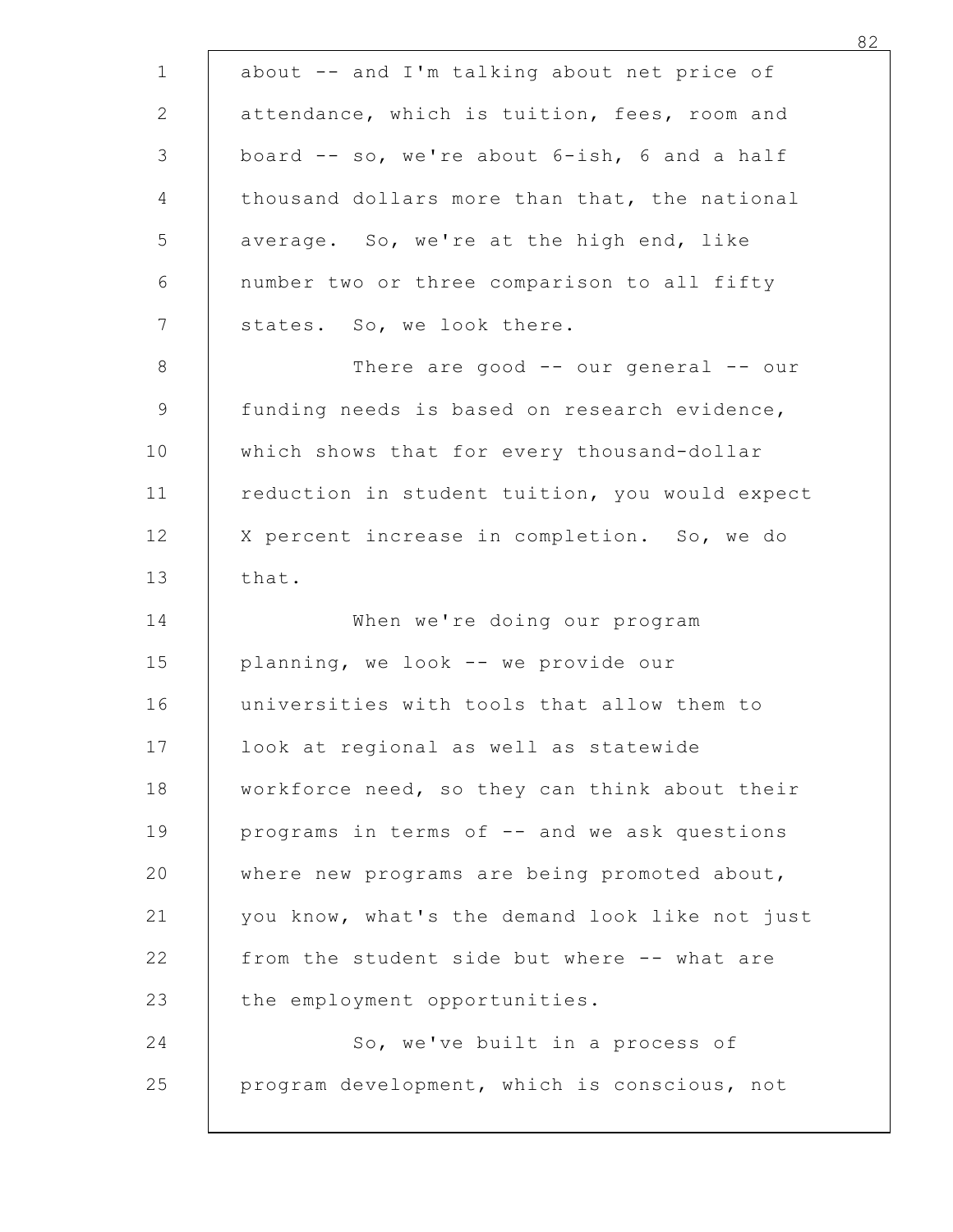about -- and I'm talking about net price of attendance, which is tuition, fees, room and board -- so, we're about 6-ish, 6 and a half thousand dollars more than that, the national average. So, we're at the high end, like number two or three comparison to all fifty states. So, we look there.

There are good -- our general -- our funding needs is based on research evidence, which shows that for every thousand-dollar reduction in student tuition, you would expect X percent increase in completion. So, we do that.

When we're doing our program planning, we look -- we provide our universities with tools that allow them to look at regional as well as statewide workforce need, so they can think about their programs in terms of -- and we ask questions where new programs are being promoted about, you know, what's the demand look like not just from the student side but where -- what are the employment opportunities.

So, we've built in a process of program development, which is conscious, not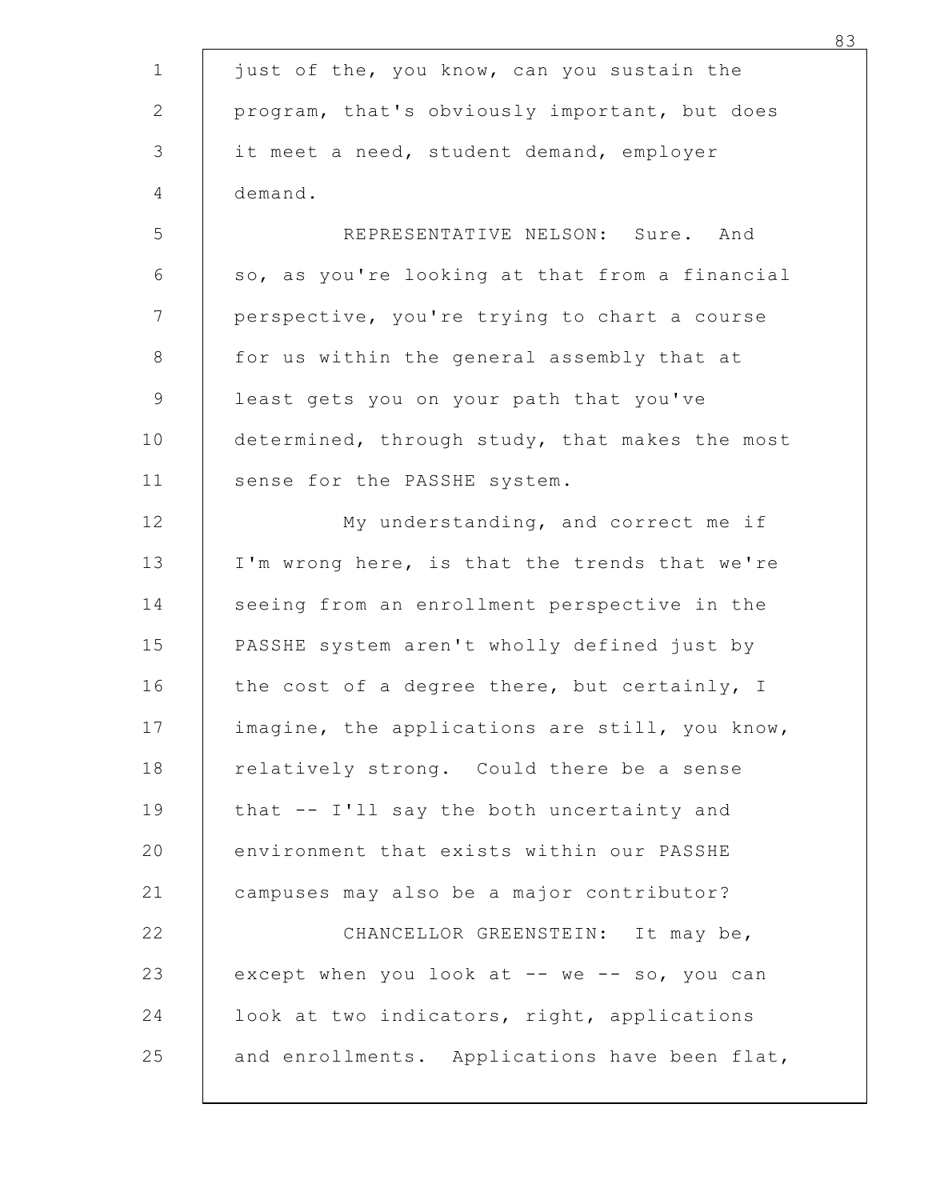just of the, you know, can you sustain the program, that's obviously important, but does it meet a need, student demand, employer demand.

REPRESENTATIVE NELSON: Sure. And so, as you're looking at that from a financial perspective, you're trying to chart a course for us within the general assembly that at least gets you on your path that you've determined, through study, that makes the most sense for the PASSHE system.

My understanding, and correct me if I'm wrong here, is that the trends that we're seeing from an enrollment perspective in the PASSHE system aren't wholly defined just by the cost of a degree there, but certainly, I imagine, the applications are still, you know, relatively strong. Could there be a sense that -- I'll say the both uncertainty and environment that exists within our PASSHE campuses may also be a major contributor?

CHANCELLOR GREENSTEIN: It may be, except when you look at -- we -- so, you can look at two indicators, right, applications and enrollments. Applications have been flat,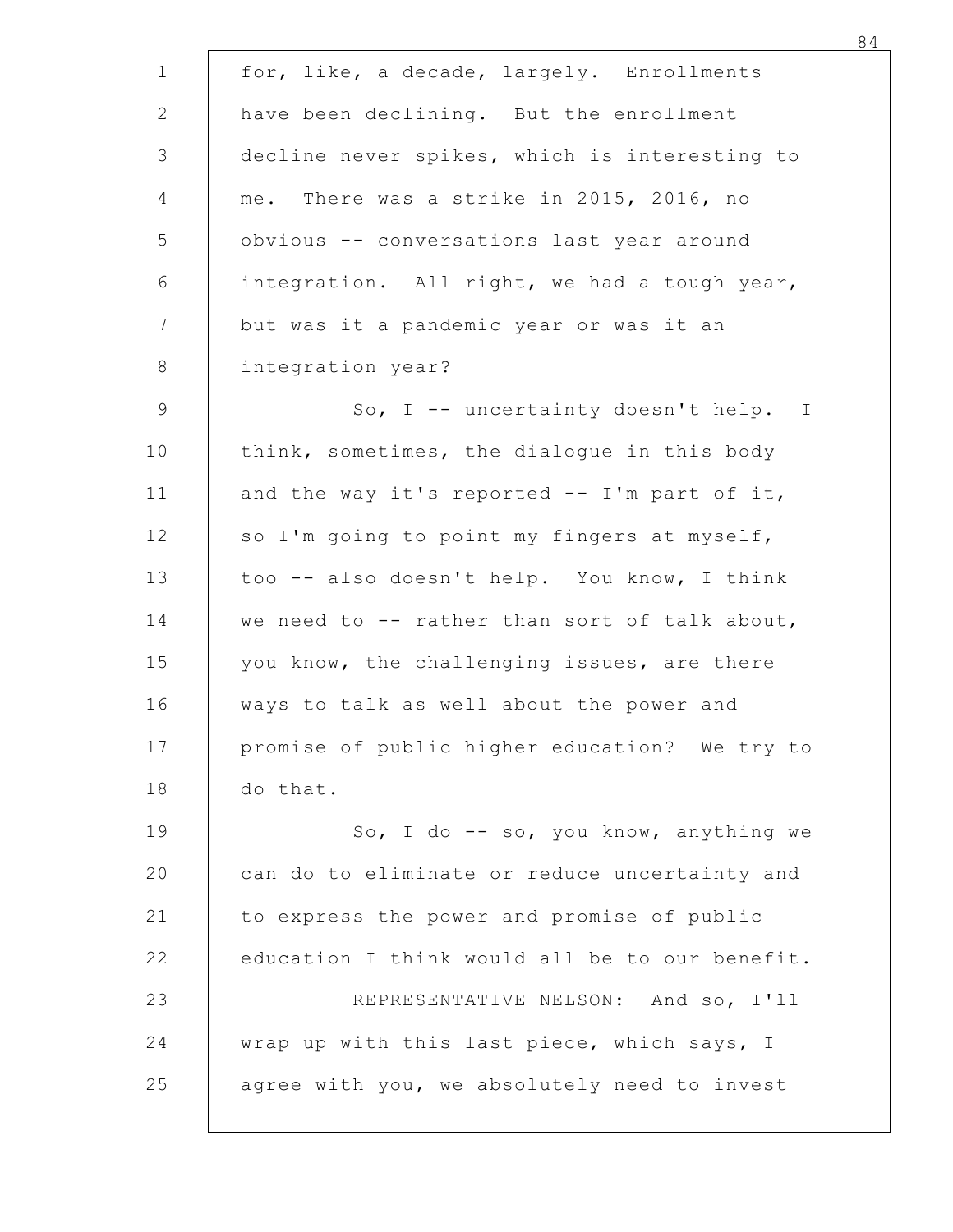for, like, a decade, largely. Enrollments have been declining. But the enrollment decline never spikes, which is interesting to me. There was a strike in 2015, 2016, no obvious -- conversations last year around integration. All right, we had a tough year, but was it a pandemic year or was it an integration year?

So, I -- uncertainty doesn't help. I think, sometimes, the dialogue in this body and the way it's reported -- I'm part of it, so I'm going to point my fingers at myself, too -- also doesn't help. You know, I think we need to -- rather than sort of talk about, you know, the challenging issues, are there ways to talk as well about the power and promise of public higher education? We try to do that.

So, I do -- so, you know, anything we can do to eliminate or reduce uncertainty and to express the power and promise of public education I think would all be to our benefit.

REPRESENTATIVE NELSON: And so, I'll wrap up with this last piece, which says, I agree with you, we absolutely need to invest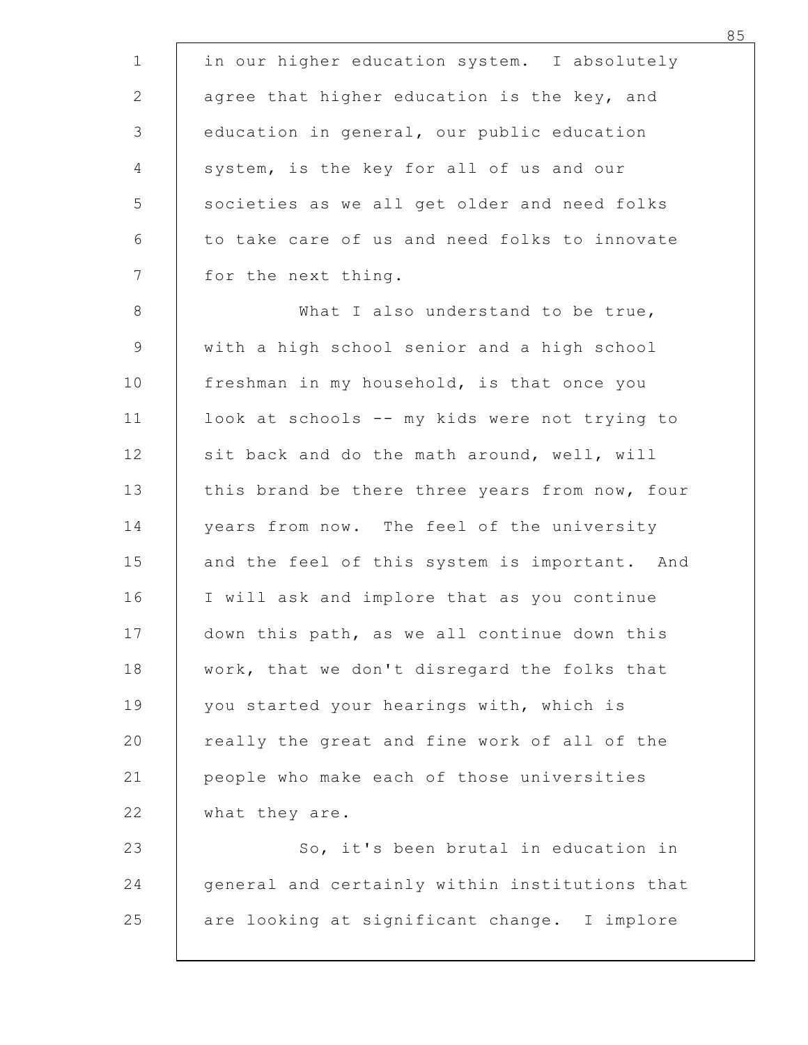in our higher education system. I absolutely agree that higher education is the key, and education in general, our public education system, is the key for all of us and our societies as we all get older and need folks to take care of us and need folks to innovate for the next thing.

What I also understand to be true, with a high school senior and a high school freshman in my household, is that once you look at schools -- my kids were not trying to sit back and do the math around, well, will this brand be there three years from now, four years from now. The feel of the university and the feel of this system is important. And I will ask and implore that as you continue down this path, as we all continue down this work, that we don't disregard the folks that you started your hearings with, which is really the great and fine work of all of the people who make each of those universities what they are.

So, it's been brutal in education in general and certainly within institutions that are looking at significant change. I implore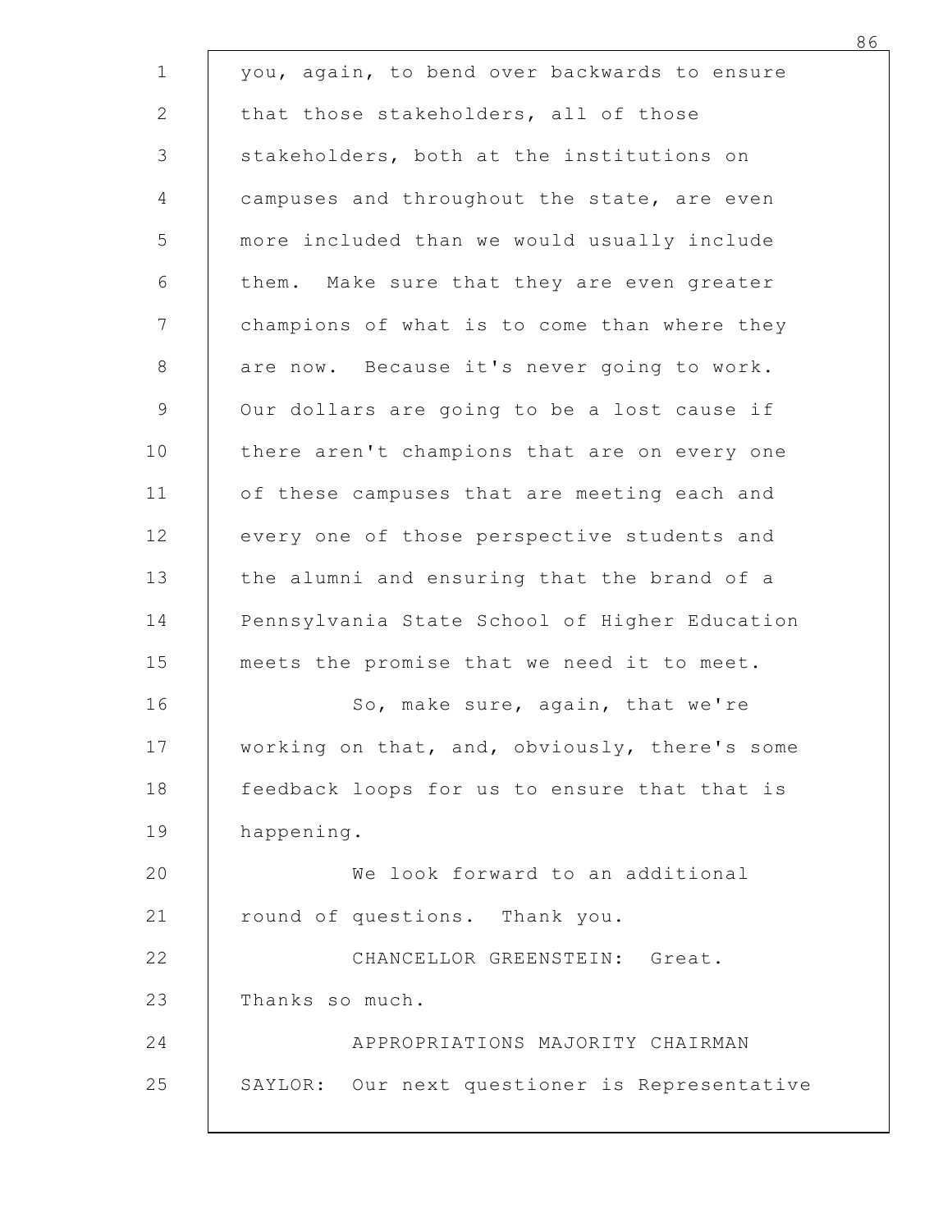you, again, to bend over backwards to ensure that those stakeholders, all of those stakeholders, both at the institutions on campuses and throughout the state, are even more included than we would usually include them. Make sure that they are even greater champions of what is to come than where they are now. Because it's never going to work. Our dollars are going to be a lost cause if there aren't champions that are on every one of these campuses that are meeting each and every one of those perspective students and the alumni and ensuring that the brand of a Pennsylvania State School of Higher Education meets the promise that we need it to meet.

So, make sure, again, that we're working on that, and, obviously, there's some feedback loops for us to ensure that that is happening.

We look forward to an additional round of questions. Thank you.

CHANCELLOR GREENSTEIN: Great. Thanks so much.

APPROPRIATIONS MAJORITY CHAIRMAN SAYLOR: Our next questioner is Representative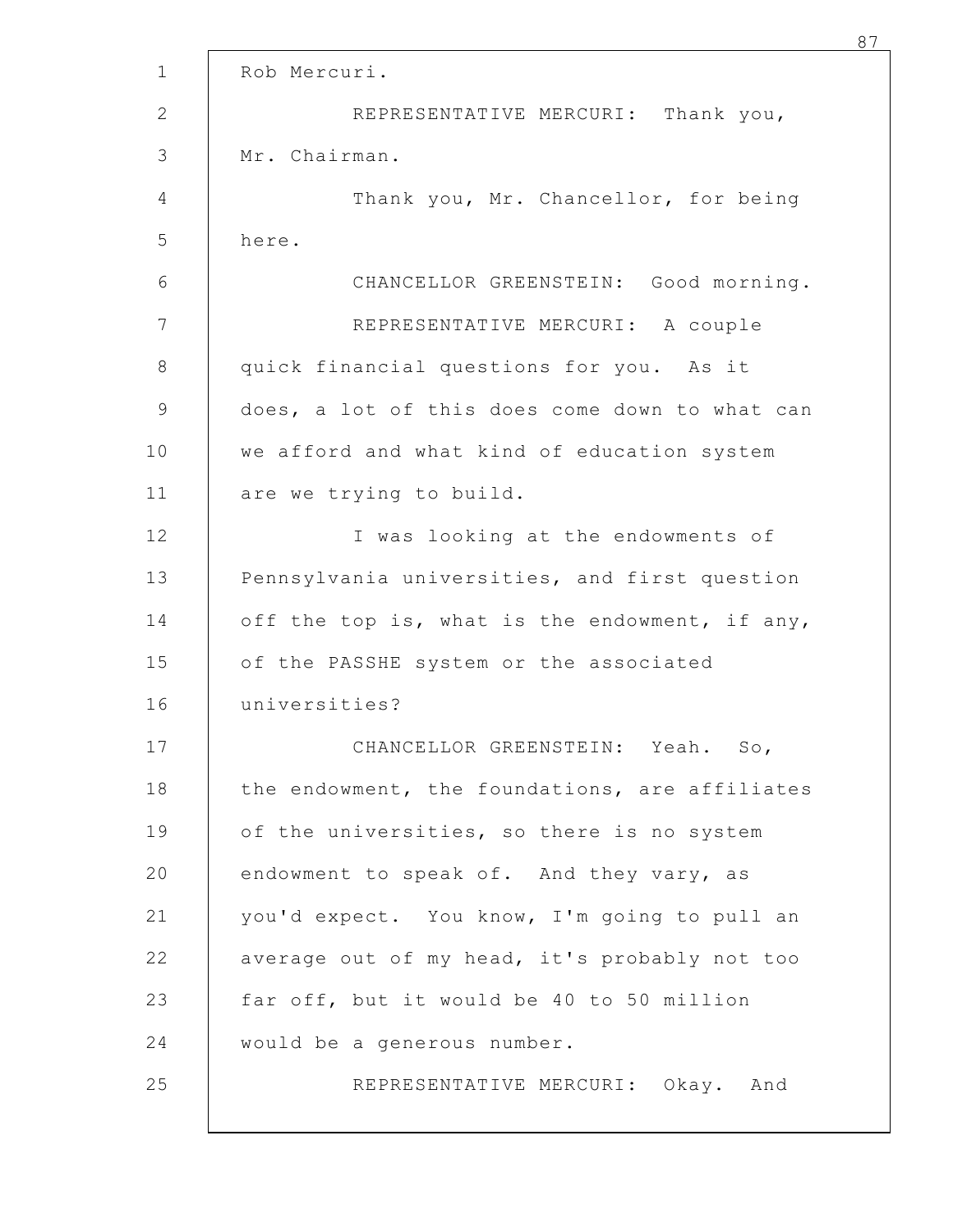Rob Mercuri.

REPRESENTATIVE MERCURI: Thank you, Mr. Chairman.

Thank you, Mr. Chancellor, for being here.

CHANCELLOR GREENSTEIN: Good morning.

REPRESENTATIVE MERCURI: A couple quick financial questions for you. As it does, a lot of this does come down to what can we afford and what kind of education system are we trying to build.

I was looking at the endowments of Pennsylvania universities, and first question off the top is, what is the endowment, if any, of the PASSHE system or the associated universities?

CHANCELLOR GREENSTEIN: Yeah. So, the endowment, the foundations, are affiliates of the universities, so there is no system endowment to speak of. And they vary, as you'd expect. You know, I'm going to pull an average out of my head, it's probably not too far off, but it would be 40 to 50 million would be a generous number.

REPRESENTATIVE MERCURI: Okay. And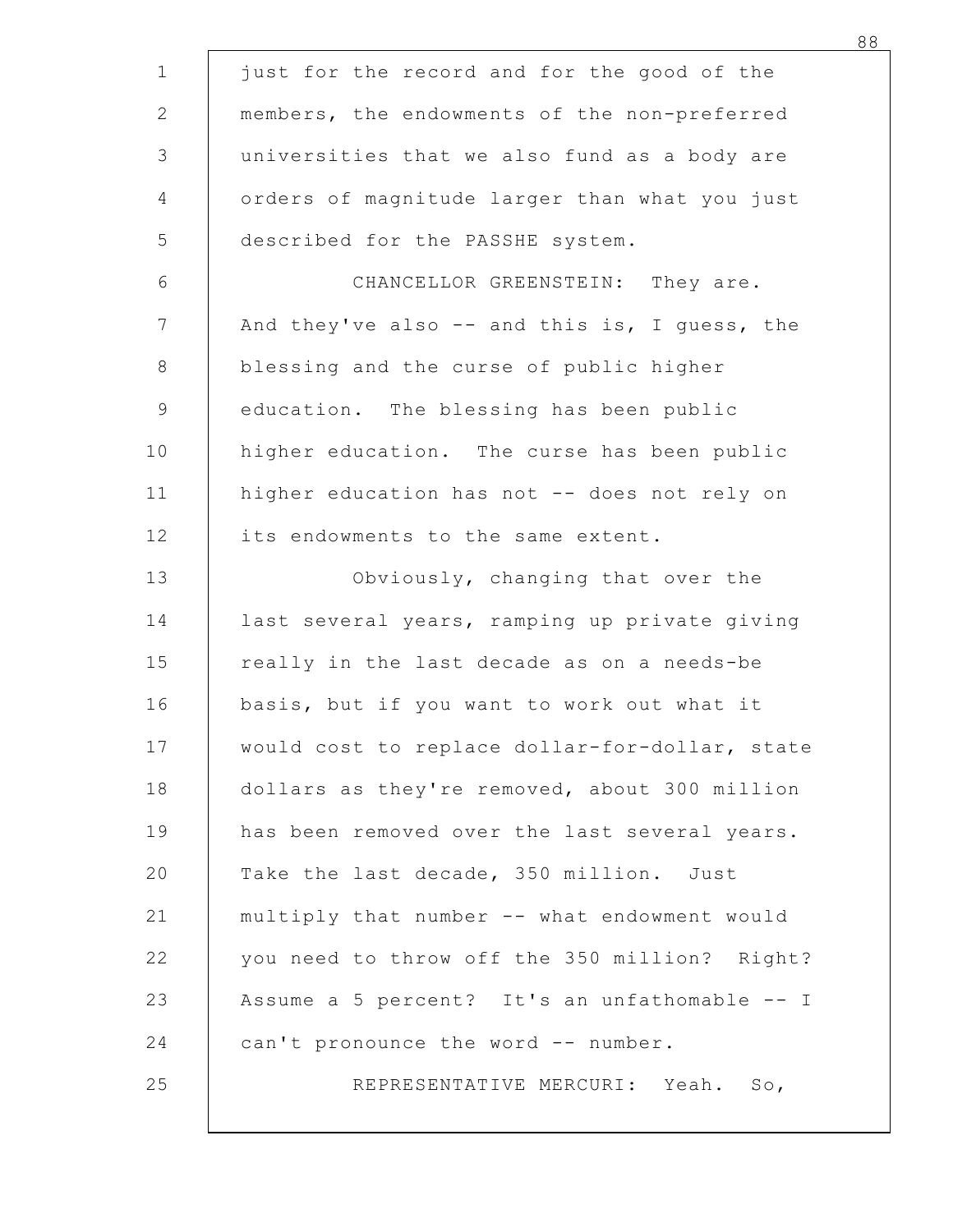just for the record and for the good of the members, the endowments of the non-preferred universities that we also fund as a body are orders of magnitude larger than what you just described for the PASSHE system.

CHANCELLOR GREENSTEIN: They are. And they've also -- and this is, I guess, the blessing and the curse of public higher education. The blessing has been public higher education. The curse has been public higher education has not -- does not rely on its endowments to the same extent.

Obviously, changing that over the last several years, ramping up private giving really in the last decade as on a needs-be basis, but if you want to work out what it would cost to replace dollar-for-dollar, state dollars as they're removed, about 300 million has been removed over the last several years. Take the last decade, 350 million. Just multiply that number -- what endowment would you need to throw off the 350 million? Right? Assume a 5 percent? It's an unfathomable -- I can't pronounce the word -- number.

REPRESENTATIVE MERCURI: Yeah. So,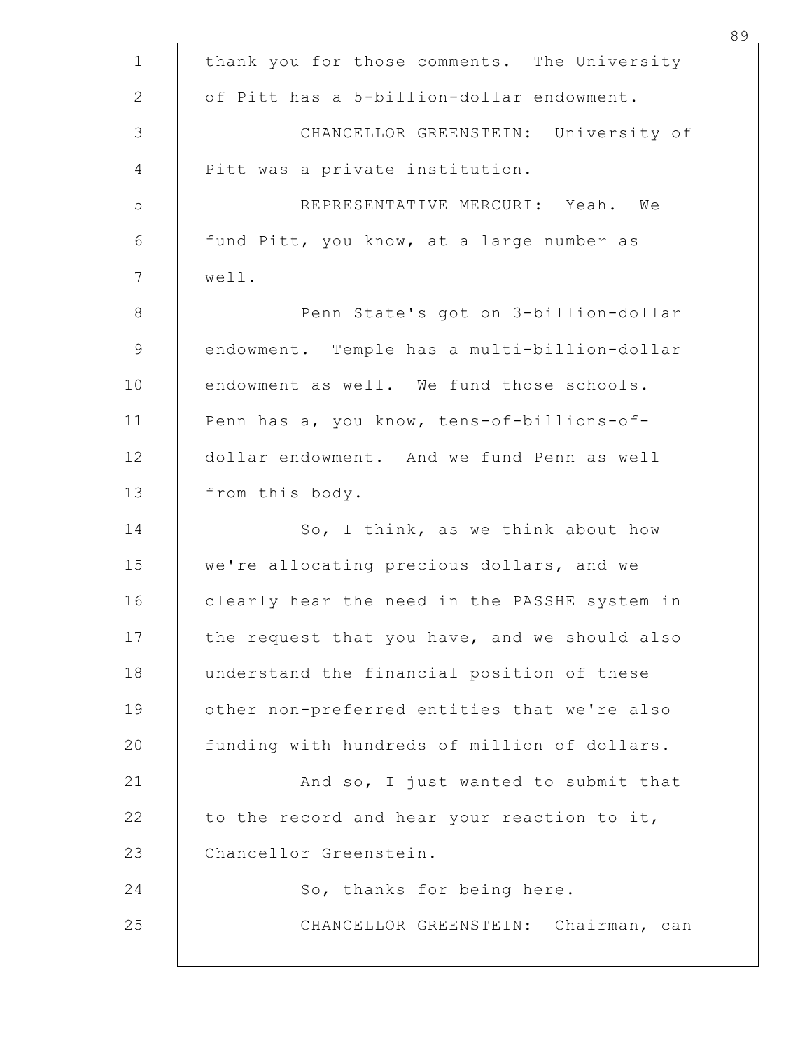thank you for those comments. The University of Pitt has a 5-billion-dollar endowment.

CHANCELLOR GREENSTEIN: University of Pitt was a private institution.

REPRESENTATIVE MERCURI: Yeah. We fund Pitt, you know, at a large number as well.

Penn State's got on 3-billion-dollar endowment. Temple has a multi-billion-dollar endowment as well. We fund those schools. Penn has a, you know, tens-of-billions-of-dollar endowment. And we fund Penn as well from this body.

So, I think, as we think about how we're allocating precious dollars, and we clearly hear the need in the PASSHE system in the request that you have, and we should also understand the financial position of these other non-preferred entities that we're also funding with hundreds of million of dollars.

And so, I just wanted to submit that to the record and hear your reaction to it, Chancellor Greenstein.

So, thanks for being here.

CHANCELLOR GREENSTEIN: Chairman, can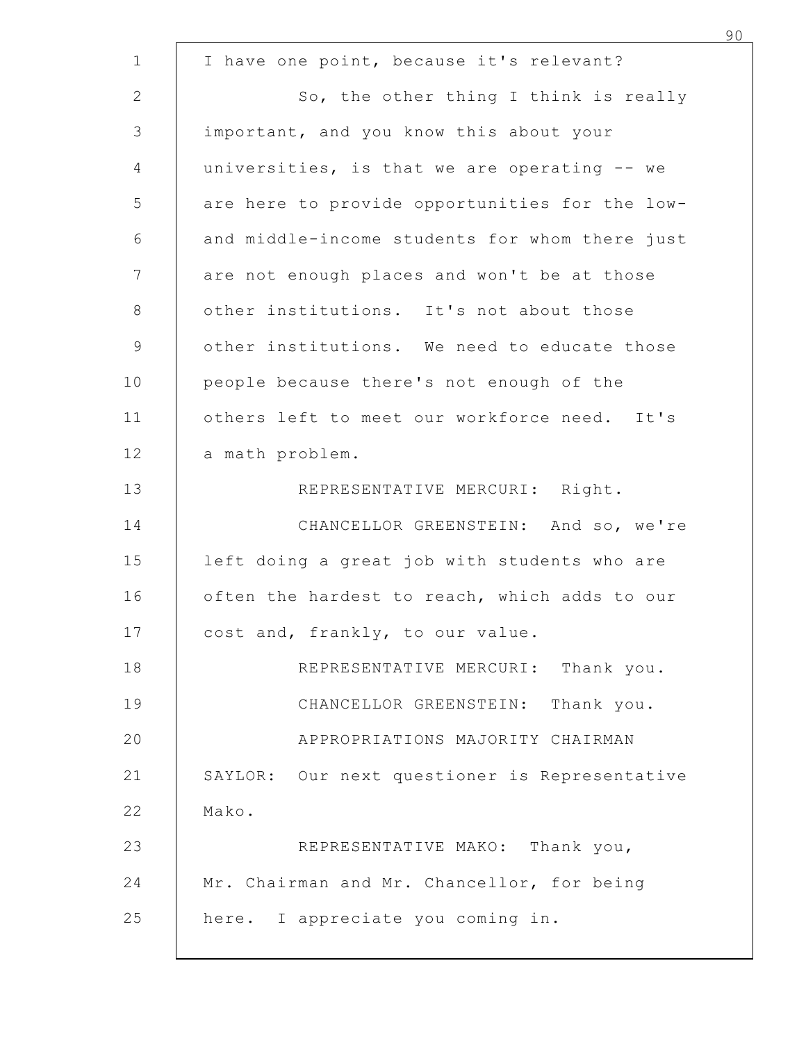I have one point, because it's relevant?

So, the other thing I think is really important, and you know this about your universities, is that we are operating -- we are here to provide opportunities for the low- and middle-income students for whom there just are not enough places and won't be at those other institutions. It's not about those other institutions. We need to educate those people because there's not enough of the others left to meet our workforce need. It's a math problem.

REPRESENTATIVE MERCURI: Right.

CHANCELLOR GREENSTEIN: And so, we're left doing a great job with students who are often the hardest to reach, which adds to our cost and, frankly, to our value.

REPRESENTATIVE MERCURI: Thank you.

CHANCELLOR GREENSTEIN: Thank you.

APPROPRIATIONS MAJORITY CHAIRMAN SAYLOR: Our next questioner is Representative Mako.

REPRESENTATIVE MAKO: Thank you, Mr. Chairman and Mr. Chancellor, for being here. I appreciate you coming in.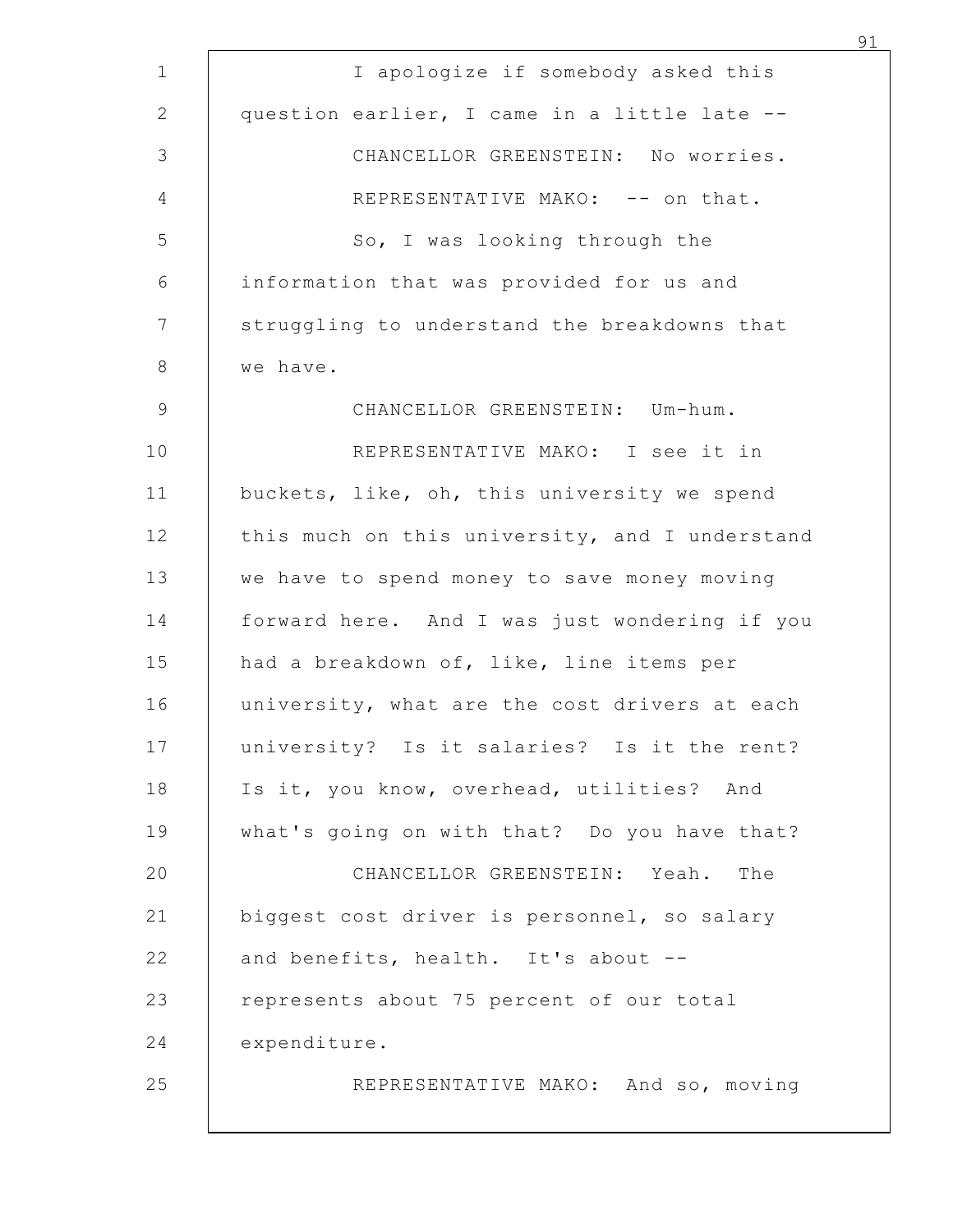I apologize if somebody asked this question earlier, I came in a little late --

CHANCELLOR GREENSTEIN: No worries.

REPRESENTATIVE MAKO: -- on that.

So, I was looking through the information that was provided for us and struggling to understand the breakdowns that we have.

CHANCELLOR GREENSTEIN: Um-hum.

REPRESENTATIVE MAKO: I see it in buckets, like, oh, this university we spend this much on this university, and I understand we have to spend money to save money moving forward here. And I was just wondering if you had a breakdown of, like, line items per university, what are the cost drivers at each university? Is it salaries? Is it the rent? Is it, you know, overhead, utilities? And what's going on with that? Do you have that?

CHANCELLOR GREENSTEIN: Yeah. The biggest cost driver is personnel, so salary and benefits, health. It's about -- represents about 75 percent of our total expenditure.

REPRESENTATIVE MAKO: And so, moving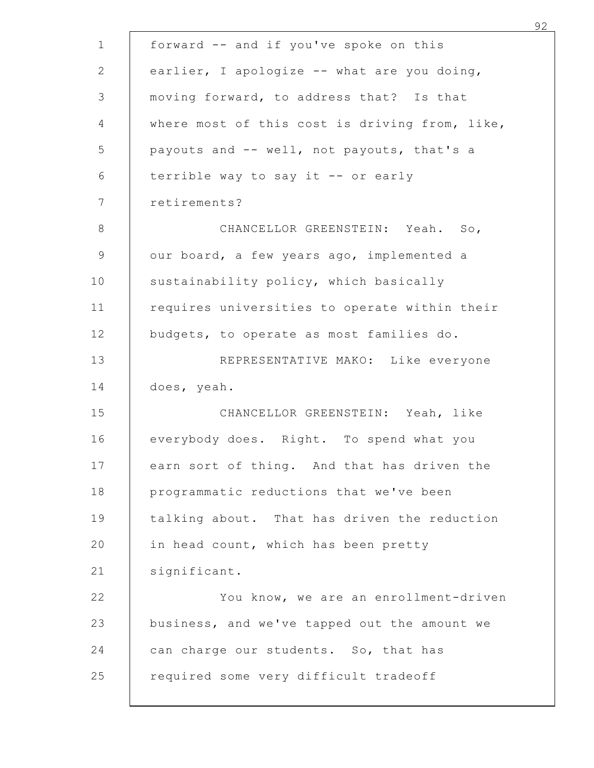forward -- and if you've spoke on this earlier, I apologize -- what are you doing, moving forward, to address that? Is that where most of this cost is driving from, like, payouts and -- well, not payouts, that's a terrible way to say it -- or early retirements?

CHANCELLOR GREENSTEIN: Yeah. So, our board, a few years ago, implemented a sustainability policy, which basically requires universities to operate within their budgets, to operate as most families do.

REPRESENTATIVE MAKO: Like everyone does, yeah.

CHANCELLOR GREENSTEIN: Yeah, like everybody does. Right. To spend what you earn sort of thing. And that has driven the programmatic reductions that we've been talking about. That has driven the reduction in head count, which has been pretty significant.

You know, we are an enrollment-driven business, and we've tapped out the amount we can charge our students. So, that has required some very difficult tradeoff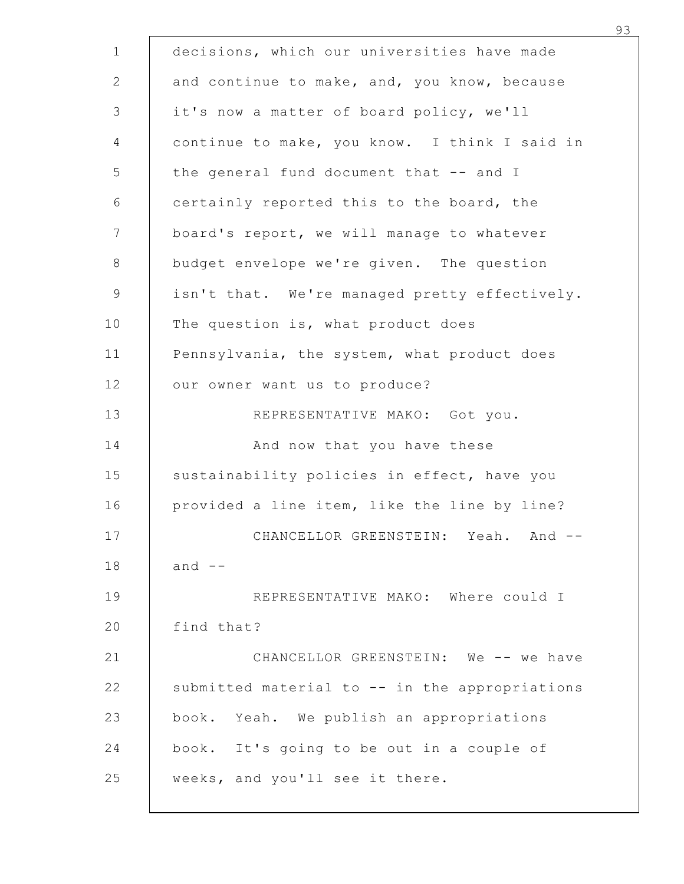decisions, which our universities have made and continue to make, and, you know, because it's now a matter of board policy, we'll continue to make, you know. I think I said in the general fund document that -- and I certainly reported this to the board, the board's report, we will manage to whatever budget envelope we're given. The question isn't that. We're managed pretty effectively. The question is, what product does Pennsylvania, the system, what product does our owner want us to produce?

REPRESENTATIVE MAKO: Got you.

And now that you have these sustainability policies in effect, have you provided a line item, like the line by line?

CHANCELLOR GREENSTEIN: Yeah. And -- and --

REPRESENTATIVE MAKO: Where could I find that?

CHANCELLOR GREENSTEIN: We -- we have submitted material to -- in the appropriations book. Yeah. We publish an appropriations book. It's going to be out in a couple of weeks, and you'll see it there.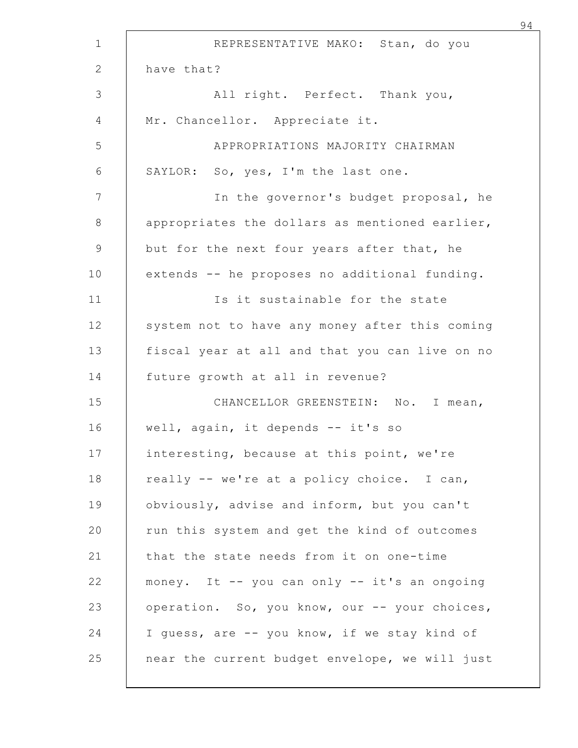REPRESENTATIVE MAKO: Stan, do you have that?

All right. Perfect. Thank you, Mr. Chancellor. Appreciate it.

APPROPRIATIONS MAJORITY CHAIRMAN SAYLOR: So, yes, I'm the last one.

In the governor's budget proposal, he appropriates the dollars as mentioned earlier, but for the next four years after that, he extends -- he proposes no additional funding.

Is it sustainable for the state system not to have any money after this coming fiscal year at all and that you can live on no future growth at all in revenue?

CHANCELLOR GREENSTEIN: No. I mean, well, again, it depends -- it's so interesting, because at this point, we're really -- we're at a policy choice. I can, obviously, advise and inform, but you can't run this system and get the kind of outcomes that the state needs from it on one-time money. It -- you can only -- it's an ongoing operation. So, you know, our -- your choices, I guess, are -- you know, if we stay kind of near the current budget envelope, we will just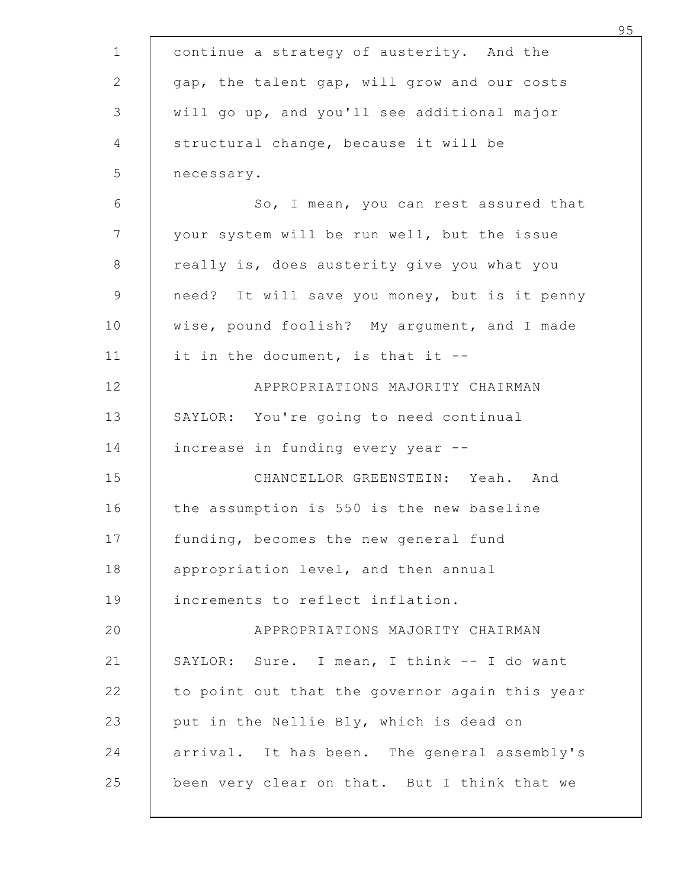continue a strategy of austerity. And the gap, the talent gap, will grow and our costs will go up, and you'll see additional major structural change, because it will be necessary.

So, I mean, you can rest assured that your system will be run well, but the issue really is, does austerity give you what you need? It will save you money, but is it penny wise, pound foolish? My argument, and I made it in the document, is that it --

APPROPRIATIONS MAJORITY CHAIRMAN SAYLOR: You're going to need continual increase in funding every year --

CHANCELLOR GREENSTEIN: Yeah. And the assumption is 550 is the new baseline funding, becomes the new general fund appropriation level, and then annual increments to reflect inflation.

APPROPRIATIONS MAJORITY CHAIRMAN SAYLOR: Sure. I mean, I think -- I do want to point out that the governor again this year put in the Nellie Bly, which is dead on arrival. It has been. The general assembly's been very clear on that. But I think that we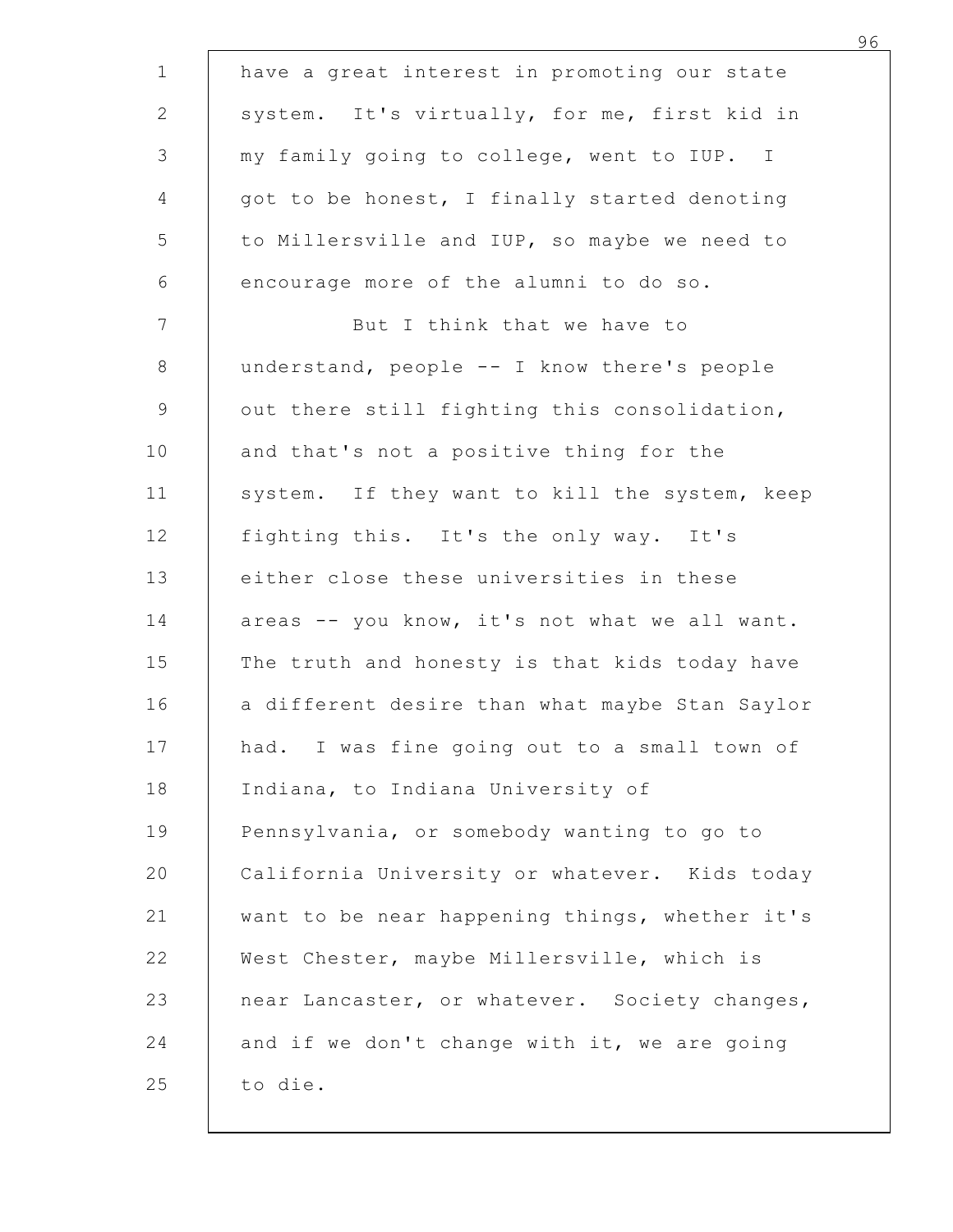have a great interest in promoting our state system. It's virtually, for me, first kid in my family going to college, went to IUP. I got to be honest, I finally started denoting to Millersville and IUP, so maybe we need to encourage more of the alumni to do so.

But I think that we have to understand, people -- I know there's people out there still fighting this consolidation, and that's not a positive thing for the system. If they want to kill the system, keep fighting this. It's the only way. It's either close these universities in these areas -- you know, it's not what we all want. The truth and honesty is that kids today have a different desire than what maybe Stan Saylor had. I was fine going out to a small town of Indiana, to Indiana University of Pennsylvania, or somebody wanting to go to California University or whatever. Kids today want to be near happening things, whether it's West Chester, maybe Millersville, which is near Lancaster, or whatever. Society changes, and if we don't change with it, we are going to die.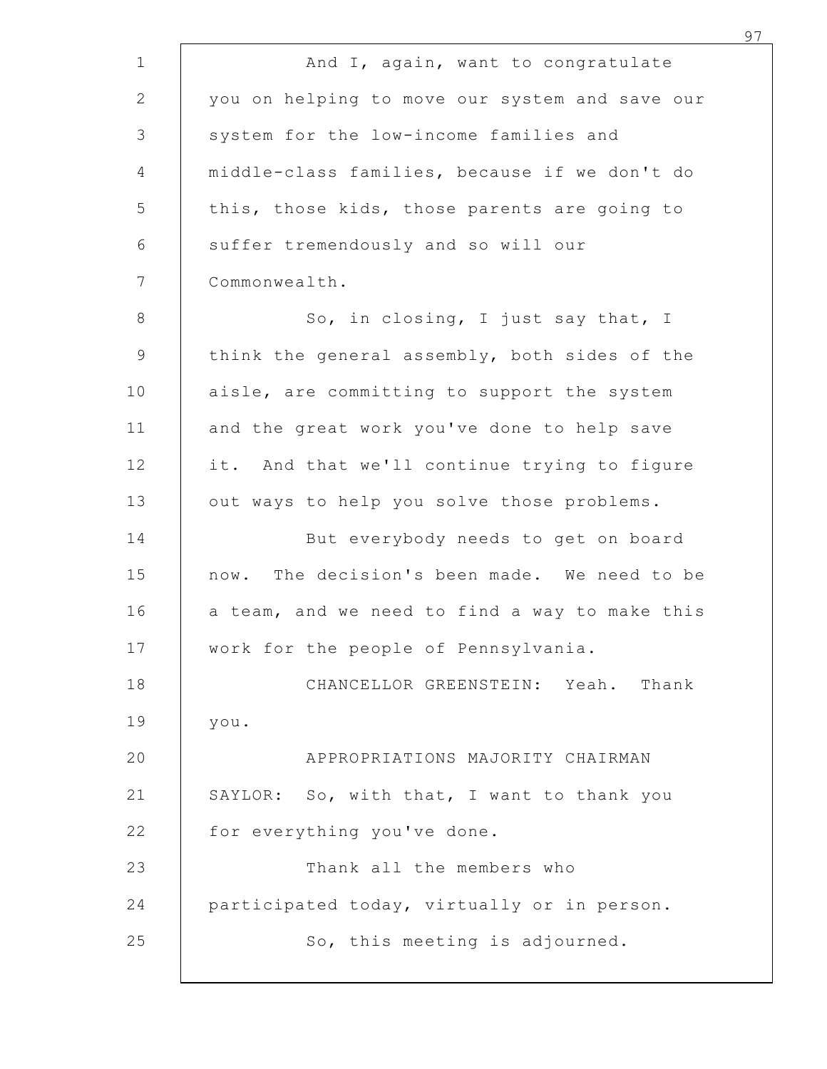And I, again, want to congratulate you on helping to move our system and save our system for the low-income families and middle-class families, because if we don't do this, those kids, those parents are going to suffer tremendously and so will our Commonwealth.

So, in closing, I just say that, I think the general assembly, both sides of the aisle, are committing to support the system and the great work you've done to help save it. And that we'll continue trying to figure out ways to help you solve those problems.

But everybody needs to get on board now. The decision's been made. We need to be a team, and we need to find a way to make this work for the people of Pennsylvania.

CHANCELLOR GREENSTEIN: Yeah. Thank you.

APPROPRIATIONS MAJORITY CHAIRMAN SAYLOR: So, with that, I want to thank you for everything you've done.

Thank all the members who participated today, virtually or in person.

So, this meeting is adjourned.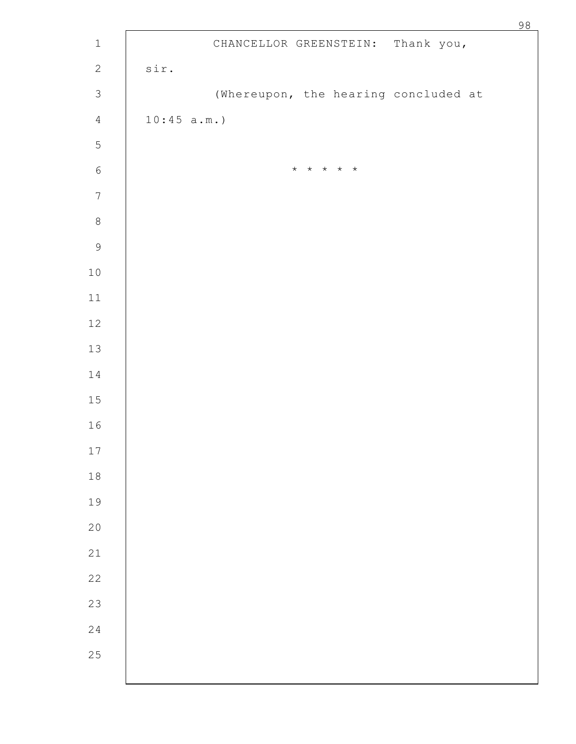CHANCELLOR GREENSTEIN: Thank you, sir.

(Whereupon, the hearing concluded at 10:45 a.m.)

* * * * *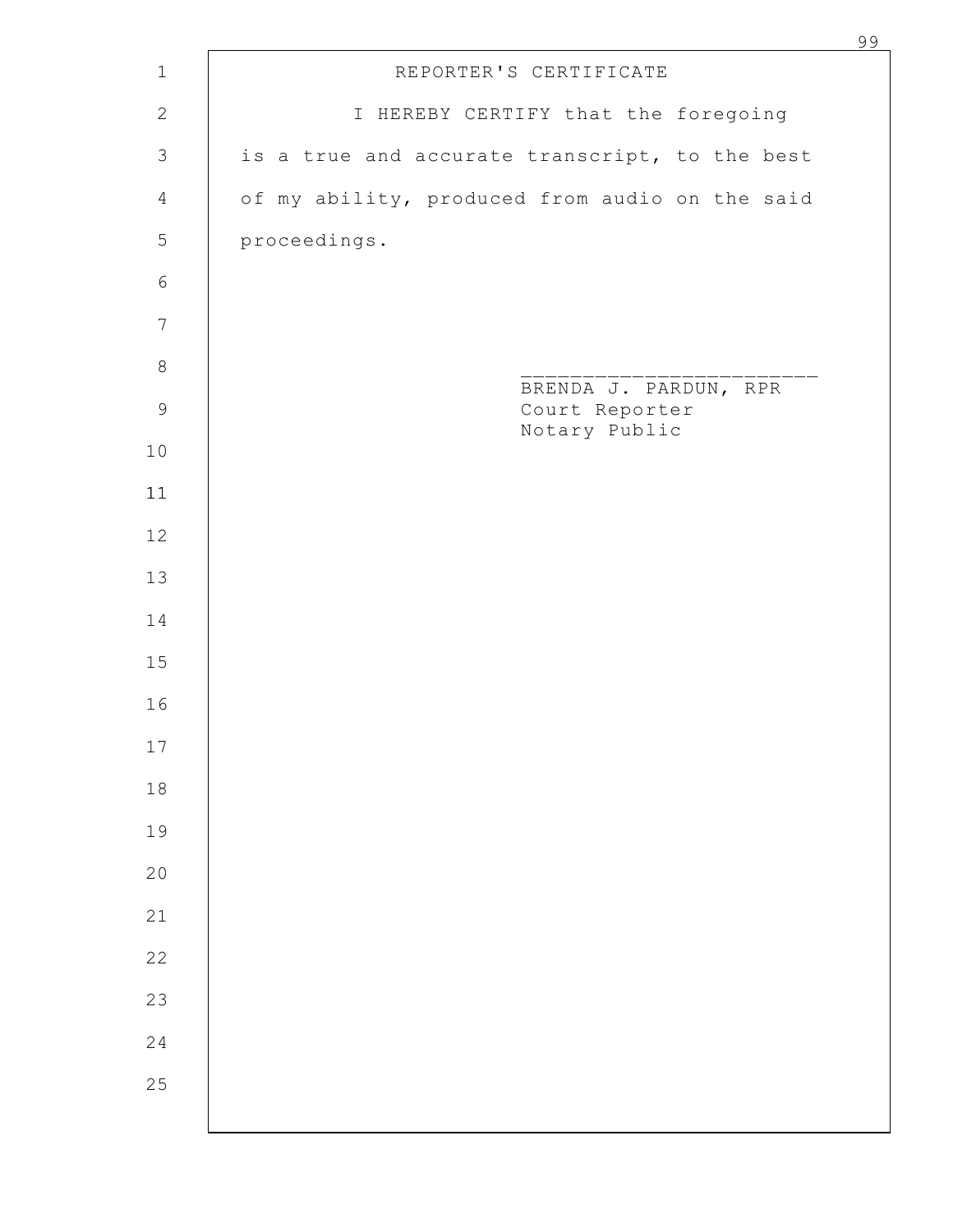# REPORTER'S CERTIFICATE

I HEREBY CERTIFY that the foregoing is a true and accurate transcript, to the best of my ability, produced from audio on the said proceedings.

\_\_\_\_\_\_\_\_\_\_\_\_\_\_\_\_\_\_\_\_\_\_\_\_\_

BRENDA J. PARDUN, RPR
Court Reporter
Notary Public